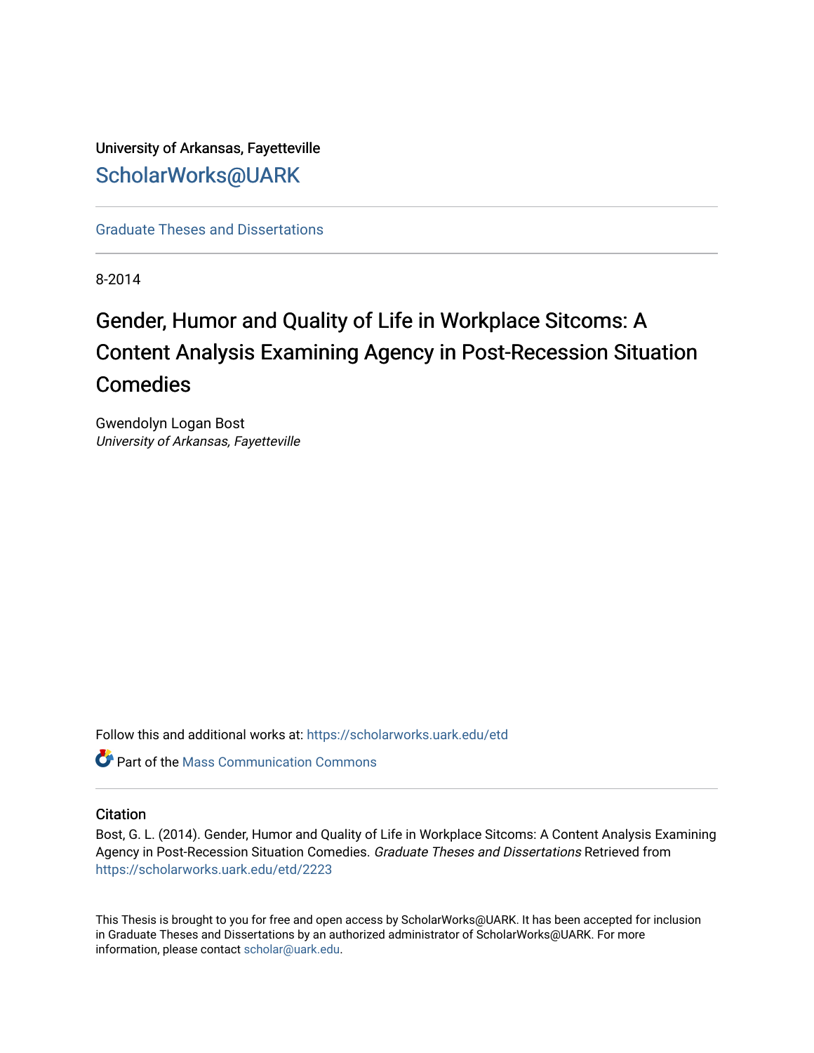University of Arkansas, Fayetteville

[ScholarWorks@UARK](https://scholarworks.uark.edu)

Graduate Theses and Dissertations

8-2014

# Gender, Humor and Quality of Life in Workplace Sitcoms: A Content Analysis Examining Agency in Post-Recession Situation Comedies

Gwendolyn Logan Bost
*University of Arkansas, Fayetteville*

Follow this and additional works at: https://scholarworks.uark.edu/etd

Part of the Mass Communication Commons

## Citation

Bost, G. L. (2014). Gender, Humor and Quality of Life in Workplace Sitcoms: A Content Analysis Examining Agency in Post-Recession Situation Comedies. *Graduate Theses and Dissertations* Retrieved from https://scholarworks.uark.edu/etd/2223

This Thesis is brought to you for free and open access by ScholarWorks@UARK. It has been accepted for inclusion in Graduate Theses and Dissertations by an authorized administrator of ScholarWorks@UARK. For more information, please contact scholar@uark.edu.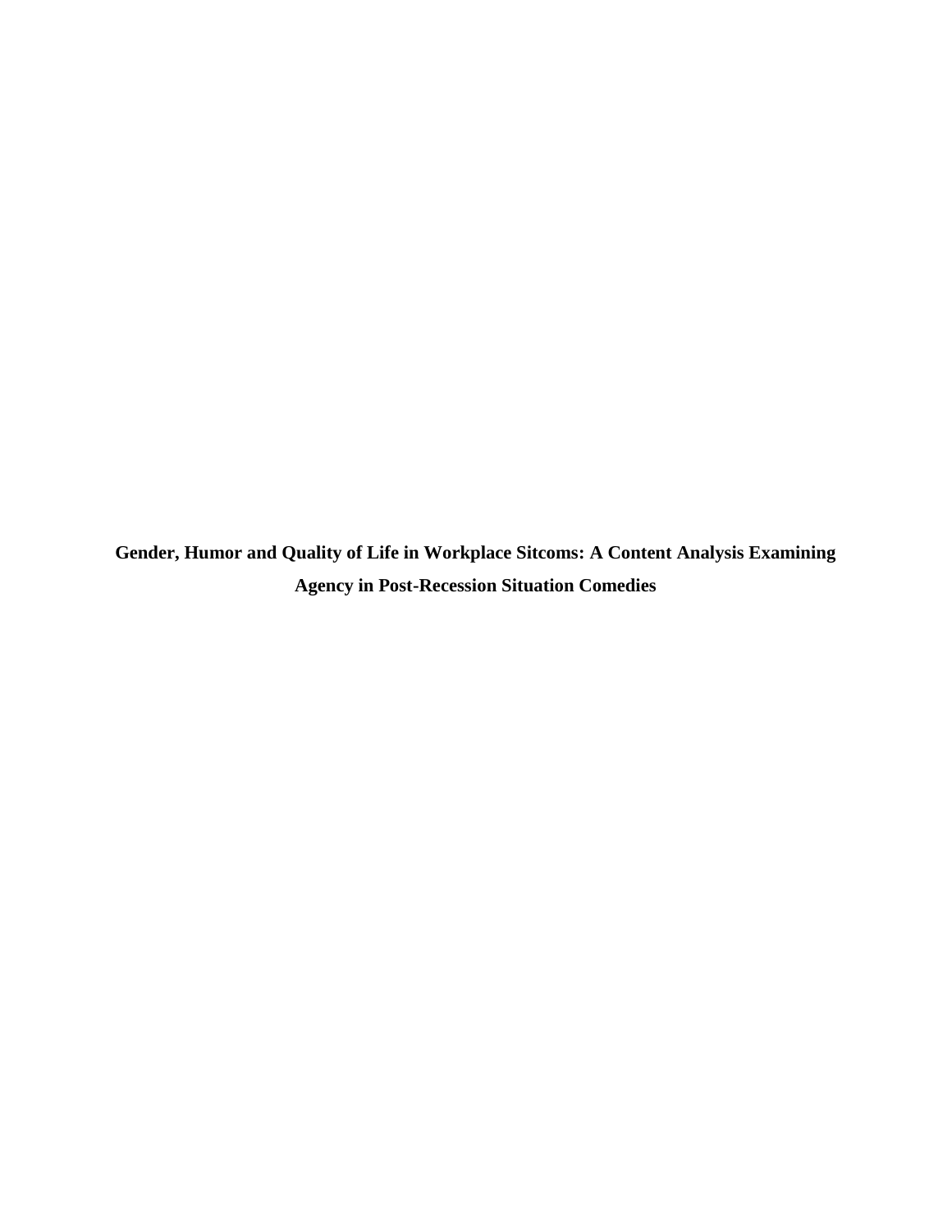**Gender, Humor and Quality of Life in Workplace Sitcoms: A Content Analysis Examining Agency in Post-Recession Situation Comedies**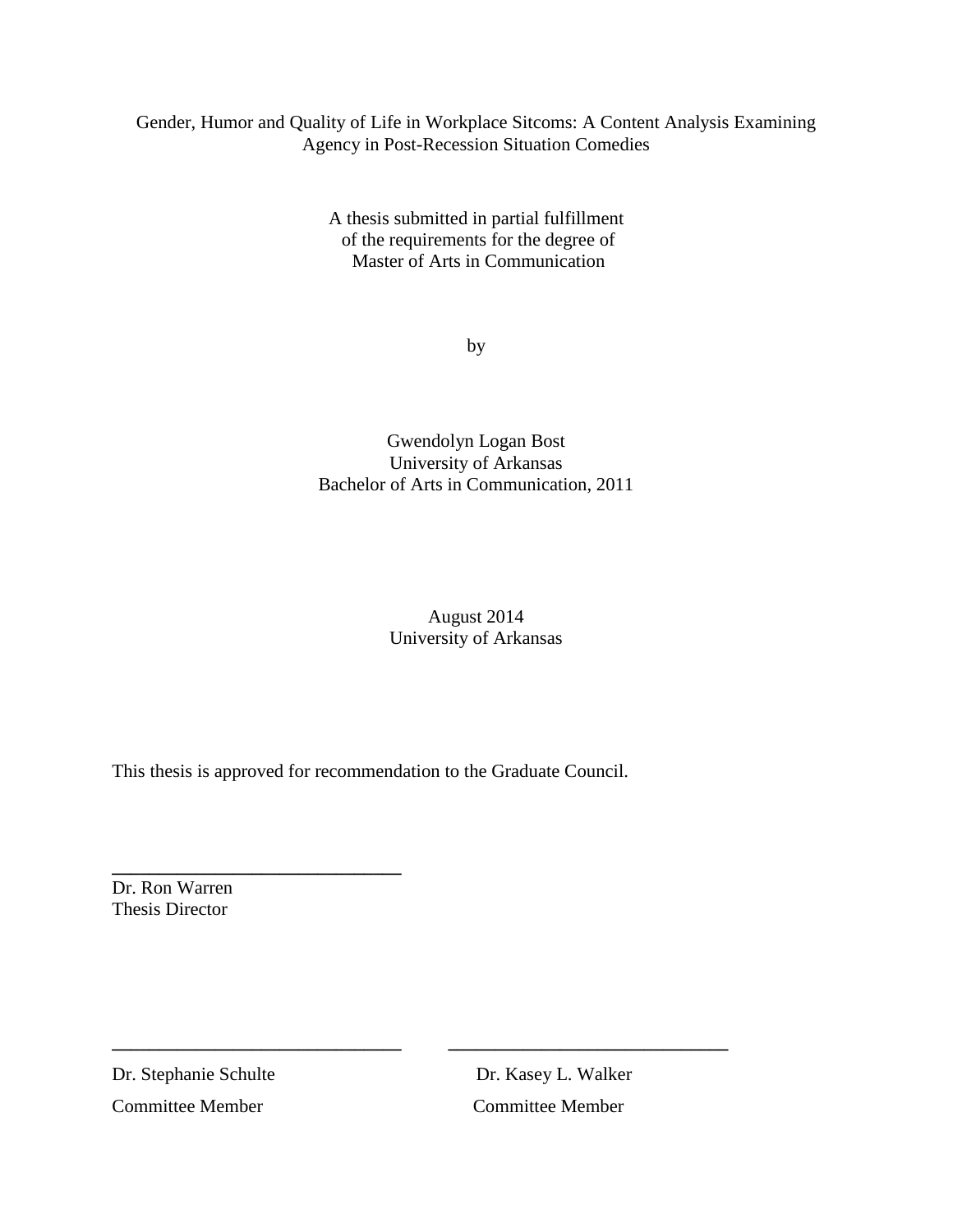Gender, Humor and Quality of Life in Workplace Sitcoms: A Content Analysis Examining Agency in Post-Recession Situation Comedies

A thesis submitted in partial fulfillment
of the requirements for the degree of
Master of Arts in Communication

by

Gwendolyn Logan Bost
University of Arkansas
Bachelor of Arts in Communication, 2011

August 2014
University of Arkansas

This thesis is approved for recommendation to the Graduate Council.

______________________________
Dr. Ron Warren
Thesis Director

______________________________ ______________________________

Dr. Stephanie Schulte Dr. Kasey L. Walker

Committee Member Committee Member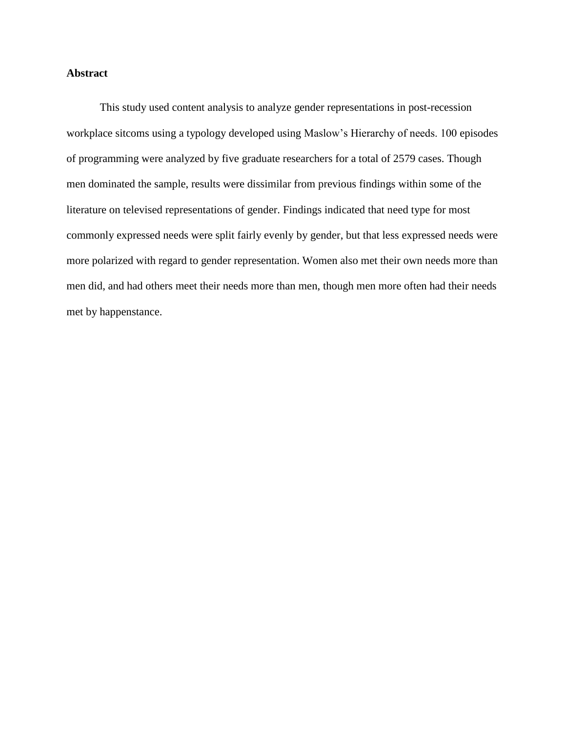## Abstract

This study used content analysis to analyze gender representations in post-recession workplace sitcoms using a typology developed using Maslow's Hierarchy of needs. 100 episodes of programming were analyzed by five graduate researchers for a total of 2579 cases. Though men dominated the sample, results were dissimilar from previous findings within some of the literature on televised representations of gender. Findings indicated that need type for most commonly expressed needs were split fairly evenly by gender, but that less expressed needs were more polarized with regard to gender representation. Women also met their own needs more than men did, and had others meet their needs more than men, though men more often had their needs met by happenstance.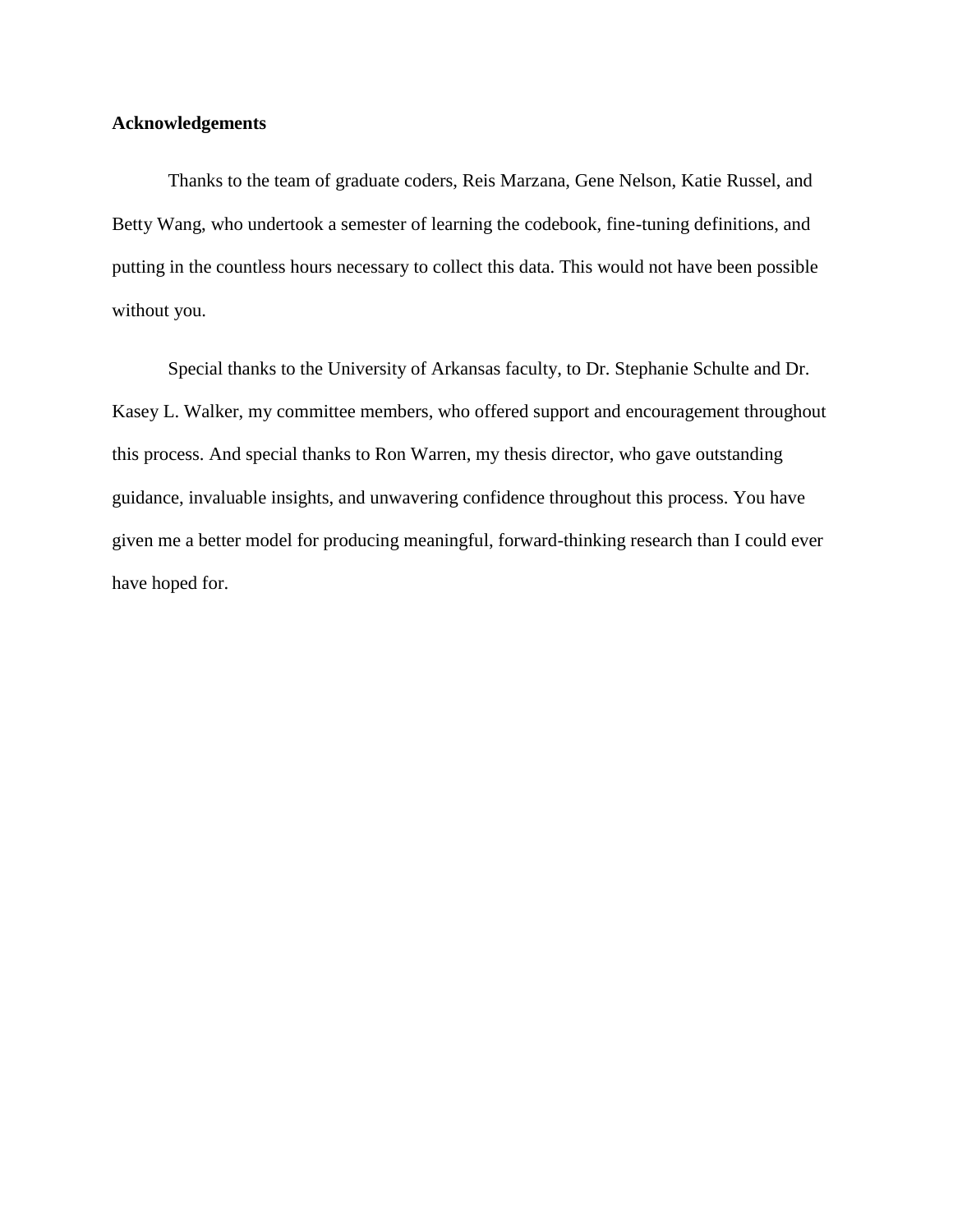**Acknowledgements**

Thanks to the team of graduate coders, Reis Marzana, Gene Nelson, Katie Russel, and Betty Wang, who undertook a semester of learning the codebook, fine-tuning definitions, and putting in the countless hours necessary to collect this data. This would not have been possible without you.

Special thanks to the University of Arkansas faculty, to Dr. Stephanie Schulte and Dr. Kasey L. Walker, my committee members, who offered support and encouragement throughout this process. And special thanks to Ron Warren, my thesis director, who gave outstanding guidance, invaluable insights, and unwavering confidence throughout this process. You have given me a better model for producing meaningful, forward-thinking research than I could ever have hoped for.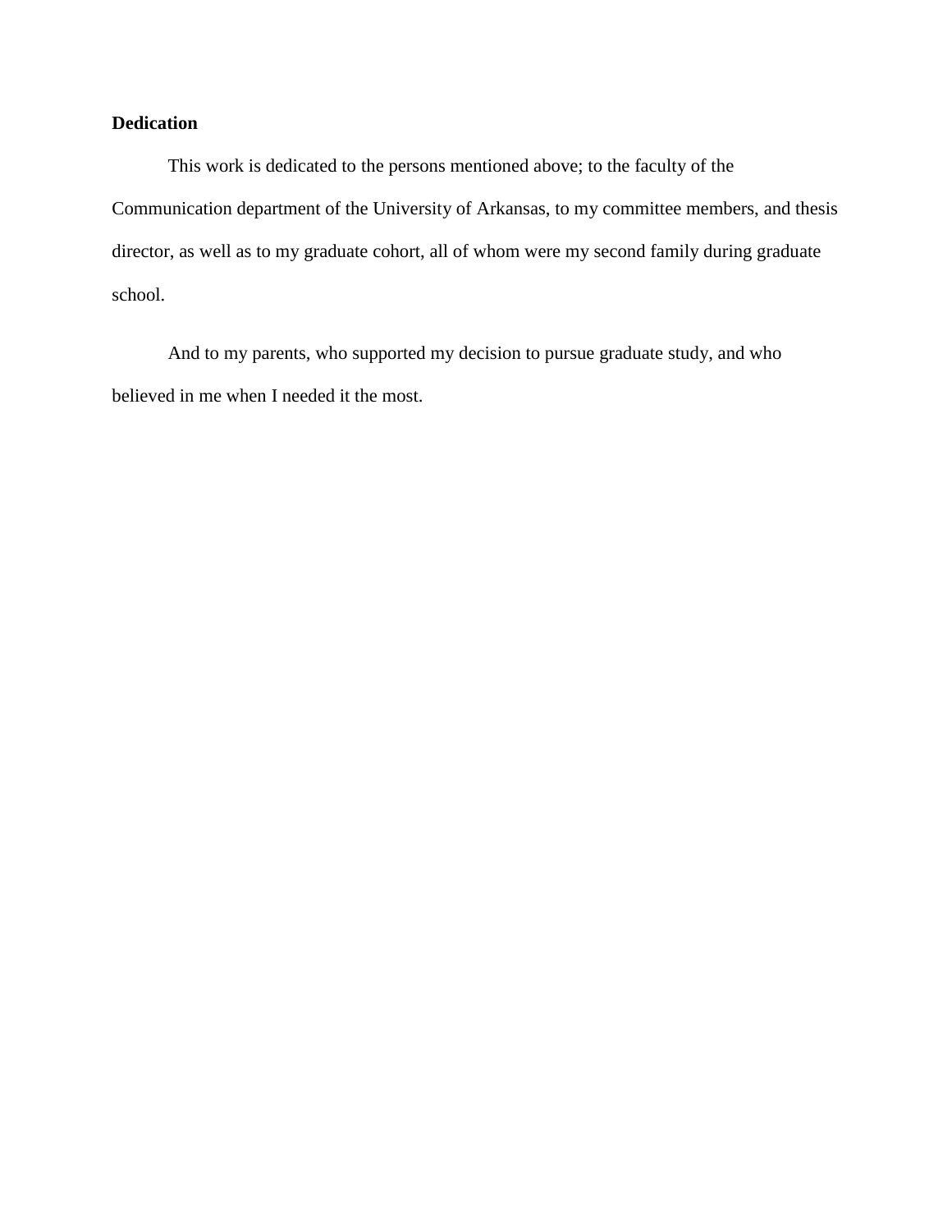**Dedication**

This work is dedicated to the persons mentioned above; to the faculty of the Communication department of the University of Arkansas, to my committee members, and thesis director, as well as to my graduate cohort, all of whom were my second family during graduate school.

And to my parents, who supported my decision to pursue graduate study, and who believed in me when I needed it the most.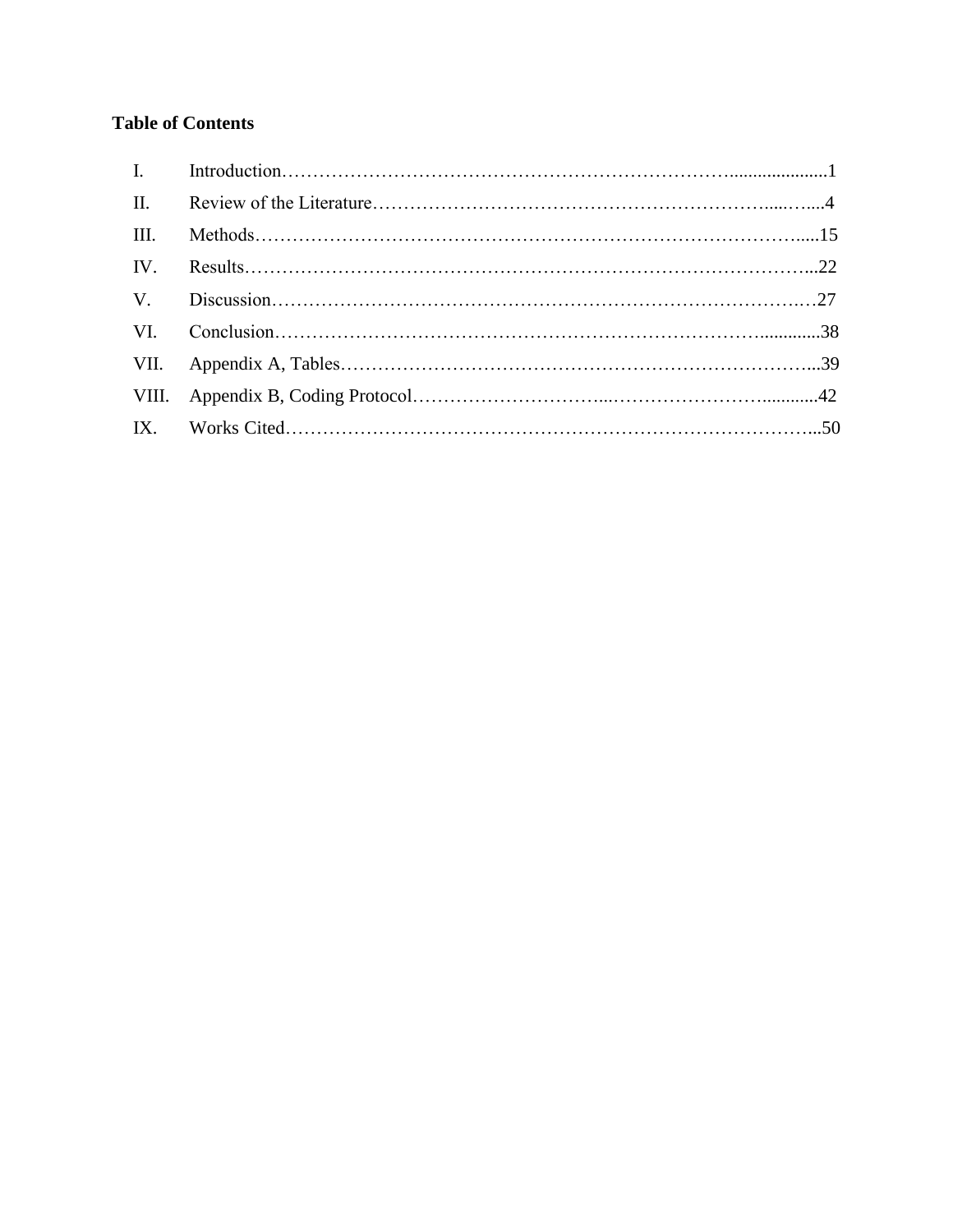**Table of Contents**

I. Introduction……………………………………………………………………......................1

II. Review of the Literature…………………………………………………………....…....4

III. Methods………………………………………………………………………………….....15

IV. Results………………………………………………………………………………….…...22

V. Discussion……………………………………………………………………………….…27

VI. Conclusion…………………………………………………………………….............38

VII. Appendix A, Tables………………………………………………………………….…...39

VIII. Appendix B, Coding Protocol…………………………...……………………............42

IX. Works Cited……………………………………………………………………………...50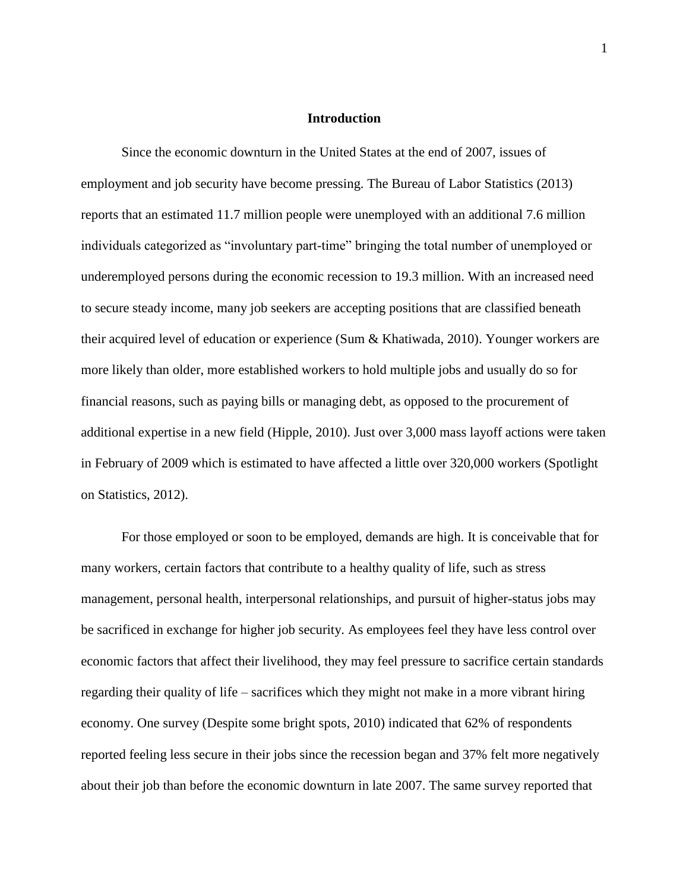## Introduction

Since the economic downturn in the United States at the end of 2007, issues of employment and job security have become pressing. The Bureau of Labor Statistics (2013) reports that an estimated 11.7 million people were unemployed with an additional 7.6 million individuals categorized as "involuntary part-time" bringing the total number of unemployed or underemployed persons during the economic recession to 19.3 million. With an increased need to secure steady income, many job seekers are accepting positions that are classified beneath their acquired level of education or experience (Sum & Khatiwada, 2010). Younger workers are more likely than older, more established workers to hold multiple jobs and usually do so for financial reasons, such as paying bills or managing debt, as opposed to the procurement of additional expertise in a new field (Hipple, 2010). Just over 3,000 mass layoff actions were taken in February of 2009 which is estimated to have affected a little over 320,000 workers (Spotlight on Statistics, 2012).

For those employed or soon to be employed, demands are high. It is conceivable that for many workers, certain factors that contribute to a healthy quality of life, such as stress management, personal health, interpersonal relationships, and pursuit of higher-status jobs may be sacrificed in exchange for higher job security. As employees feel they have less control over economic factors that affect their livelihood, they may feel pressure to sacrifice certain standards regarding their quality of life – sacrifices which they might not make in a more vibrant hiring economy. One survey (Despite some bright spots, 2010) indicated that 62% of respondents reported feeling less secure in their jobs since the recession began and 37% felt more negatively about their job than before the economic downturn in late 2007. The same survey reported that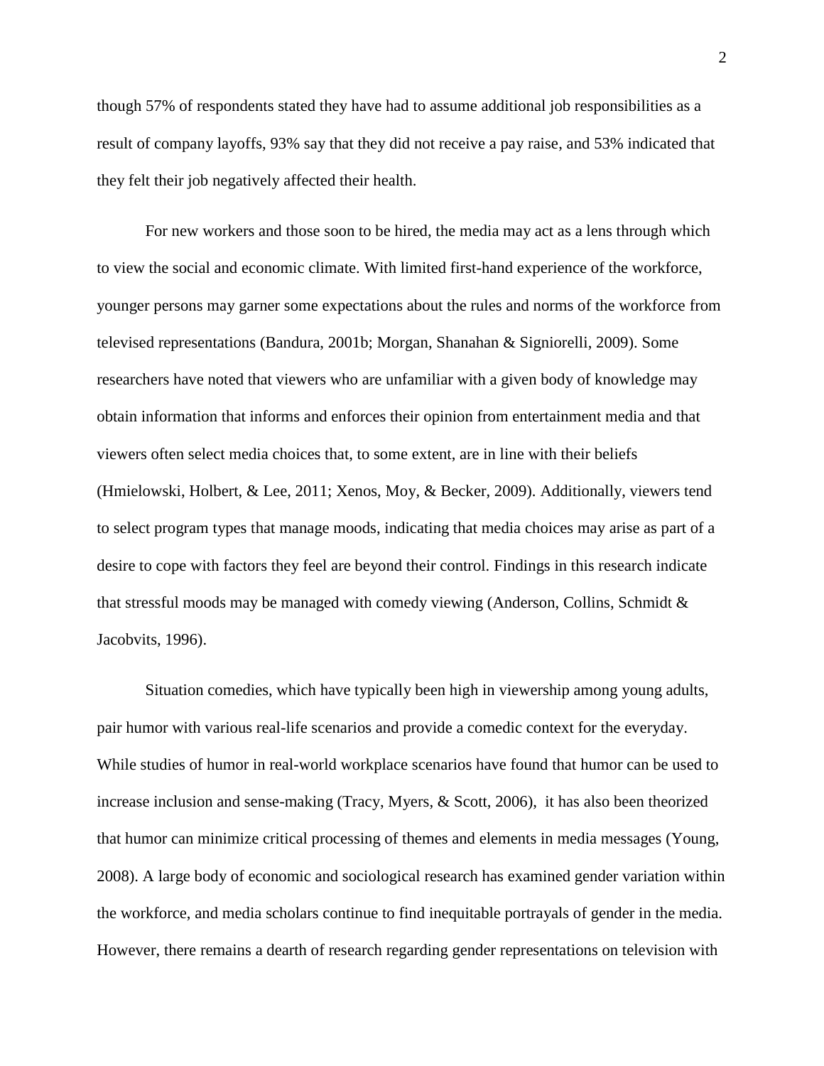though 57% of respondents stated they have had to assume additional job responsibilities as a result of company layoffs, 93% say that they did not receive a pay raise, and 53% indicated that they felt their job negatively affected their health.

For new workers and those soon to be hired, the media may act as a lens through which to view the social and economic climate. With limited first-hand experience of the workforce, younger persons may garner some expectations about the rules and norms of the workforce from televised representations (Bandura, 2001b; Morgan, Shanahan & Signiorelli, 2009). Some researchers have noted that viewers who are unfamiliar with a given body of knowledge may obtain information that informs and enforces their opinion from entertainment media and that viewers often select media choices that, to some extent, are in line with their beliefs (Hmielowski, Holbert, & Lee, 2011; Xenos, Moy, & Becker, 2009). Additionally, viewers tend to select program types that manage moods, indicating that media choices may arise as part of a desire to cope with factors they feel are beyond their control. Findings in this research indicate that stressful moods may be managed with comedy viewing (Anderson, Collins, Schmidt & Jacobvits, 1996).

Situation comedies, which have typically been high in viewership among young adults, pair humor with various real-life scenarios and provide a comedic context for the everyday. While studies of humor in real-world workplace scenarios have found that humor can be used to increase inclusion and sense-making (Tracy, Myers, & Scott, 2006), it has also been theorized that humor can minimize critical processing of themes and elements in media messages (Young, 2008). A large body of economic and sociological research has examined gender variation within the workforce, and media scholars continue to find inequitable portrayals of gender in the media. However, there remains a dearth of research regarding gender representations on television with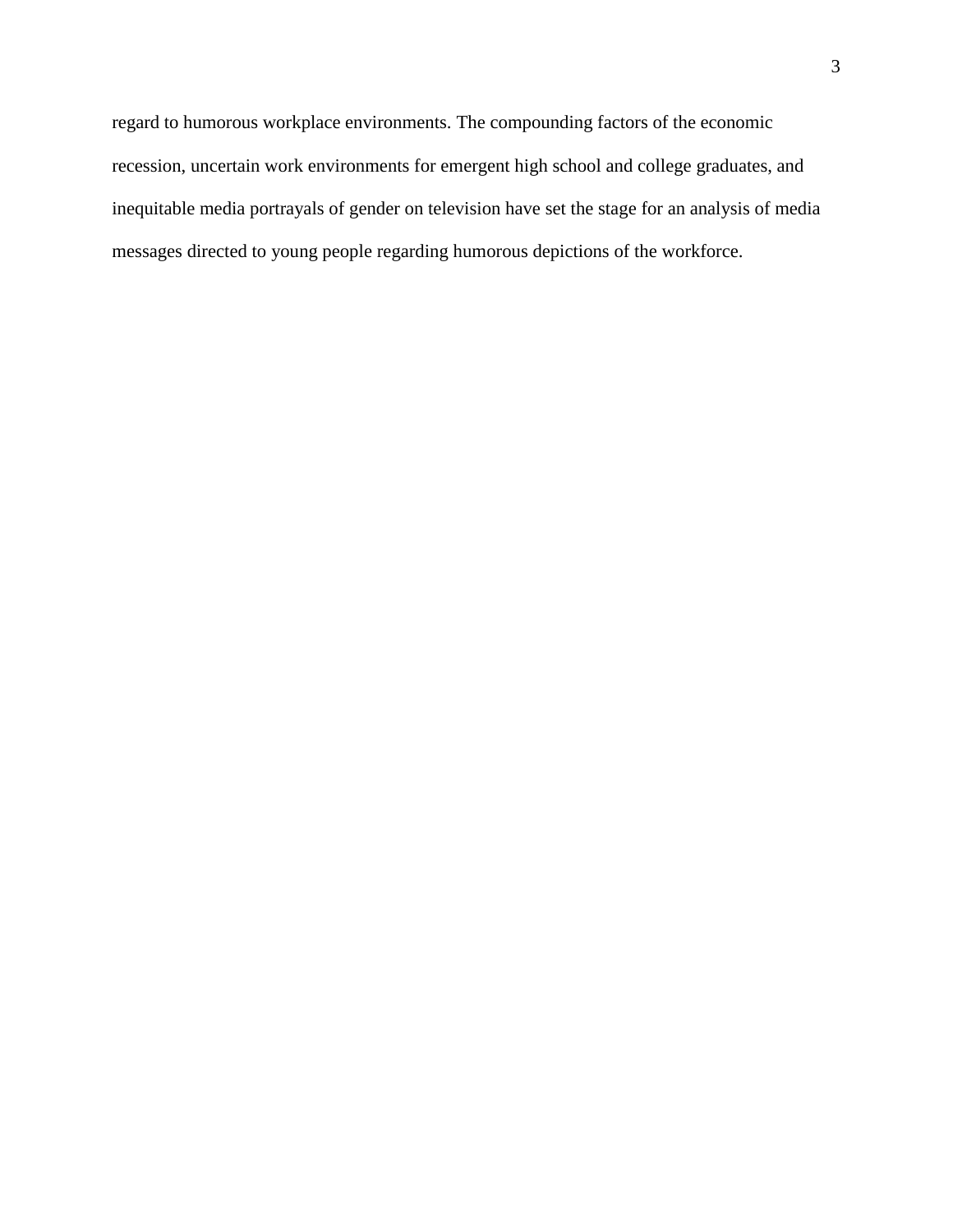regard to humorous workplace environments. The compounding factors of the economic recession, uncertain work environments for emergent high school and college graduates, and inequitable media portrayals of gender on television have set the stage for an analysis of media messages directed to young people regarding humorous depictions of the workforce.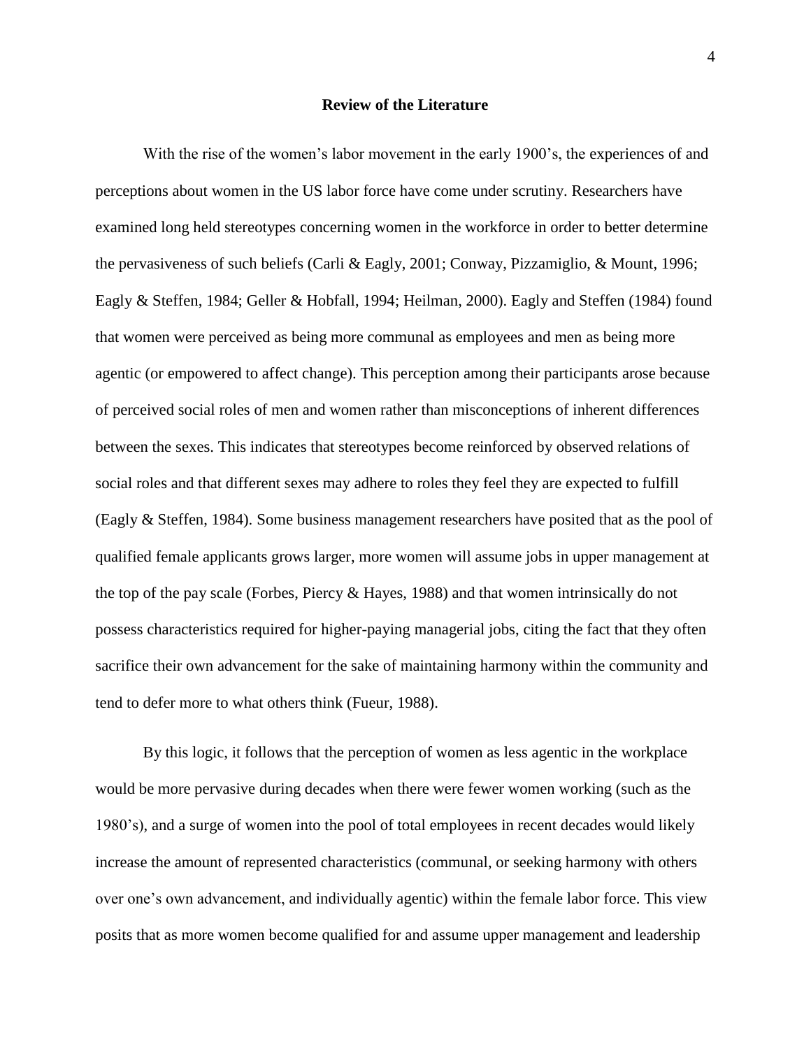## Review of the Literature

With the rise of the women's labor movement in the early 1900's, the experiences of and perceptions about women in the US labor force have come under scrutiny. Researchers have examined long held stereotypes concerning women in the workforce in order to better determine the pervasiveness of such beliefs (Carli & Eagly, 2001; Conway, Pizzamiglio, & Mount, 1996; Eagly & Steffen, 1984; Geller & Hobfall, 1994; Heilman, 2000). Eagly and Steffen (1984) found that women were perceived as being more communal as employees and men as being more agentic (or empowered to affect change). This perception among their participants arose because of perceived social roles of men and women rather than misconceptions of inherent differences between the sexes. This indicates that stereotypes become reinforced by observed relations of social roles and that different sexes may adhere to roles they feel they are expected to fulfill (Eagly & Steffen, 1984). Some business management researchers have posited that as the pool of qualified female applicants grows larger, more women will assume jobs in upper management at the top of the pay scale (Forbes, Piercy & Hayes, 1988) and that women intrinsically do not possess characteristics required for higher-paying managerial jobs, citing the fact that they often sacrifice their own advancement for the sake of maintaining harmony within the community and tend to defer more to what others think (Fueur, 1988).

By this logic, it follows that the perception of women as less agentic in the workplace would be more pervasive during decades when there were fewer women working (such as the 1980's), and a surge of women into the pool of total employees in recent decades would likely increase the amount of represented characteristics (communal, or seeking harmony with others over one's own advancement, and individually agentic) within the female labor force. This view posits that as more women become qualified for and assume upper management and leadership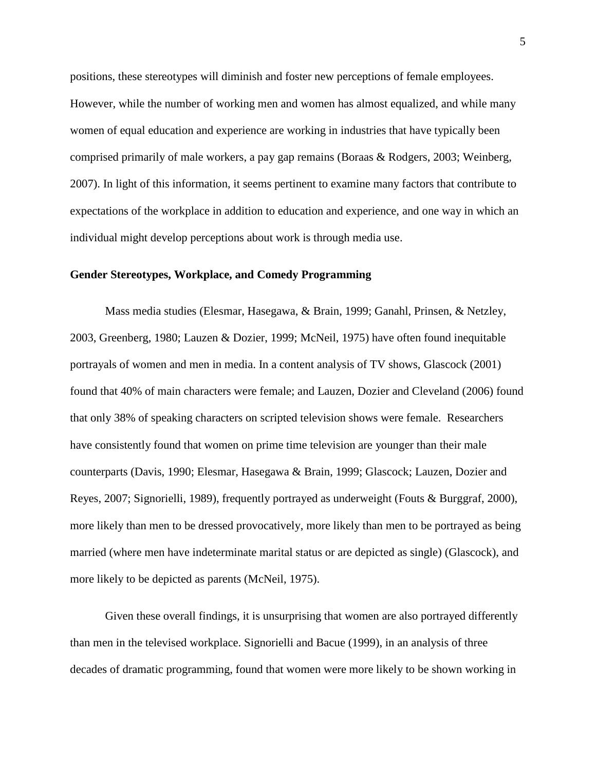positions, these stereotypes will diminish and foster new perceptions of female employees. However, while the number of working men and women has almost equalized, and while many women of equal education and experience are working in industries that have typically been comprised primarily of male workers, a pay gap remains (Boraas & Rodgers, 2003; Weinberg, 2007). In light of this information, it seems pertinent to examine many factors that contribute to expectations of the workplace in addition to education and experience, and one way in which an individual might develop perceptions about work is through media use.

**Gender Stereotypes, Workplace, and Comedy Programming**

Mass media studies (Elesmar, Hasegawa, & Brain, 1999; Ganahl, Prinsen, & Netzley, 2003, Greenberg, 1980; Lauzen & Dozier, 1999; McNeil, 1975) have often found inequitable portrayals of women and men in media. In a content analysis of TV shows, Glascock (2001) found that 40% of main characters were female; and Lauzen, Dozier and Cleveland (2006) found that only 38% of speaking characters on scripted television shows were female. Researchers have consistently found that women on prime time television are younger than their male counterparts (Davis, 1990; Elesmar, Hasegawa & Brain, 1999; Glascock; Lauzen, Dozier and Reyes, 2007; Signorielli, 1989), frequently portrayed as underweight (Fouts & Burggraf, 2000), more likely than men to be dressed provocatively, more likely than men to be portrayed as being married (where men have indeterminate marital status or are depicted as single) (Glascock), and more likely to be depicted as parents (McNeil, 1975).

Given these overall findings, it is unsurprising that women are also portrayed differently than men in the televised workplace. Signorielli and Bacue (1999), in an analysis of three decades of dramatic programming, found that women were more likely to be shown working in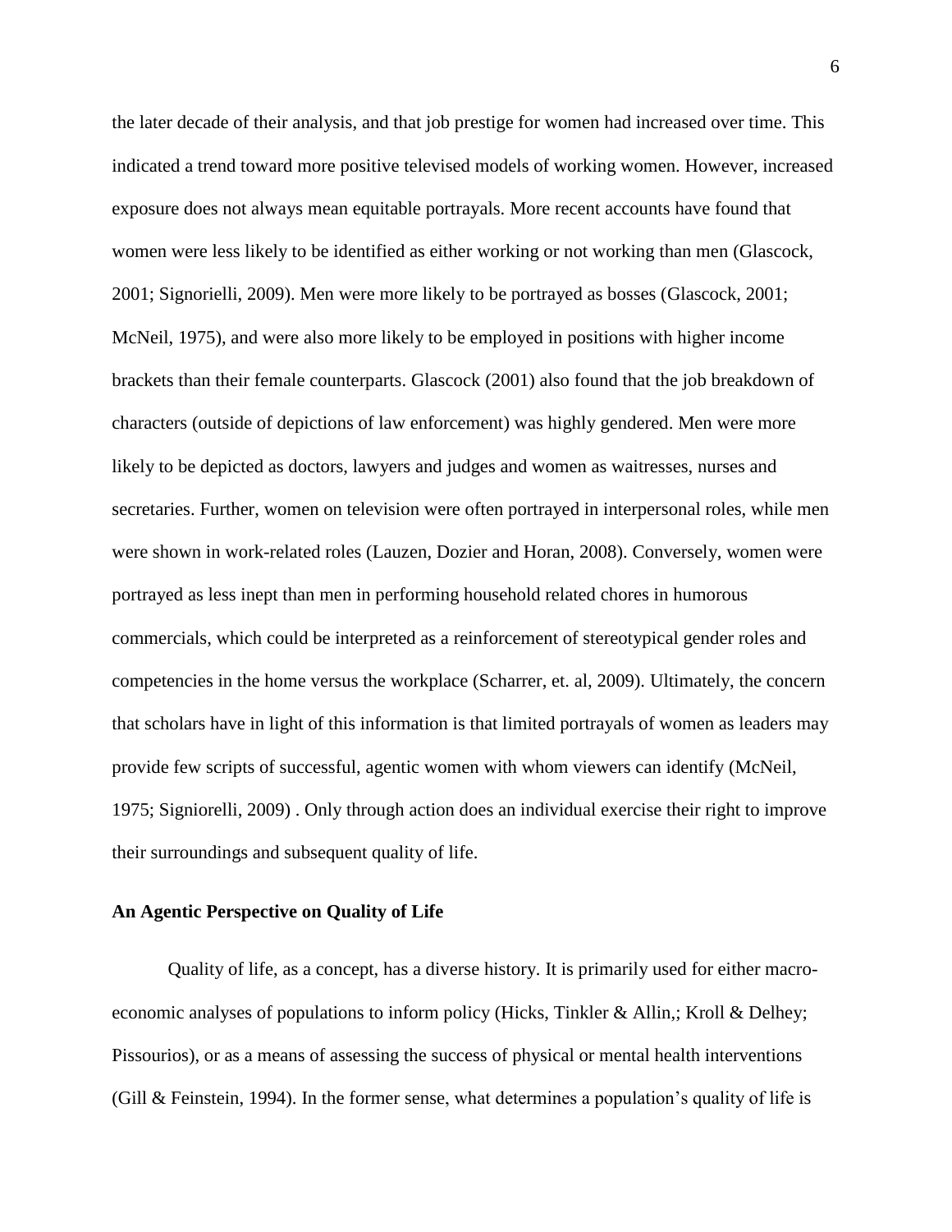the later decade of their analysis, and that job prestige for women had increased over time. This indicated a trend toward more positive televised models of working women. However, increased exposure does not always mean equitable portrayals. More recent accounts have found that women were less likely to be identified as either working or not working than men (Glascock, 2001; Signorielli, 2009). Men were more likely to be portrayed as bosses (Glascock, 2001; McNeil, 1975), and were also more likely to be employed in positions with higher income brackets than their female counterparts. Glascock (2001) also found that the job breakdown of characters (outside of depictions of law enforcement) was highly gendered. Men were more likely to be depicted as doctors, lawyers and judges and women as waitresses, nurses and secretaries. Further, women on television were often portrayed in interpersonal roles, while men were shown in work-related roles (Lauzen, Dozier and Horan, 2008). Conversely, women were portrayed as less inept than men in performing household related chores in humorous commercials, which could be interpreted as a reinforcement of stereotypical gender roles and competencies in the home versus the workplace (Scharrer, et. al, 2009). Ultimately, the concern that scholars have in light of this information is that limited portrayals of women as leaders may provide few scripts of successful, agentic women with whom viewers can identify (McNeil, 1975; Signiorelli, 2009) . Only through action does an individual exercise their right to improve their surroundings and subsequent quality of life.

**An Agentic Perspective on Quality of Life**

Quality of life, as a concept, has a diverse history. It is primarily used for either macro-economic analyses of populations to inform policy (Hicks, Tinkler & Allin,; Kroll & Delhey; Pissourios), or as a means of assessing the success of physical or mental health interventions (Gill & Feinstein, 1994). In the former sense, what determines a population's quality of life is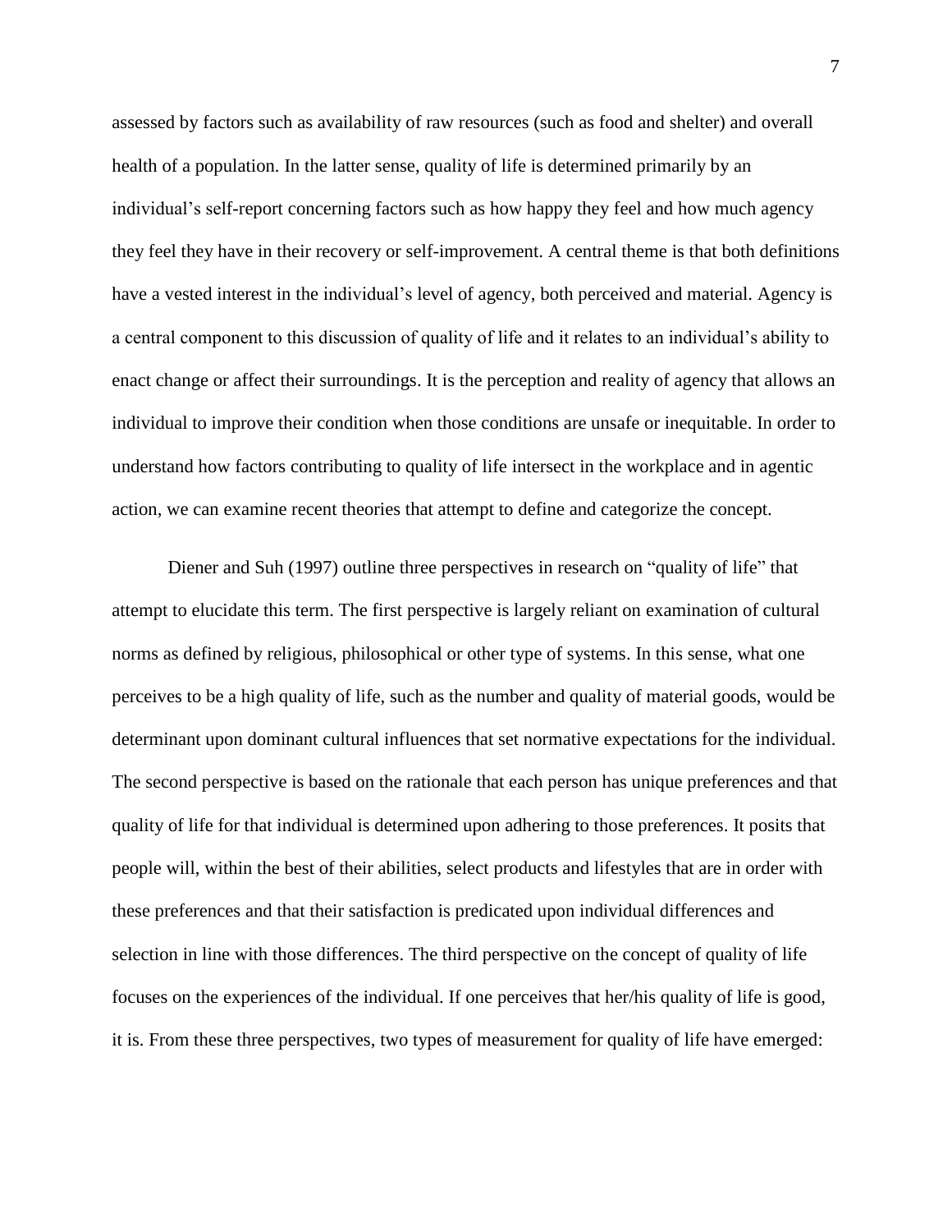assessed by factors such as availability of raw resources (such as food and shelter) and overall health of a population. In the latter sense, quality of life is determined primarily by an individual's self-report concerning factors such as how happy they feel and how much agency they feel they have in their recovery or self-improvement. A central theme is that both definitions have a vested interest in the individual's level of agency, both perceived and material. Agency is a central component to this discussion of quality of life and it relates to an individual's ability to enact change or affect their surroundings. It is the perception and reality of agency that allows an individual to improve their condition when those conditions are unsafe or inequitable. In order to understand how factors contributing to quality of life intersect in the workplace and in agentic action, we can examine recent theories that attempt to define and categorize the concept.

Diener and Suh (1997) outline three perspectives in research on "quality of life" that attempt to elucidate this term. The first perspective is largely reliant on examination of cultural norms as defined by religious, philosophical or other type of systems. In this sense, what one perceives to be a high quality of life, such as the number and quality of material goods, would be determinant upon dominant cultural influences that set normative expectations for the individual. The second perspective is based on the rationale that each person has unique preferences and that quality of life for that individual is determined upon adhering to those preferences. It posits that people will, within the best of their abilities, select products and lifestyles that are in order with these preferences and that their satisfaction is predicated upon individual differences and selection in line with those differences. The third perspective on the concept of quality of life focuses on the experiences of the individual. If one perceives that her/his quality of life is good, it is. From these three perspectives, two types of measurement for quality of life have emerged: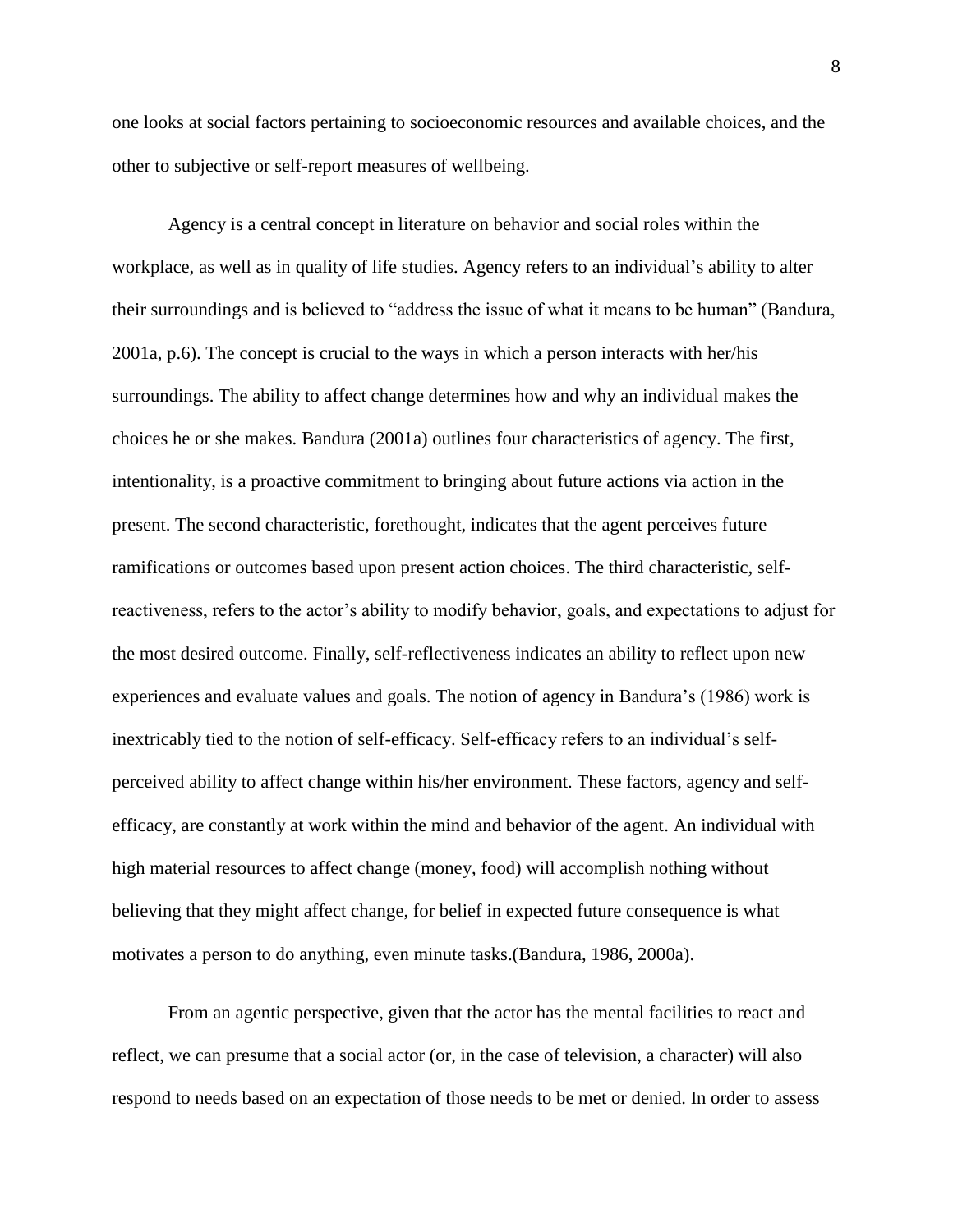one looks at social factors pertaining to socioeconomic resources and available choices, and the other to subjective or self-report measures of wellbeing.

Agency is a central concept in literature on behavior and social roles within the workplace, as well as in quality of life studies. Agency refers to an individual's ability to alter their surroundings and is believed to "address the issue of what it means to be human" (Bandura, 2001a, p.6). The concept is crucial to the ways in which a person interacts with her/his surroundings. The ability to affect change determines how and why an individual makes the choices he or she makes. Bandura (2001a) outlines four characteristics of agency. The first, intentionality, is a proactive commitment to bringing about future actions via action in the present. The second characteristic, forethought, indicates that the agent perceives future ramifications or outcomes based upon present action choices. The third characteristic, self-reactiveness, refers to the actor's ability to modify behavior, goals, and expectations to adjust for the most desired outcome. Finally, self-reflectiveness indicates an ability to reflect upon new experiences and evaluate values and goals. The notion of agency in Bandura's (1986) work is inextricably tied to the notion of self-efficacy. Self-efficacy refers to an individual's self-perceived ability to affect change within his/her environment. These factors, agency and self-efficacy, are constantly at work within the mind and behavior of the agent. An individual with high material resources to affect change (money, food) will accomplish nothing without believing that they might affect change, for belief in expected future consequence is what motivates a person to do anything, even minute tasks.(Bandura, 1986, 2000a).

From an agentic perspective, given that the actor has the mental facilities to react and reflect, we can presume that a social actor (or, in the case of television, a character) will also respond to needs based on an expectation of those needs to be met or denied. In order to assess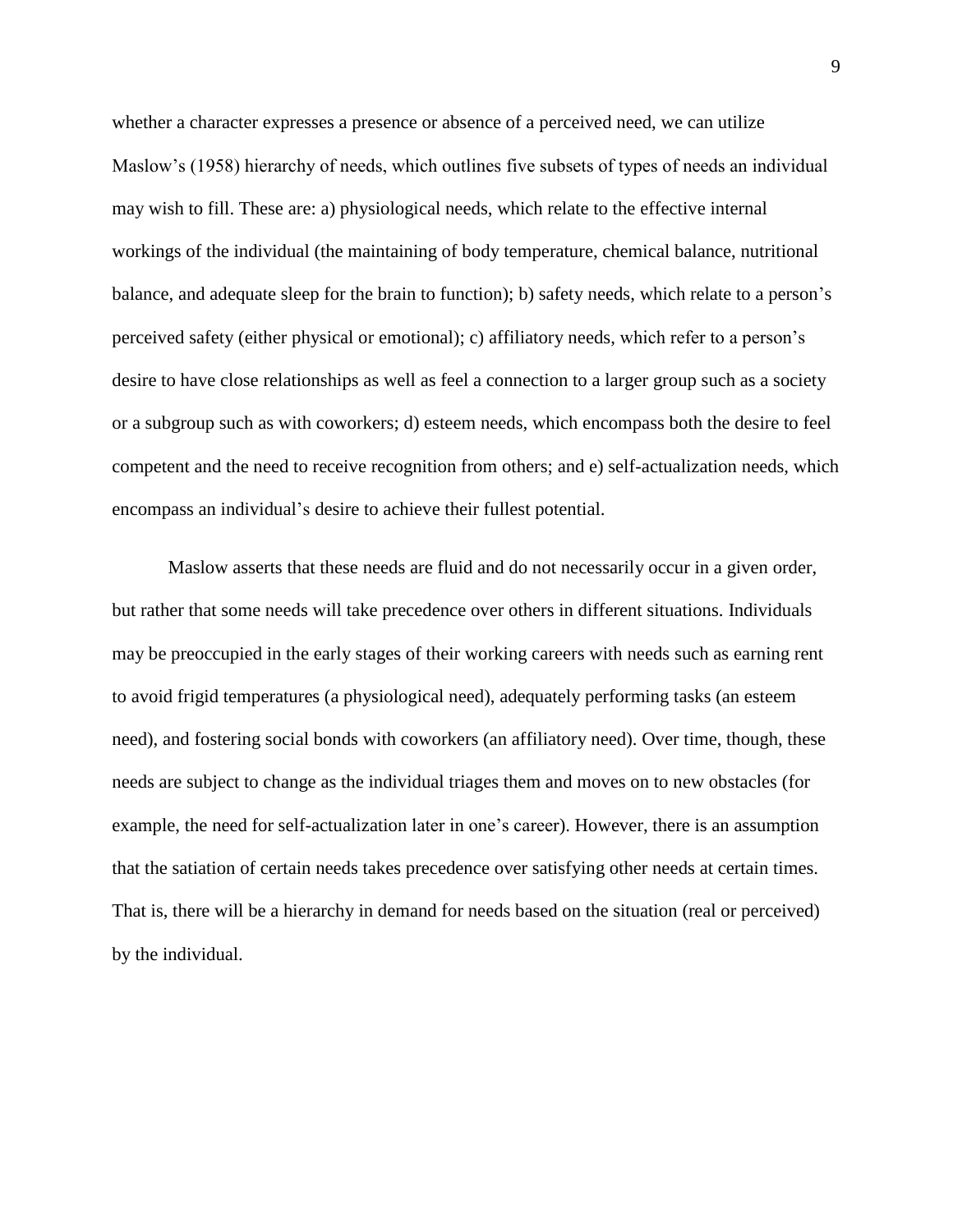whether a character expresses a presence or absence of a perceived need, we can utilize Maslow's (1958) hierarchy of needs, which outlines five subsets of types of needs an individual may wish to fill. These are: a) physiological needs, which relate to the effective internal workings of the individual (the maintaining of body temperature, chemical balance, nutritional balance, and adequate sleep for the brain to function); b) safety needs, which relate to a person's perceived safety (either physical or emotional); c) affiliatory needs, which refer to a person's desire to have close relationships as well as feel a connection to a larger group such as a society or a subgroup such as with coworkers; d) esteem needs, which encompass both the desire to feel competent and the need to receive recognition from others; and e) self-actualization needs, which encompass an individual's desire to achieve their fullest potential.

Maslow asserts that these needs are fluid and do not necessarily occur in a given order, but rather that some needs will take precedence over others in different situations. Individuals may be preoccupied in the early stages of their working careers with needs such as earning rent to avoid frigid temperatures (a physiological need), adequately performing tasks (an esteem need), and fostering social bonds with coworkers (an affiliatory need). Over time, though, these needs are subject to change as the individual triages them and moves on to new obstacles (for example, the need for self-actualization later in one's career). However, there is an assumption that the satiation of certain needs takes precedence over satisfying other needs at certain times. That is, there will be a hierarchy in demand for needs based on the situation (real or perceived) by the individual.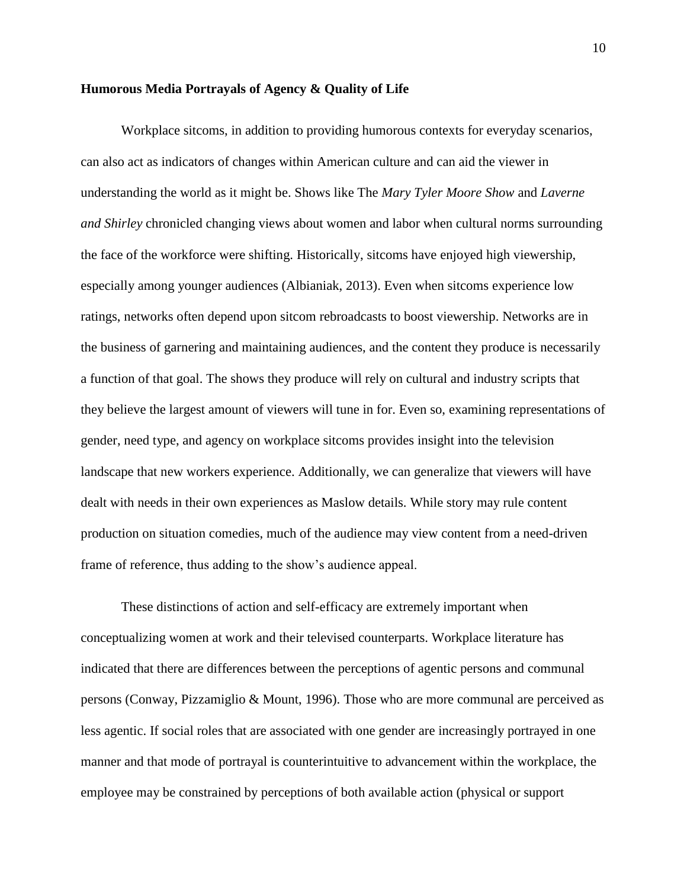**Humorous Media Portrayals of Agency & Quality of Life**

Workplace sitcoms, in addition to providing humorous contexts for everyday scenarios, can also act as indicators of changes within American culture and can aid the viewer in understanding the world as it might be. Shows like The *Mary Tyler Moore Show* and *Laverne and Shirley* chronicled changing views about women and labor when cultural norms surrounding the face of the workforce were shifting. Historically, sitcoms have enjoyed high viewership, especially among younger audiences (Albianiak, 2013). Even when sitcoms experience low ratings, networks often depend upon sitcom rebroadcasts to boost viewership. Networks are in the business of garnering and maintaining audiences, and the content they produce is necessarily a function of that goal. The shows they produce will rely on cultural and industry scripts that they believe the largest amount of viewers will tune in for. Even so, examining representations of gender, need type, and agency on workplace sitcoms provides insight into the television landscape that new workers experience. Additionally, we can generalize that viewers will have dealt with needs in their own experiences as Maslow details. While story may rule content production on situation comedies, much of the audience may view content from a need-driven frame of reference, thus adding to the show's audience appeal.

These distinctions of action and self-efficacy are extremely important when conceptualizing women at work and their televised counterparts. Workplace literature has indicated that there are differences between the perceptions of agentic persons and communal persons (Conway, Pizzamiglio & Mount, 1996). Those who are more communal are perceived as less agentic. If social roles that are associated with one gender are increasingly portrayed in one manner and that mode of portrayal is counterintuitive to advancement within the workplace, the employee may be constrained by perceptions of both available action (physical or support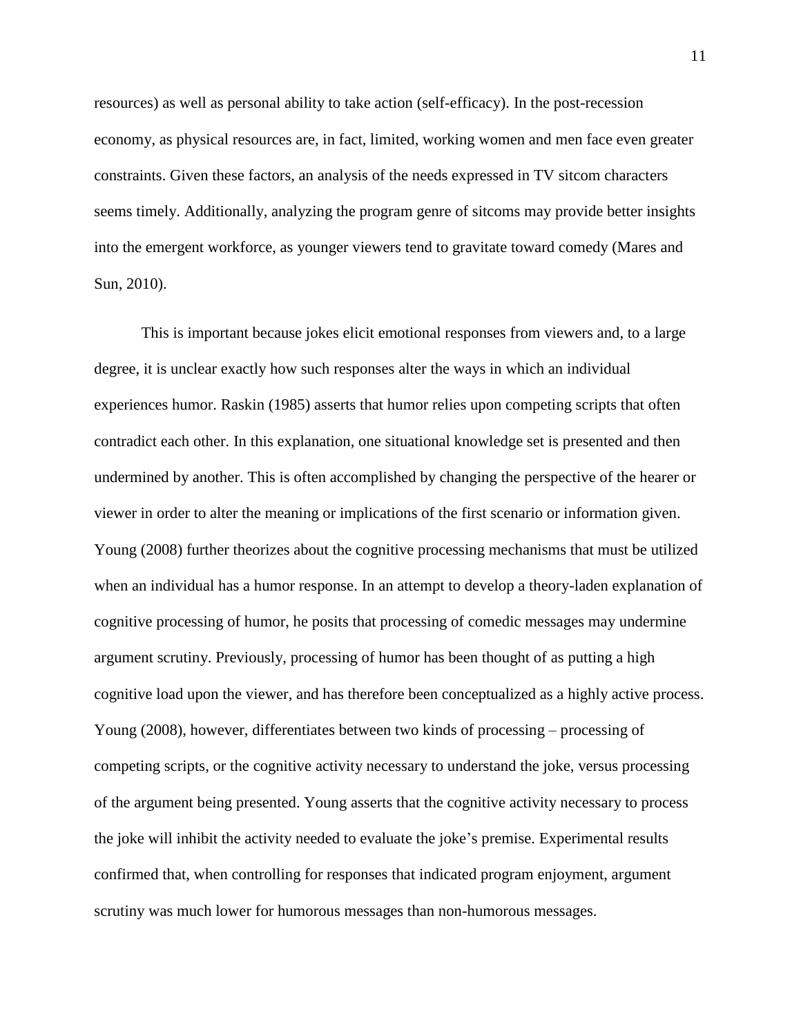resources) as well as personal ability to take action (self-efficacy). In the post-recession economy, as physical resources are, in fact, limited, working women and men face even greater constraints. Given these factors, an analysis of the needs expressed in TV sitcom characters seems timely. Additionally, analyzing the program genre of sitcoms may provide better insights into the emergent workforce, as younger viewers tend to gravitate toward comedy (Mares and Sun, 2010).

This is important because jokes elicit emotional responses from viewers and, to a large degree, it is unclear exactly how such responses alter the ways in which an individual experiences humor. Raskin (1985) asserts that humor relies upon competing scripts that often contradict each other. In this explanation, one situational knowledge set is presented and then undermined by another. This is often accomplished by changing the perspective of the hearer or viewer in order to alter the meaning or implications of the first scenario or information given. Young (2008) further theorizes about the cognitive processing mechanisms that must be utilized when an individual has a humor response. In an attempt to develop a theory-laden explanation of cognitive processing of humor, he posits that processing of comedic messages may undermine argument scrutiny. Previously, processing of humor has been thought of as putting a high cognitive load upon the viewer, and has therefore been conceptualized as a highly active process. Young (2008), however, differentiates between two kinds of processing – processing of competing scripts, or the cognitive activity necessary to understand the joke, versus processing of the argument being presented. Young asserts that the cognitive activity necessary to process the joke will inhibit the activity needed to evaluate the joke's premise. Experimental results confirmed that, when controlling for responses that indicated program enjoyment, argument scrutiny was much lower for humorous messages than non-humorous messages.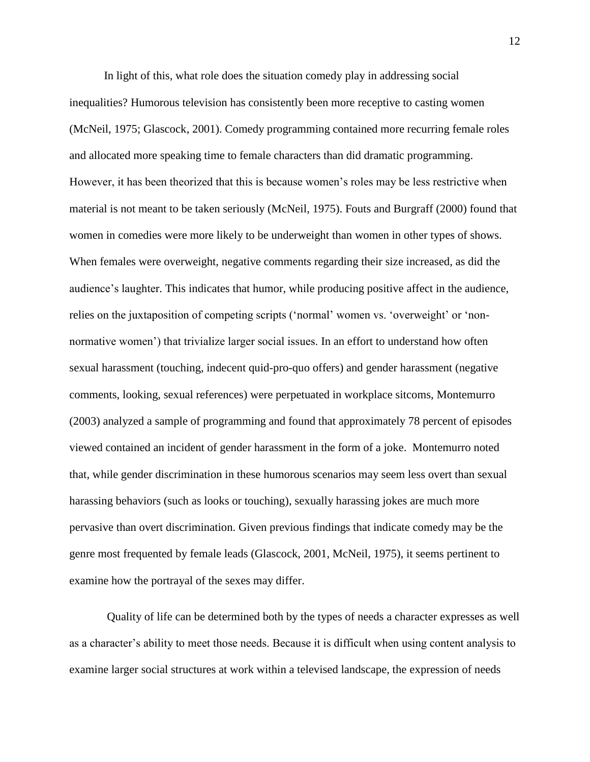In light of this, what role does the situation comedy play in addressing social inequalities? Humorous television has consistently been more receptive to casting women (McNeil, 1975; Glascock, 2001). Comedy programming contained more recurring female roles and allocated more speaking time to female characters than did dramatic programming. However, it has been theorized that this is because women's roles may be less restrictive when material is not meant to be taken seriously (McNeil, 1975). Fouts and Burgraff (2000) found that women in comedies were more likely to be underweight than women in other types of shows. When females were overweight, negative comments regarding their size increased, as did the audience's laughter. This indicates that humor, while producing positive affect in the audience, relies on the juxtaposition of competing scripts ('normal' women vs. 'overweight' or 'non-normative women') that trivialize larger social issues. In an effort to understand how often sexual harassment (touching, indecent quid-pro-quo offers) and gender harassment (negative comments, looking, sexual references) were perpetuated in workplace sitcoms, Montemurro (2003) analyzed a sample of programming and found that approximately 78 percent of episodes viewed contained an incident of gender harassment in the form of a joke. Montemurro noted that, while gender discrimination in these humorous scenarios may seem less overt than sexual harassing behaviors (such as looks or touching), sexually harassing jokes are much more pervasive than overt discrimination. Given previous findings that indicate comedy may be the genre most frequented by female leads (Glascock, 2001, McNeil, 1975), it seems pertinent to examine how the portrayal of the sexes may differ.

Quality of life can be determined both by the types of needs a character expresses as well as a character's ability to meet those needs. Because it is difficult when using content analysis to examine larger social structures at work within a televised landscape, the expression of needs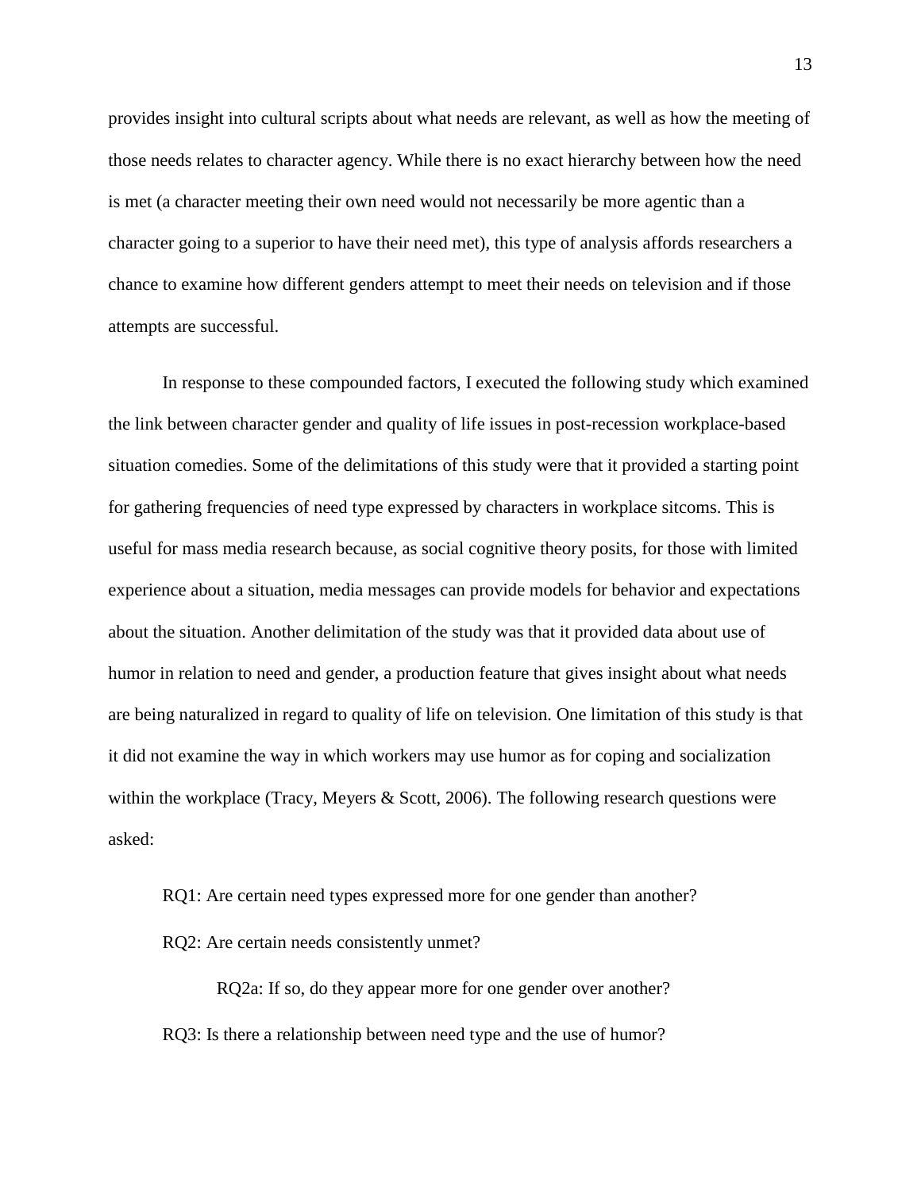provides insight into cultural scripts about what needs are relevant, as well as how the meeting of those needs relates to character agency. While there is no exact hierarchy between how the need is met (a character meeting their own need would not necessarily be more agentic than a character going to a superior to have their need met), this type of analysis affords researchers a chance to examine how different genders attempt to meet their needs on television and if those attempts are successful.

In response to these compounded factors, I executed the following study which examined the link between character gender and quality of life issues in post-recession workplace-based situation comedies. Some of the delimitations of this study were that it provided a starting point for gathering frequencies of need type expressed by characters in workplace sitcoms. This is useful for mass media research because, as social cognitive theory posits, for those with limited experience about a situation, media messages can provide models for behavior and expectations about the situation. Another delimitation of the study was that it provided data about use of humor in relation to need and gender, a production feature that gives insight about what needs are being naturalized in regard to quality of life on television. One limitation of this study is that it did not examine the way in which workers may use humor as for coping and socialization within the workplace (Tracy, Meyers & Scott, 2006). The following research questions were asked:

RQ1: Are certain need types expressed more for one gender than another?

RQ2: Are certain needs consistently unmet?

RQ2a: If so, do they appear more for one gender over another?

RQ3: Is there a relationship between need type and the use of humor?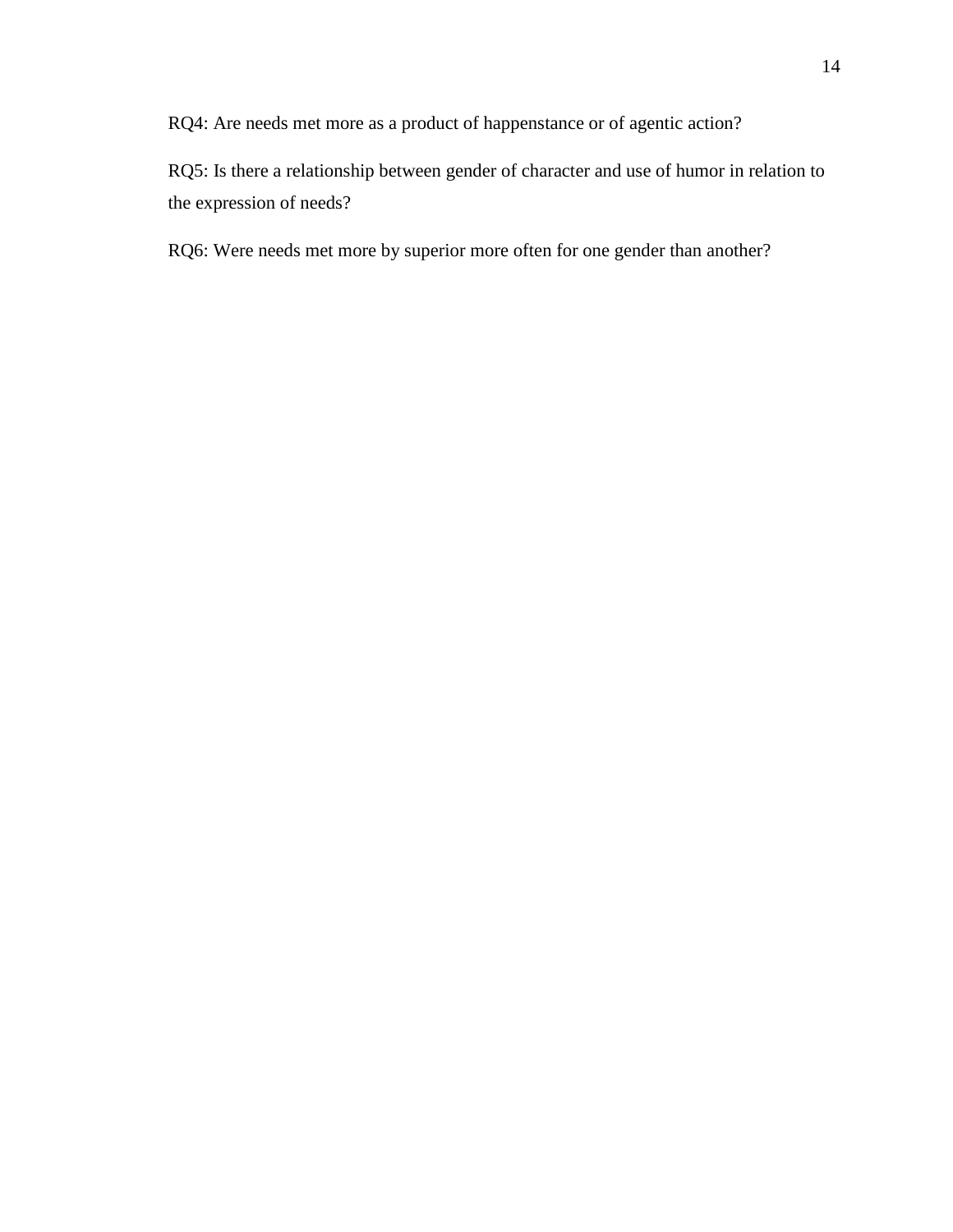RQ4: Are needs met more as a product of happenstance or of agentic action?

RQ5: Is there a relationship between gender of character and use of humor in relation to the expression of needs?

RQ6: Were needs met more by superior more often for one gender than another?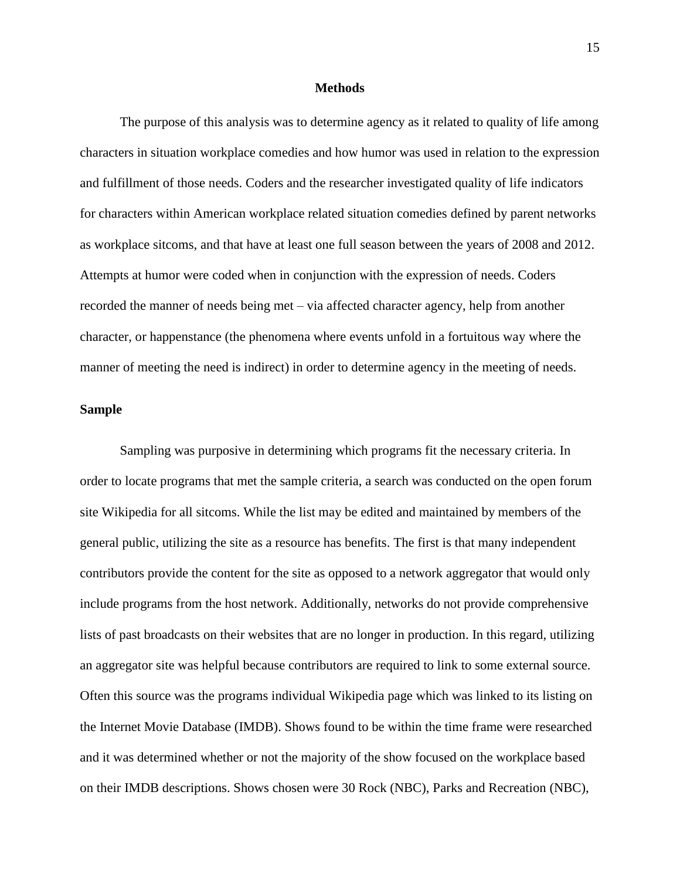## Methods

The purpose of this analysis was to determine agency as it related to quality of life among characters in situation workplace comedies and how humor was used in relation to the expression and fulfillment of those needs. Coders and the researcher investigated quality of life indicators for characters within American workplace related situation comedies defined by parent networks as workplace sitcoms, and that have at least one full season between the years of 2008 and 2012. Attempts at humor were coded when in conjunction with the expression of needs. Coders recorded the manner of needs being met – via affected character agency, help from another character, or happenstance (the phenomena where events unfold in a fortuitous way where the manner of meeting the need is indirect) in order to determine agency in the meeting of needs.

### Sample

Sampling was purposive in determining which programs fit the necessary criteria. In order to locate programs that met the sample criteria, a search was conducted on the open forum site Wikipedia for all sitcoms. While the list may be edited and maintained by members of the general public, utilizing the site as a resource has benefits. The first is that many independent contributors provide the content for the site as opposed to a network aggregator that would only include programs from the host network. Additionally, networks do not provide comprehensive lists of past broadcasts on their websites that are no longer in production. In this regard, utilizing an aggregator site was helpful because contributors are required to link to some external source. Often this source was the programs individual Wikipedia page which was linked to its listing on the Internet Movie Database (IMDB). Shows found to be within the time frame were researched and it was determined whether or not the majority of the show focused on the workplace based on their IMDB descriptions. Shows chosen were 30 Rock (NBC), Parks and Recreation (NBC),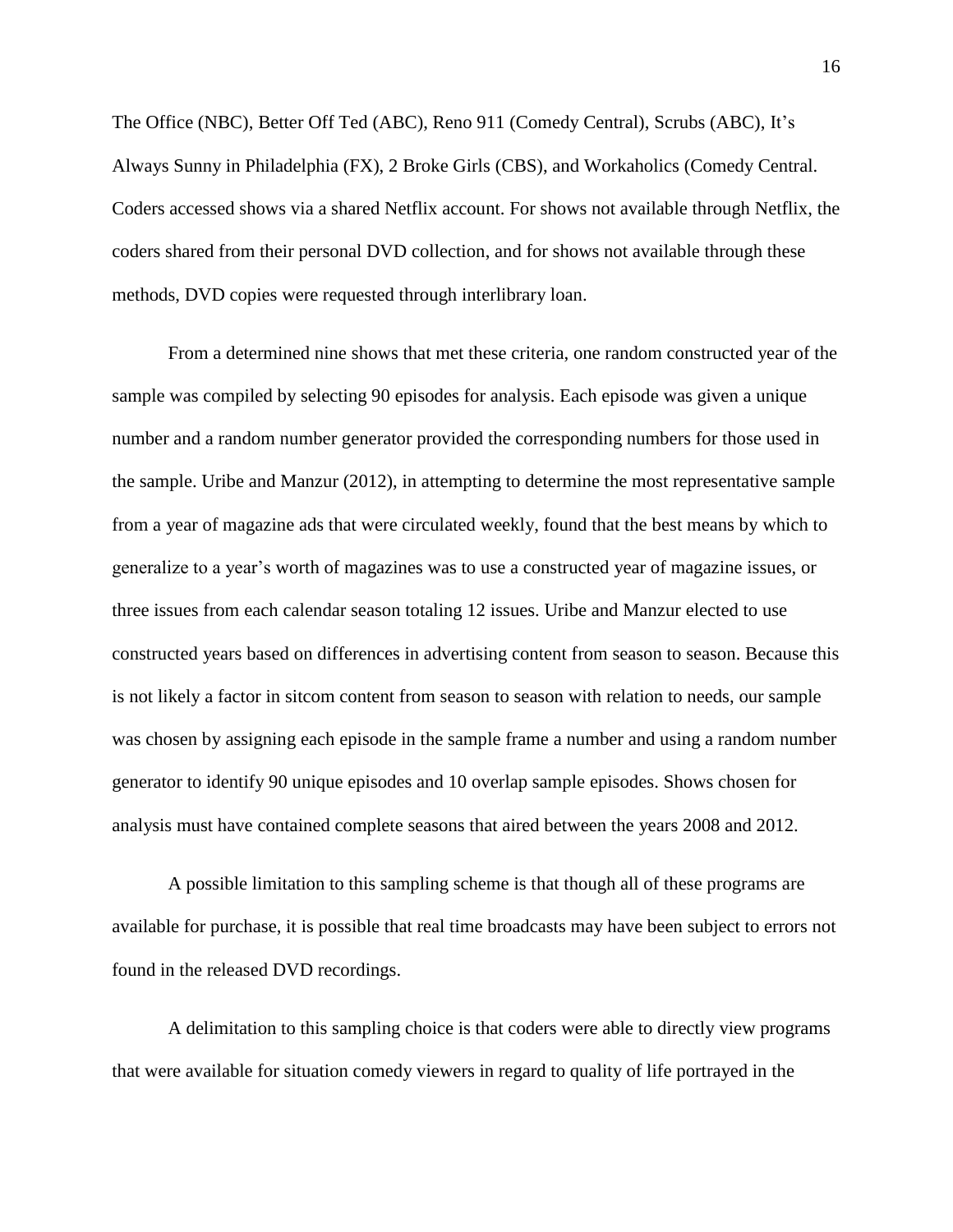The Office (NBC), Better Off Ted (ABC), Reno 911 (Comedy Central), Scrubs (ABC), It's Always Sunny in Philadelphia (FX), 2 Broke Girls (CBS), and Workaholics (Comedy Central. Coders accessed shows via a shared Netflix account. For shows not available through Netflix, the coders shared from their personal DVD collection, and for shows not available through these methods, DVD copies were requested through interlibrary loan.

From a determined nine shows that met these criteria, one random constructed year of the sample was compiled by selecting 90 episodes for analysis. Each episode was given a unique number and a random number generator provided the corresponding numbers for those used in the sample. Uribe and Manzur (2012), in attempting to determine the most representative sample from a year of magazine ads that were circulated weekly, found that the best means by which to generalize to a year's worth of magazines was to use a constructed year of magazine issues, or three issues from each calendar season totaling 12 issues. Uribe and Manzur elected to use constructed years based on differences in advertising content from season to season. Because this is not likely a factor in sitcom content from season to season with relation to needs, our sample was chosen by assigning each episode in the sample frame a number and using a random number generator to identify 90 unique episodes and 10 overlap sample episodes. Shows chosen for analysis must have contained complete seasons that aired between the years 2008 and 2012.

A possible limitation to this sampling scheme is that though all of these programs are available for purchase, it is possible that real time broadcasts may have been subject to errors not found in the released DVD recordings.

A delimitation to this sampling choice is that coders were able to directly view programs that were available for situation comedy viewers in regard to quality of life portrayed in the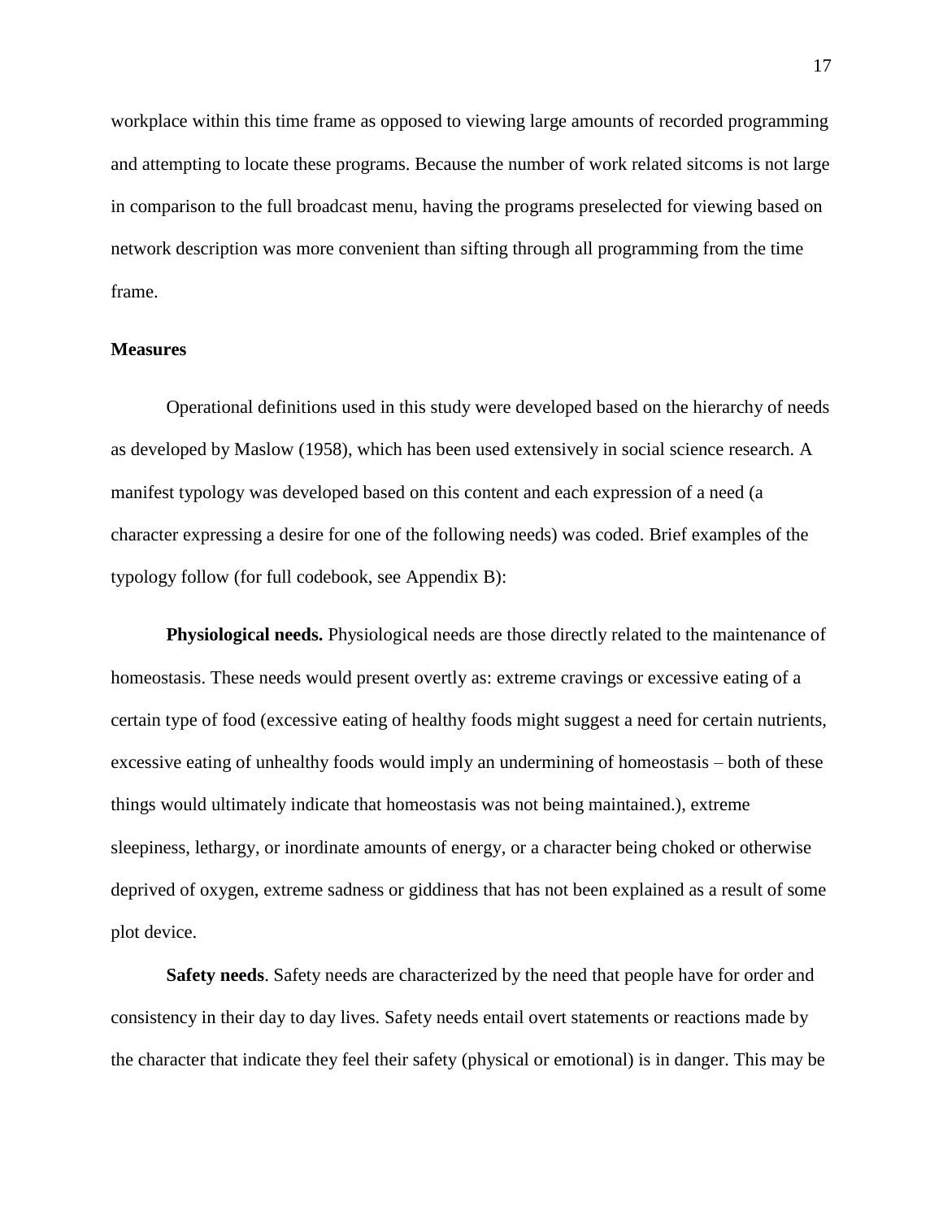workplace within this time frame as opposed to viewing large amounts of recorded programming and attempting to locate these programs. Because the number of work related sitcoms is not large in comparison to the full broadcast menu, having the programs preselected for viewing based on network description was more convenient than sifting through all programming from the time frame.

**Measures**

Operational definitions used in this study were developed based on the hierarchy of needs as developed by Maslow (1958), which has been used extensively in social science research. A manifest typology was developed based on this content and each expression of a need (a character expressing a desire for one of the following needs) was coded. Brief examples of the typology follow (for full codebook, see Appendix B):

**Physiological needs.** Physiological needs are those directly related to the maintenance of homeostasis. These needs would present overtly as: extreme cravings or excessive eating of a certain type of food (excessive eating of healthy foods might suggest a need for certain nutrients, excessive eating of unhealthy foods would imply an undermining of homeostasis – both of these things would ultimately indicate that homeostasis was not being maintained.), extreme sleepiness, lethargy, or inordinate amounts of energy, or a character being choked or otherwise deprived of oxygen, extreme sadness or giddiness that has not been explained as a result of some plot device.

**Safety needs**. Safety needs are characterized by the need that people have for order and consistency in their day to day lives. Safety needs entail overt statements or reactions made by the character that indicate they feel their safety (physical or emotional) is in danger. This may be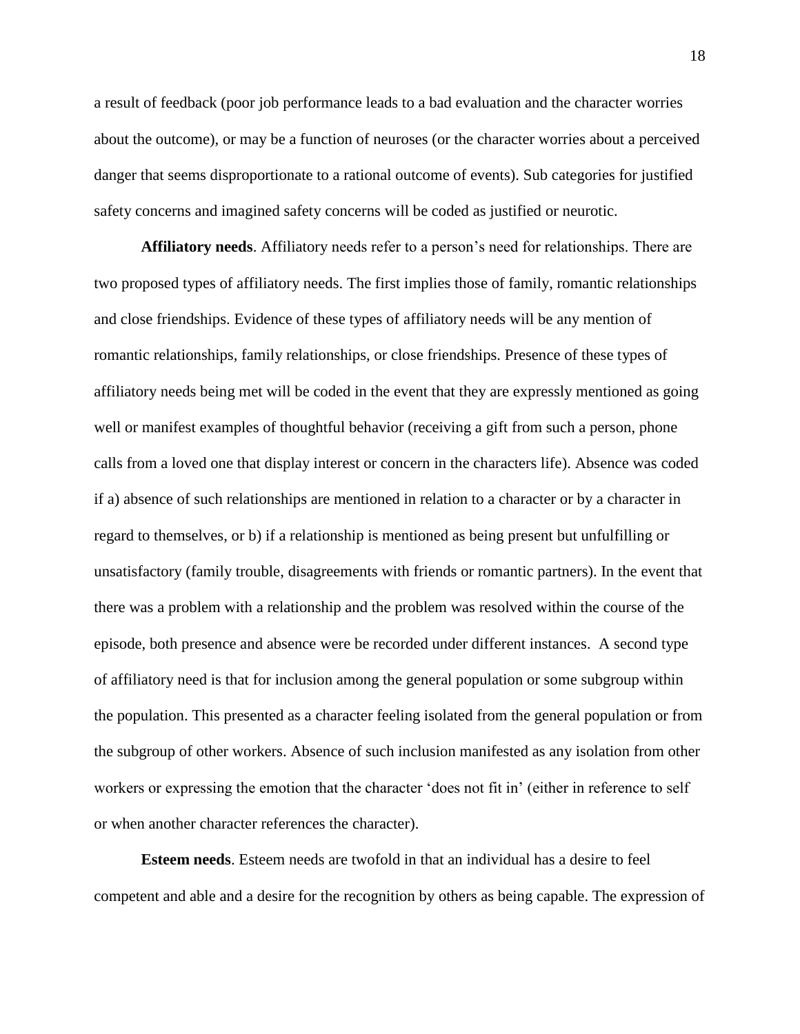a result of feedback (poor job performance leads to a bad evaluation and the character worries about the outcome), or may be a function of neuroses (or the character worries about a perceived danger that seems disproportionate to a rational outcome of events). Sub categories for justified safety concerns and imagined safety concerns will be coded as justified or neurotic.

**Affiliatory needs**. Affiliatory needs refer to a person's need for relationships. There are two proposed types of affiliatory needs. The first implies those of family, romantic relationships and close friendships. Evidence of these types of affiliatory needs will be any mention of romantic relationships, family relationships, or close friendships. Presence of these types of affiliatory needs being met will be coded in the event that they are expressly mentioned as going well or manifest examples of thoughtful behavior (receiving a gift from such a person, phone calls from a loved one that display interest or concern in the characters life). Absence was coded if a) absence of such relationships are mentioned in relation to a character or by a character in regard to themselves, or b) if a relationship is mentioned as being present but unfulfilling or unsatisfactory (family trouble, disagreements with friends or romantic partners). In the event that there was a problem with a relationship and the problem was resolved within the course of the episode, both presence and absence were be recorded under different instances. A second type of affiliatory need is that for inclusion among the general population or some subgroup within the population. This presented as a character feeling isolated from the general population or from the subgroup of other workers. Absence of such inclusion manifested as any isolation from other workers or expressing the emotion that the character 'does not fit in' (either in reference to self or when another character references the character).

**Esteem needs**. Esteem needs are twofold in that an individual has a desire to feel competent and able and a desire for the recognition by others as being capable. The expression of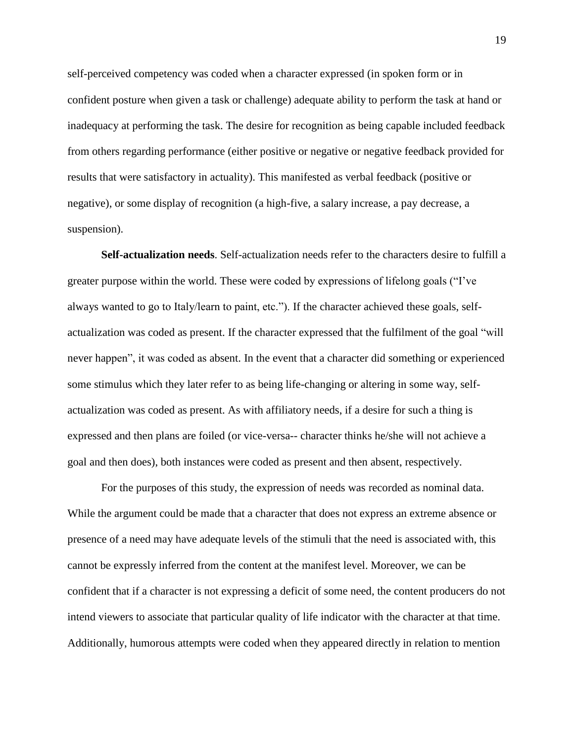self-perceived competency was coded when a character expressed (in spoken form or in confident posture when given a task or challenge) adequate ability to perform the task at hand or inadequacy at performing the task. The desire for recognition as being capable included feedback from others regarding performance (either positive or negative or negative feedback provided for results that were satisfactory in actuality). This manifested as verbal feedback (positive or negative), or some display of recognition (a high-five, a salary increase, a pay decrease, a suspension).

**Self-actualization needs**. Self-actualization needs refer to the characters desire to fulfill a greater purpose within the world. These were coded by expressions of lifelong goals ("I've always wanted to go to Italy/learn to paint, etc."). If the character achieved these goals, self-actualization was coded as present. If the character expressed that the fulfilment of the goal "will never happen", it was coded as absent. In the event that a character did something or experienced some stimulus which they later refer to as being life-changing or altering in some way, self-actualization was coded as present. As with affiliatory needs, if a desire for such a thing is expressed and then plans are foiled (or vice-versa-- character thinks he/she will not achieve a goal and then does), both instances were coded as present and then absent, respectively.

For the purposes of this study, the expression of needs was recorded as nominal data. While the argument could be made that a character that does not express an extreme absence or presence of a need may have adequate levels of the stimuli that the need is associated with, this cannot be expressly inferred from the content at the manifest level. Moreover, we can be confident that if a character is not expressing a deficit of some need, the content producers do not intend viewers to associate that particular quality of life indicator with the character at that time. Additionally, humorous attempts were coded when they appeared directly in relation to mention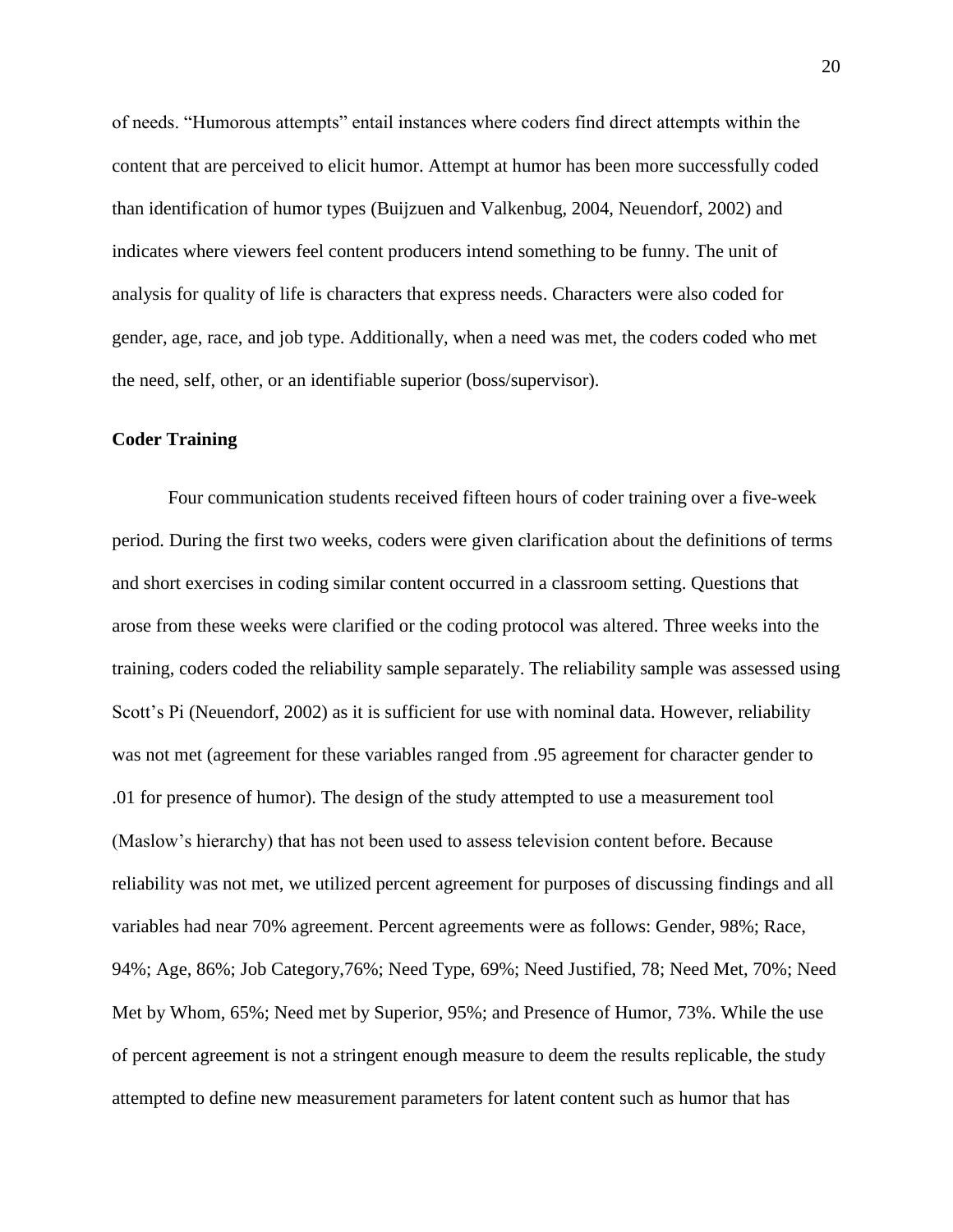of needs. "Humorous attempts" entail instances where coders find direct attempts within the content that are perceived to elicit humor. Attempt at humor has been more successfully coded than identification of humor types (Buijzuen and Valkenbug, 2004, Neuendorf, 2002) and indicates where viewers feel content producers intend something to be funny. The unit of analysis for quality of life is characters that express needs. Characters were also coded for gender, age, race, and job type. Additionally, when a need was met, the coders coded who met the need, self, other, or an identifiable superior (boss/supervisor).

**Coder Training**

Four communication students received fifteen hours of coder training over a five-week period. During the first two weeks, coders were given clarification about the definitions of terms and short exercises in coding similar content occurred in a classroom setting. Questions that arose from these weeks were clarified or the coding protocol was altered. Three weeks into the training, coders coded the reliability sample separately. The reliability sample was assessed using Scott's Pi (Neuendorf, 2002) as it is sufficient for use with nominal data. However, reliability was not met (agreement for these variables ranged from .95 agreement for character gender to .01 for presence of humor). The design of the study attempted to use a measurement tool (Maslow's hierarchy) that has not been used to assess television content before. Because reliability was not met, we utilized percent agreement for purposes of discussing findings and all variables had near 70% agreement. Percent agreements were as follows: Gender, 98%; Race, 94%; Age, 86%; Job Category,76%; Need Type, 69%; Need Justified, 78; Need Met, 70%; Need Met by Whom, 65%; Need met by Superior, 95%; and Presence of Humor, 73%. While the use of percent agreement is not a stringent enough measure to deem the results replicable, the study attempted to define new measurement parameters for latent content such as humor that has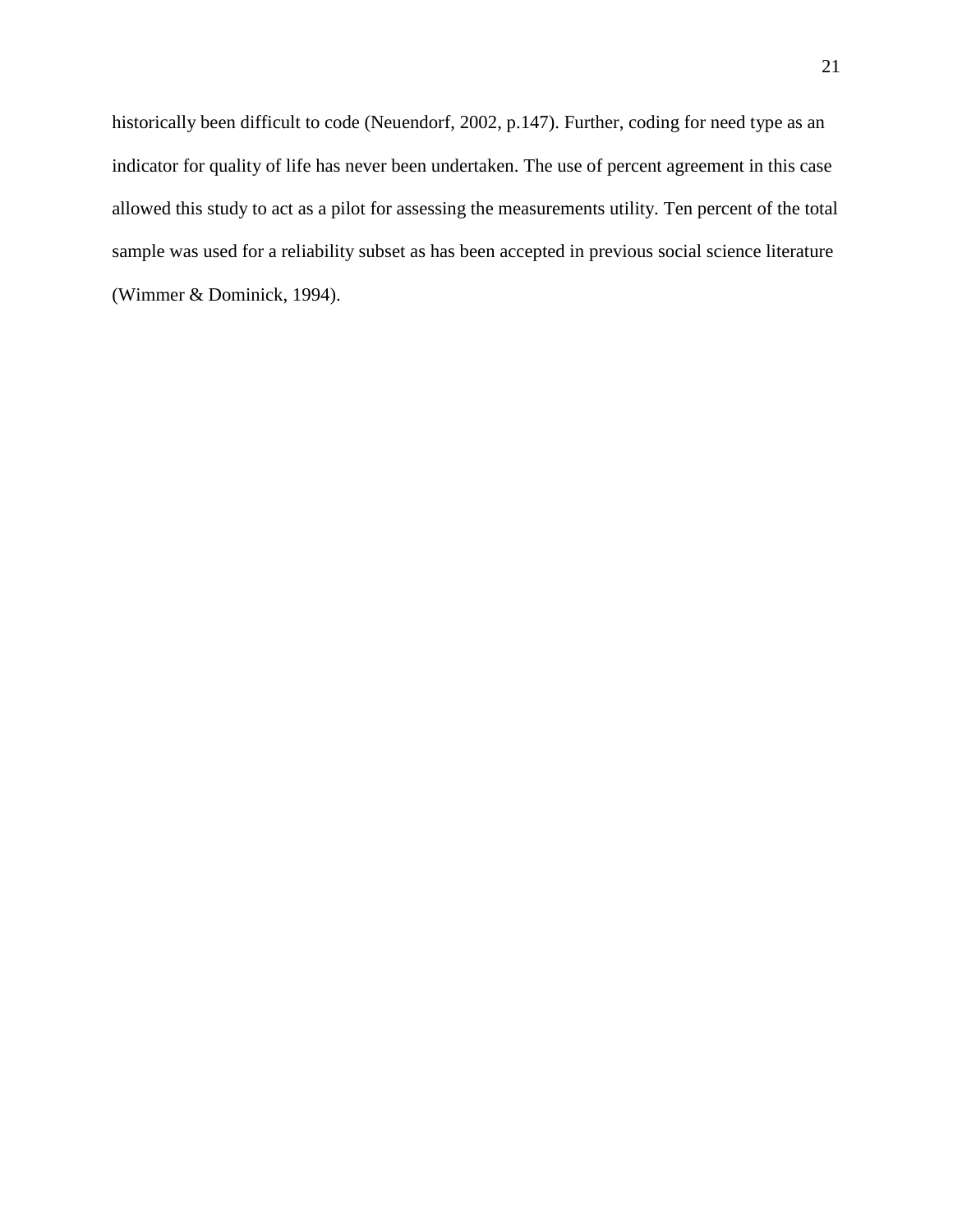historically been difficult to code (Neuendorf, 2002, p.147). Further, coding for need type as an indicator for quality of life has never been undertaken. The use of percent agreement in this case allowed this study to act as a pilot for assessing the measurements utility. Ten percent of the total sample was used for a reliability subset as has been accepted in previous social science literature (Wimmer & Dominick, 1994).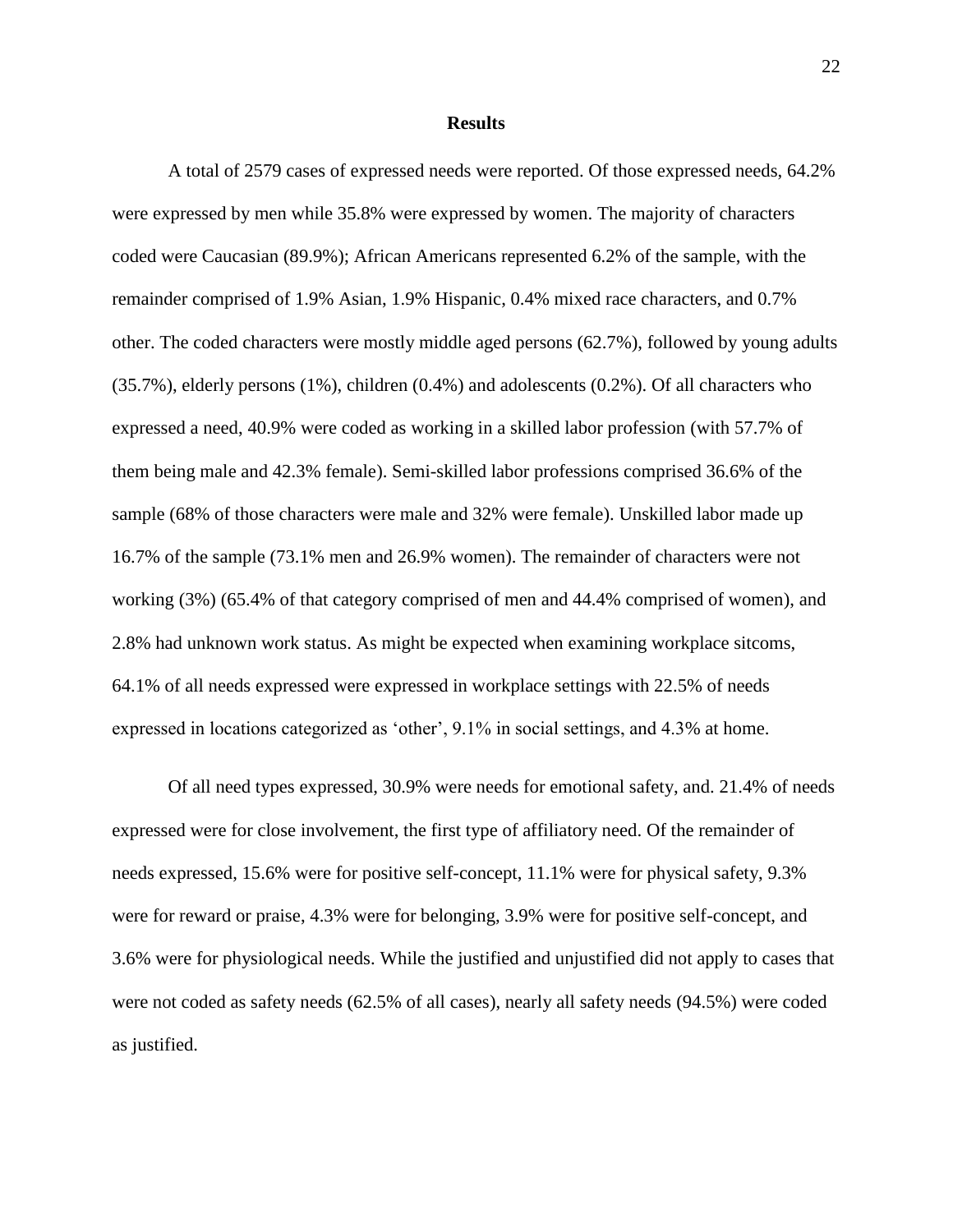## Results

A total of 2579 cases of expressed needs were reported. Of those expressed needs, 64.2% were expressed by men while 35.8% were expressed by women. The majority of characters coded were Caucasian (89.9%); African Americans represented 6.2% of the sample, with the remainder comprised of 1.9% Asian, 1.9% Hispanic, 0.4% mixed race characters, and 0.7% other. The coded characters were mostly middle aged persons (62.7%), followed by young adults (35.7%), elderly persons (1%), children (0.4%) and adolescents (0.2%). Of all characters who expressed a need, 40.9% were coded as working in a skilled labor profession (with 57.7% of them being male and 42.3% female). Semi-skilled labor professions comprised 36.6% of the sample (68% of those characters were male and 32% were female). Unskilled labor made up 16.7% of the sample (73.1% men and 26.9% women). The remainder of characters were not working (3%) (65.4% of that category comprised of men and 44.4% comprised of women), and 2.8% had unknown work status. As might be expected when examining workplace sitcoms, 64.1% of all needs expressed were expressed in workplace settings with 22.5% of needs expressed in locations categorized as 'other', 9.1% in social settings, and 4.3% at home.

Of all need types expressed, 30.9% were needs for emotional safety, and. 21.4% of needs expressed were for close involvement, the first type of affiliatory need. Of the remainder of needs expressed, 15.6% were for positive self-concept, 11.1% were for physical safety, 9.3% were for reward or praise, 4.3% were for belonging, 3.9% were for positive self-concept, and 3.6% were for physiological needs. While the justified and unjustified did not apply to cases that were not coded as safety needs (62.5% of all cases), nearly all safety needs (94.5%) were coded as justified.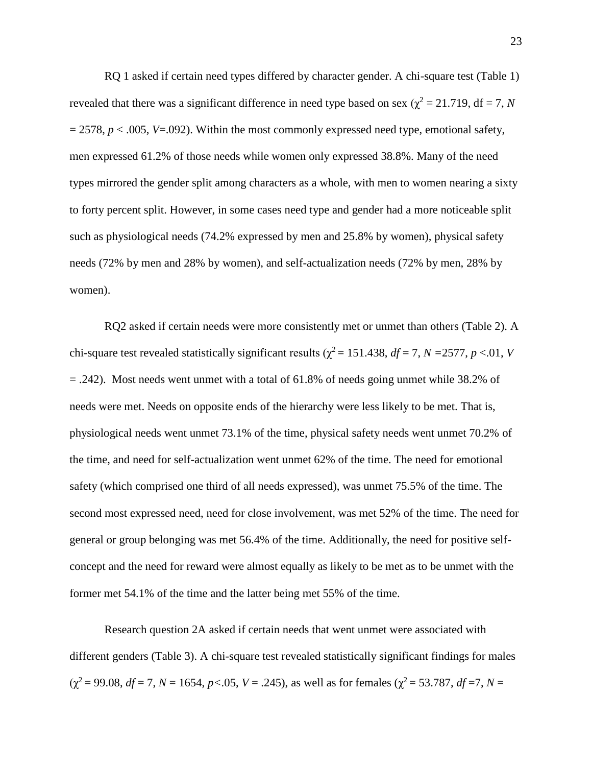RQ 1 asked if certain need types differed by character gender. A chi-square test (Table 1) revealed that there was a significant difference in need type based on sex ($\chi^2 = 21.719$, df = 7, $N = 2578$, $p < .005$, $V$=.092). Within the most commonly expressed need type, emotional safety, men expressed 61.2% of those needs while women only expressed 38.8%. Many of the need types mirrored the gender split among characters as a whole, with men to women nearing a sixty to forty percent split. However, in some cases need type and gender had a more noticeable split such as physiological needs (74.2% expressed by men and 25.8% by women), physical safety needs (72% by men and 28% by women), and self-actualization needs (72% by men, 28% by women).

RQ2 asked if certain needs were more consistently met or unmet than others (Table 2). A chi-square test revealed statistically significant results ($\chi^2 = 151.438$, $df = 7$, $N = 2577$, $p < .01$, $V = .242$). Most needs went unmet with a total of 61.8% of needs going unmet while 38.2% of needs were met. Needs on opposite ends of the hierarchy were less likely to be met. That is, physiological needs went unmet 73.1% of the time, physical safety needs went unmet 70.2% of the time, and need for self-actualization went unmet 62% of the time. The need for emotional safety (which comprised one third of all needs expressed), was unmet 75.5% of the time. The second most expressed need, need for close involvement, was met 52% of the time. The need for general or group belonging was met 56.4% of the time. Additionally, the need for positive self-concept and the need for reward were almost equally as likely to be met as to be unmet with the former met 54.1% of the time and the latter being met 55% of the time.

Research question 2A asked if certain needs that went unmet were associated with different genders (Table 3). A chi-square test revealed statistically significant findings for males ($\chi^2 = 99.08$, $df = 7$, $N = 1654$, $p < .05$, $V = .245$), as well as for females ($\chi^2 = 53.787$, $df = 7$, $N =$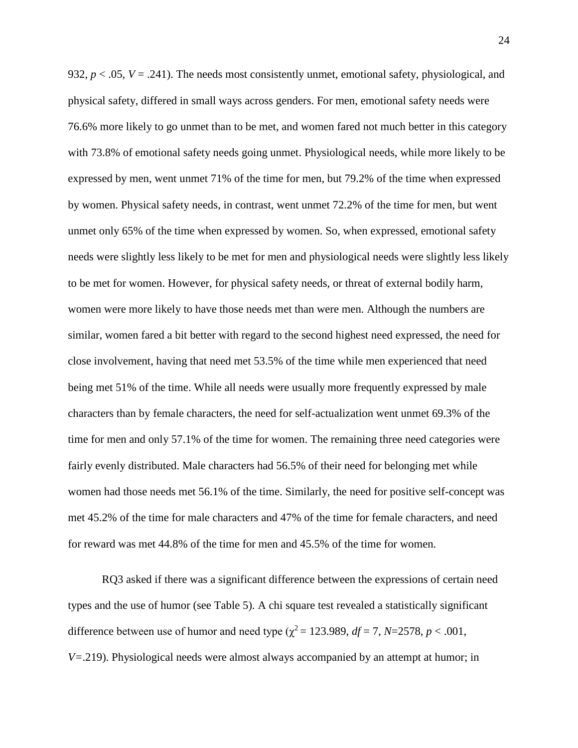932, $p < .05$, $V = .241$). The needs most consistently unmet, emotional safety, physiological, and physical safety, differed in small ways across genders. For men, emotional safety needs were 76.6% more likely to go unmet than to be met, and women fared not much better in this category with 73.8% of emotional safety needs going unmet. Physiological needs, while more likely to be expressed by men, went unmet 71% of the time for men, but 79.2% of the time when expressed by women. Physical safety needs, in contrast, went unmet 72.2% of the time for men, but went unmet only 65% of the time when expressed by women. So, when expressed, emotional safety needs were slightly less likely to be met for men and physiological needs were slightly less likely to be met for women. However, for physical safety needs, or threat of external bodily harm, women were more likely to have those needs met than were men. Although the numbers are similar, women fared a bit better with regard to the second highest need expressed, the need for close involvement, having that need met 53.5% of the time while men experienced that need being met 51% of the time. While all needs were usually more frequently expressed by male characters than by female characters, the need for self-actualization went unmet 69.3% of the time for men and only 57.1% of the time for women. The remaining three need categories were fairly evenly distributed. Male characters had 56.5% of their need for belonging met while women had those needs met 56.1% of the time. Similarly, the need for positive self-concept was met 45.2% of the time for male characters and 47% of the time for female characters, and need for reward was met 44.8% of the time for men and 45.5% of the time for women.

RQ3 asked if there was a significant difference between the expressions of certain need types and the use of humor (see Table 5). A chi square test revealed a statistically significant difference between use of humor and need type ($\chi^2 = 123.989$, $df = 7$, $N$=2578, $p < .001$, $V$=.219). Physiological needs were almost always accompanied by an attempt at humor; in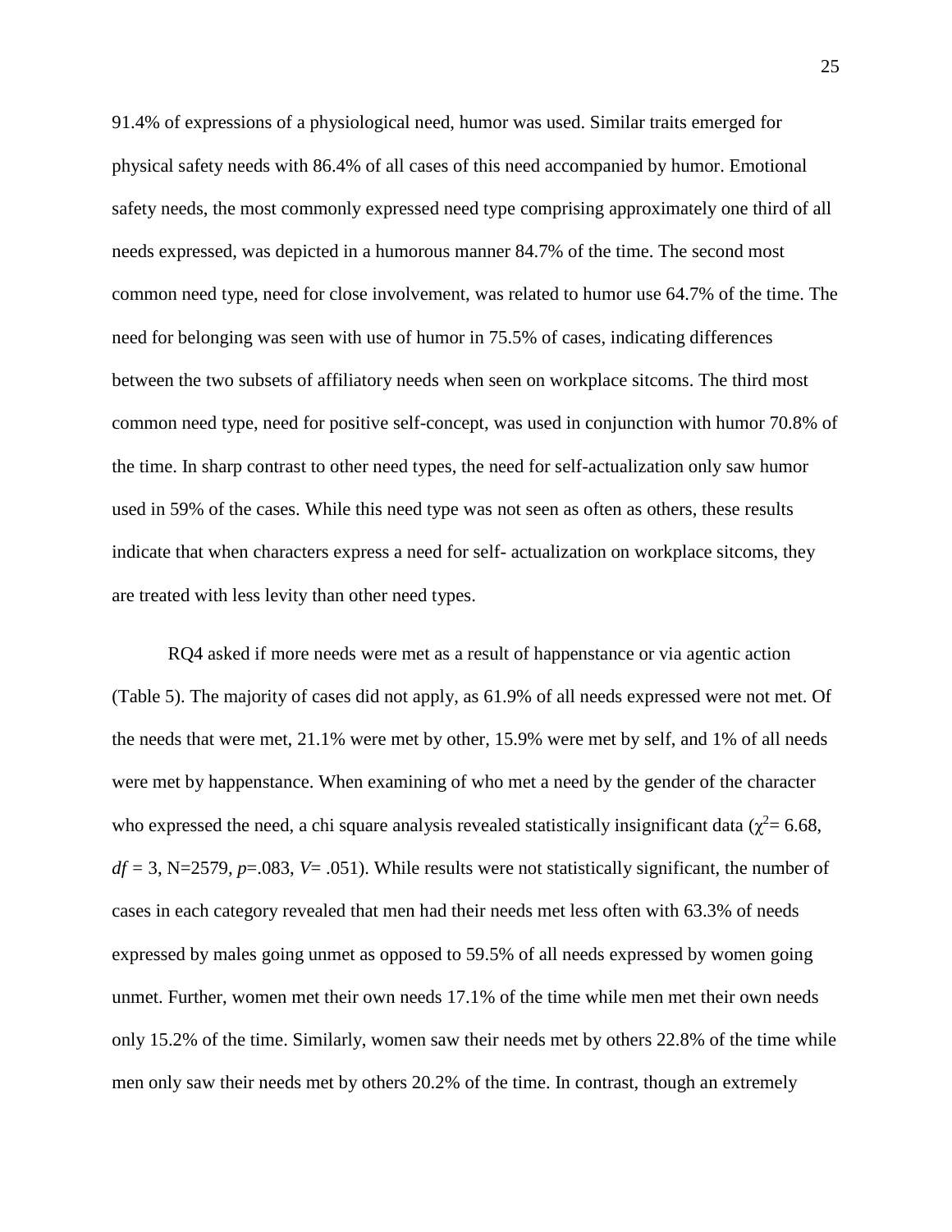91.4% of expressions of a physiological need, humor was used. Similar traits emerged for physical safety needs with 86.4% of all cases of this need accompanied by humor. Emotional safety needs, the most commonly expressed need type comprising approximately one third of all needs expressed, was depicted in a humorous manner 84.7% of the time. The second most common need type, need for close involvement, was related to humor use 64.7% of the time. The need for belonging was seen with use of humor in 75.5% of cases, indicating differences between the two subsets of affiliatory needs when seen on workplace sitcoms. The third most common need type, need for positive self-concept, was used in conjunction with humor 70.8% of the time. In sharp contrast to other need types, the need for self-actualization only saw humor used in 59% of the cases. While this need type was not seen as often as others, these results indicate that when characters express a need for self- actualization on workplace sitcoms, they are treated with less levity than other need types.

RQ4 asked if more needs were met as a result of happenstance or via agentic action (Table 5). The majority of cases did not apply, as 61.9% of all needs expressed were not met. Of the needs that were met, 21.1% were met by other, 15.9% were met by self, and 1% of all needs were met by happenstance. When examining of who met a need by the gender of the character who expressed the need, a chi square analysis revealed statistically insignificant data ($\chi^2$= 6.68, $df$ = 3, N=2579, $p$=.083, $V$= .051). While results were not statistically significant, the number of cases in each category revealed that men had their needs met less often with 63.3% of needs expressed by males going unmet as opposed to 59.5% of all needs expressed by women going unmet. Further, women met their own needs 17.1% of the time while men met their own needs only 15.2% of the time. Similarly, women saw their needs met by others 22.8% of the time while men only saw their needs met by others 20.2% of the time. In contrast, though an extremely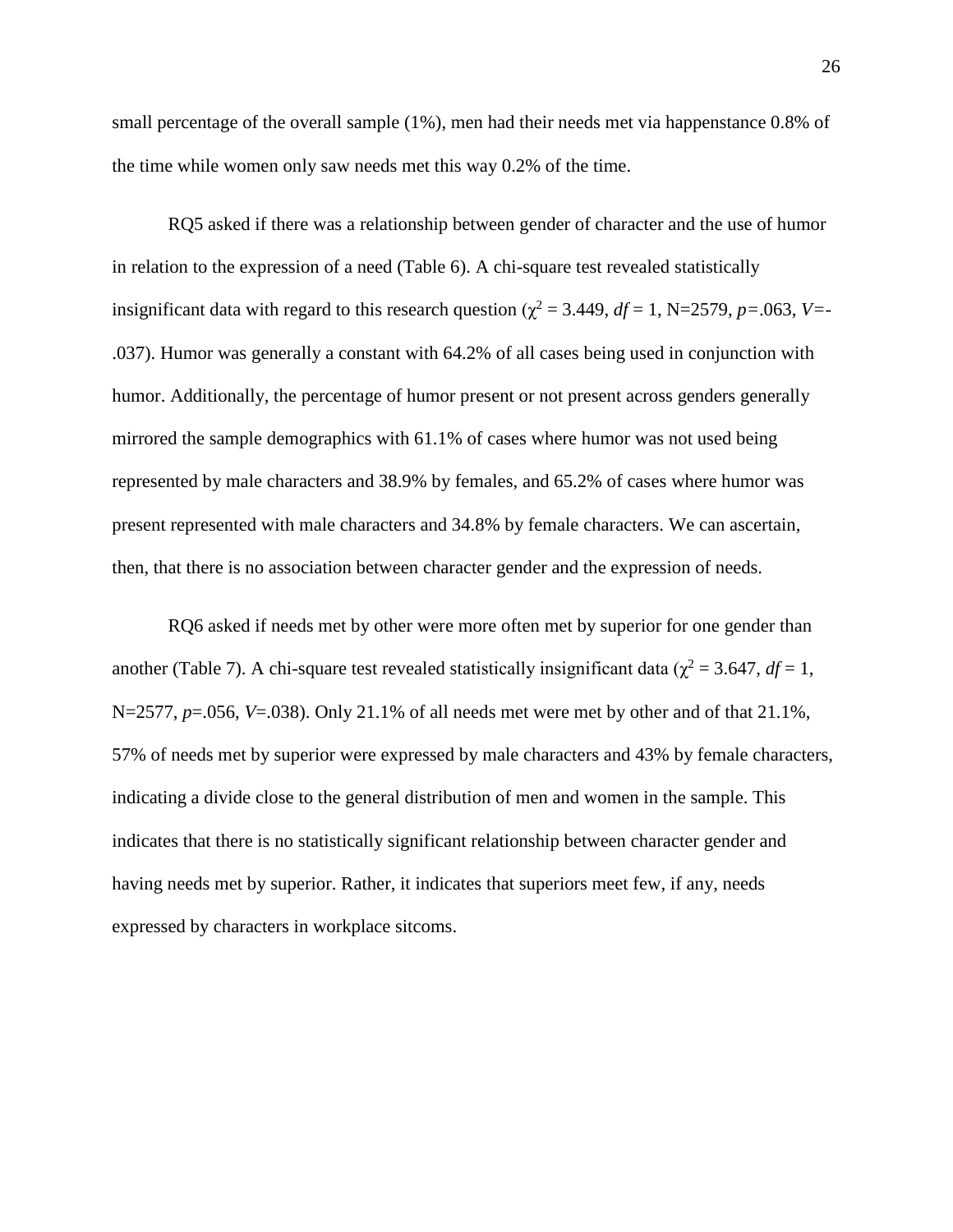small percentage of the overall sample (1%), men had their needs met via happenstance 0.8% of the time while women only saw needs met this way 0.2% of the time.

RQ5 asked if there was a relationship between gender of character and the use of humor in relation to the expression of a need (Table 6). A chi-square test revealed statistically insignificant data with regard to this research question ($\chi^2 = 3.449$, $df = 1$, N=2579, $p=.063$, $V=-.037$). Humor was generally a constant with 64.2% of all cases being used in conjunction with humor. Additionally, the percentage of humor present or not present across genders generally mirrored the sample demographics with 61.1% of cases where humor was not used being represented by male characters and 38.9% by females, and 65.2% of cases where humor was present represented with male characters and 34.8% by female characters. We can ascertain, then, that there is no association between character gender and the expression of needs.

RQ6 asked if needs met by other were more often met by superior for one gender than another (Table 7). A chi-square test revealed statistically insignificant data ($\chi^2 = 3.647$, $df = 1$, N=2577, $p=.056$, $V=.038$). Only 21.1% of all needs met were met by other and of that 21.1%, 57% of needs met by superior were expressed by male characters and 43% by female characters, indicating a divide close to the general distribution of men and women in the sample. This indicates that there is no statistically significant relationship between character gender and having needs met by superior. Rather, it indicates that superiors meet few, if any, needs expressed by characters in workplace sitcoms.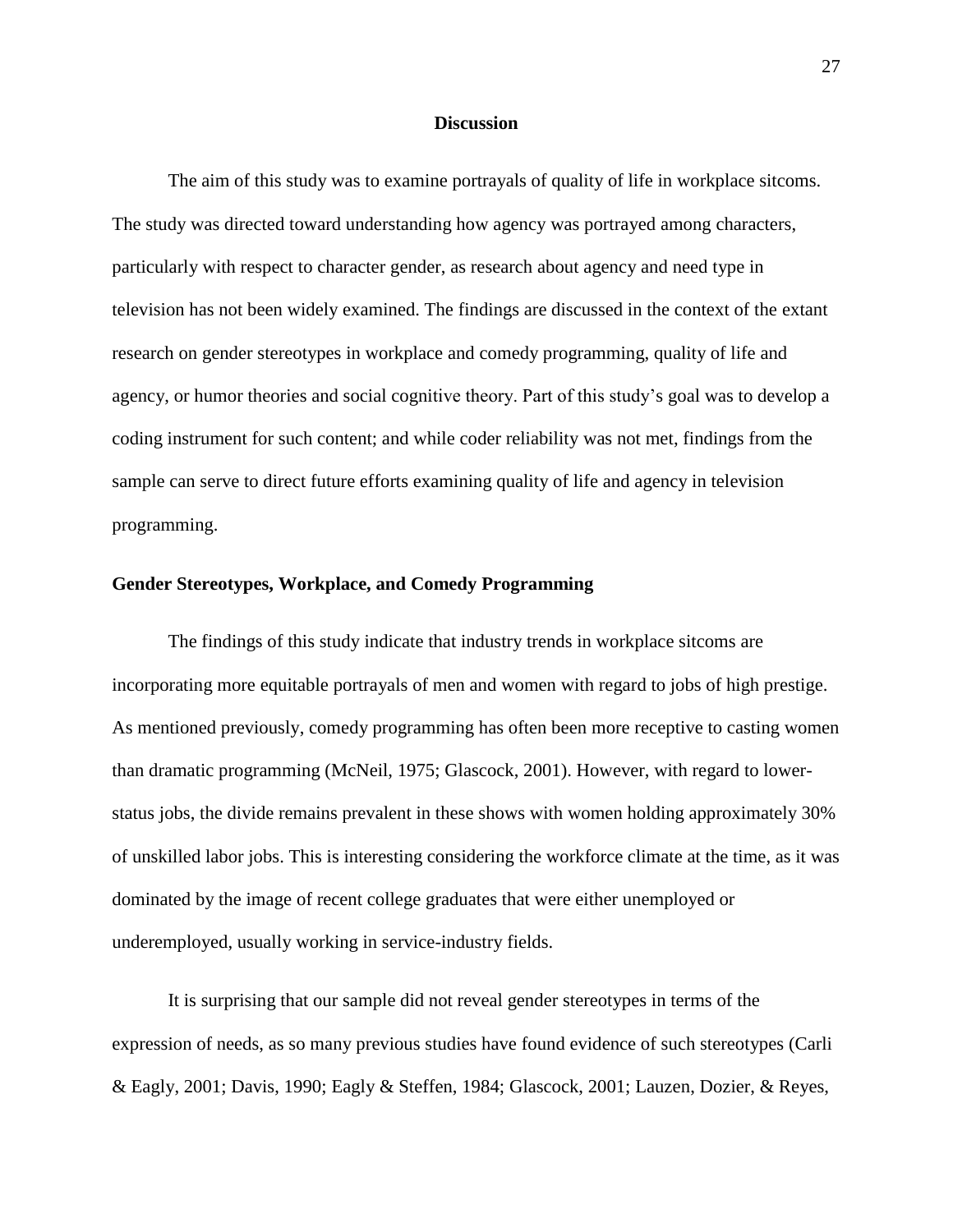## Discussion

The aim of this study was to examine portrayals of quality of life in workplace sitcoms. The study was directed toward understanding how agency was portrayed among characters, particularly with respect to character gender, as research about agency and need type in television has not been widely examined. The findings are discussed in the context of the extant research on gender stereotypes in workplace and comedy programming, quality of life and agency, or humor theories and social cognitive theory. Part of this study's goal was to develop a coding instrument for such content; and while coder reliability was not met, findings from the sample can serve to direct future efforts examining quality of life and agency in television programming.

### Gender Stereotypes, Workplace, and Comedy Programming

The findings of this study indicate that industry trends in workplace sitcoms are incorporating more equitable portrayals of men and women with regard to jobs of high prestige. As mentioned previously, comedy programming has often been more receptive to casting women than dramatic programming (McNeil, 1975; Glascock, 2001). However, with regard to lower-status jobs, the divide remains prevalent in these shows with women holding approximately 30% of unskilled labor jobs. This is interesting considering the workforce climate at the time, as it was dominated by the image of recent college graduates that were either unemployed or underemployed, usually working in service-industry fields.

It is surprising that our sample did not reveal gender stereotypes in terms of the expression of needs, as so many previous studies have found evidence of such stereotypes (Carli & Eagly, 2001; Davis, 1990; Eagly & Steffen, 1984; Glascock, 2001; Lauzen, Dozier, & Reyes,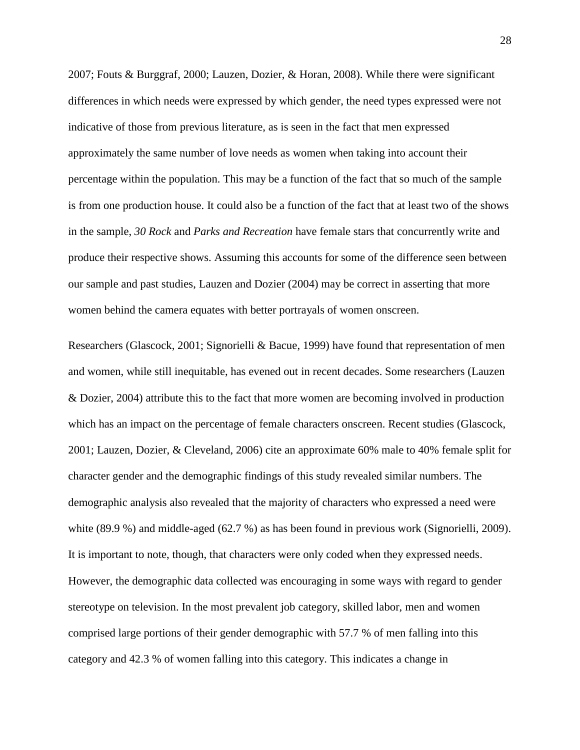2007; Fouts & Burggraf, 2000; Lauzen, Dozier, & Horan, 2008). While there were significant differences in which needs were expressed by which gender, the need types expressed were not indicative of those from previous literature, as is seen in the fact that men expressed approximately the same number of love needs as women when taking into account their percentage within the population. This may be a function of the fact that so much of the sample is from one production house. It could also be a function of the fact that at least two of the shows in the sample, *30 Rock* and *Parks and Recreation* have female stars that concurrently write and produce their respective shows. Assuming this accounts for some of the difference seen between our sample and past studies, Lauzen and Dozier (2004) may be correct in asserting that more women behind the camera equates with better portrayals of women onscreen.

Researchers (Glascock, 2001; Signorielli & Bacue, 1999) have found that representation of men and women, while still inequitable, has evened out in recent decades. Some researchers (Lauzen & Dozier, 2004) attribute this to the fact that more women are becoming involved in production which has an impact on the percentage of female characters onscreen. Recent studies (Glascock, 2001; Lauzen, Dozier, & Cleveland, 2006) cite an approximate 60% male to 40% female split for character gender and the demographic findings of this study revealed similar numbers. The demographic analysis also revealed that the majority of characters who expressed a need were white (89.9 %) and middle-aged (62.7 %) as has been found in previous work (Signorielli, 2009). It is important to note, though, that characters were only coded when they expressed needs. However, the demographic data collected was encouraging in some ways with regard to gender stereotype on television. In the most prevalent job category, skilled labor, men and women comprised large portions of their gender demographic with 57.7 % of men falling into this category and 42.3 % of women falling into this category. This indicates a change in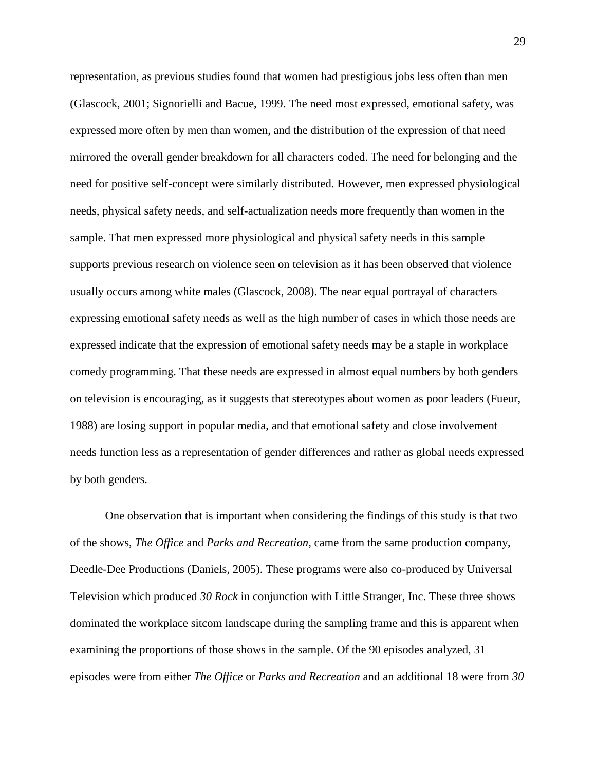representation, as previous studies found that women had prestigious jobs less often than men (Glascock, 2001; Signorielli and Bacue, 1999. The need most expressed, emotional safety, was expressed more often by men than women, and the distribution of the expression of that need mirrored the overall gender breakdown for all characters coded. The need for belonging and the need for positive self-concept were similarly distributed. However, men expressed physiological needs, physical safety needs, and self-actualization needs more frequently than women in the sample. That men expressed more physiological and physical safety needs in this sample supports previous research on violence seen on television as it has been observed that violence usually occurs among white males (Glascock, 2008). The near equal portrayal of characters expressing emotional safety needs as well as the high number of cases in which those needs are expressed indicate that the expression of emotional safety needs may be a staple in workplace comedy programming. That these needs are expressed in almost equal numbers by both genders on television is encouraging, as it suggests that stereotypes about women as poor leaders (Fueur, 1988) are losing support in popular media, and that emotional safety and close involvement needs function less as a representation of gender differences and rather as global needs expressed by both genders.

One observation that is important when considering the findings of this study is that two of the shows, *The Office* and *Parks and Recreation,* came from the same production company, Deedle-Dee Productions (Daniels, 2005). These programs were also co-produced by Universal Television which produced *30 Rock* in conjunction with Little Stranger, Inc. These three shows dominated the workplace sitcom landscape during the sampling frame and this is apparent when examining the proportions of those shows in the sample. Of the 90 episodes analyzed, 31 episodes were from either *The Office* or *Parks and Recreation* and an additional 18 were from *30*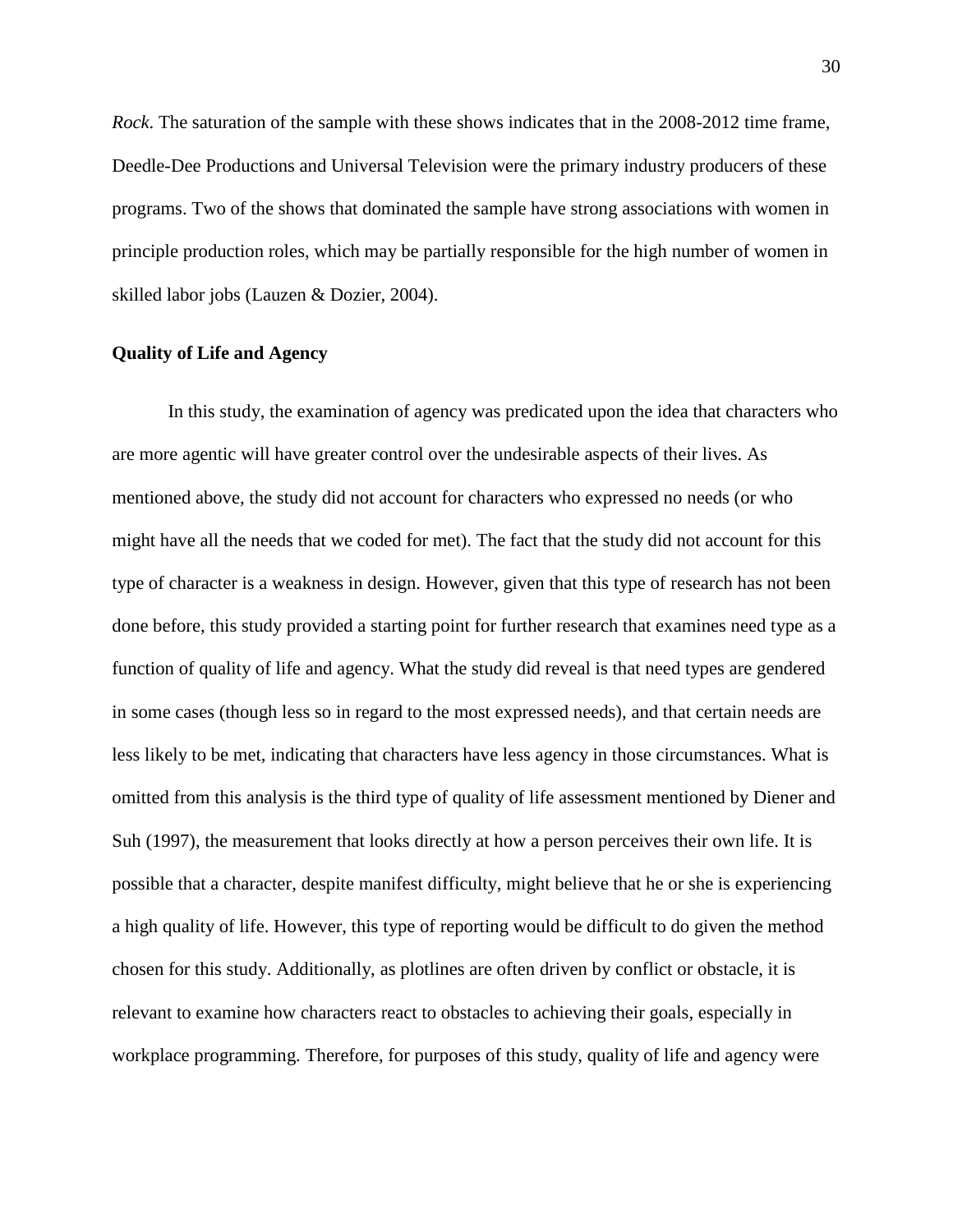*Rock*. The saturation of the sample with these shows indicates that in the 2008-2012 time frame, Deedle-Dee Productions and Universal Television were the primary industry producers of these programs. Two of the shows that dominated the sample have strong associations with women in principle production roles, which may be partially responsible for the high number of women in skilled labor jobs (Lauzen & Dozier, 2004).

**Quality of Life and Agency**

In this study, the examination of agency was predicated upon the idea that characters who are more agentic will have greater control over the undesirable aspects of their lives. As mentioned above, the study did not account for characters who expressed no needs (or who might have all the needs that we coded for met). The fact that the study did not account for this type of character is a weakness in design. However, given that this type of research has not been done before, this study provided a starting point for further research that examines need type as a function of quality of life and agency. What the study did reveal is that need types are gendered in some cases (though less so in regard to the most expressed needs), and that certain needs are less likely to be met, indicating that characters have less agency in those circumstances. What is omitted from this analysis is the third type of quality of life assessment mentioned by Diener and Suh (1997), the measurement that looks directly at how a person perceives their own life. It is possible that a character, despite manifest difficulty, might believe that he or she is experiencing a high quality of life. However, this type of reporting would be difficult to do given the method chosen for this study. Additionally, as plotlines are often driven by conflict or obstacle, it is relevant to examine how characters react to obstacles to achieving their goals, especially in workplace programming. Therefore, for purposes of this study, quality of life and agency were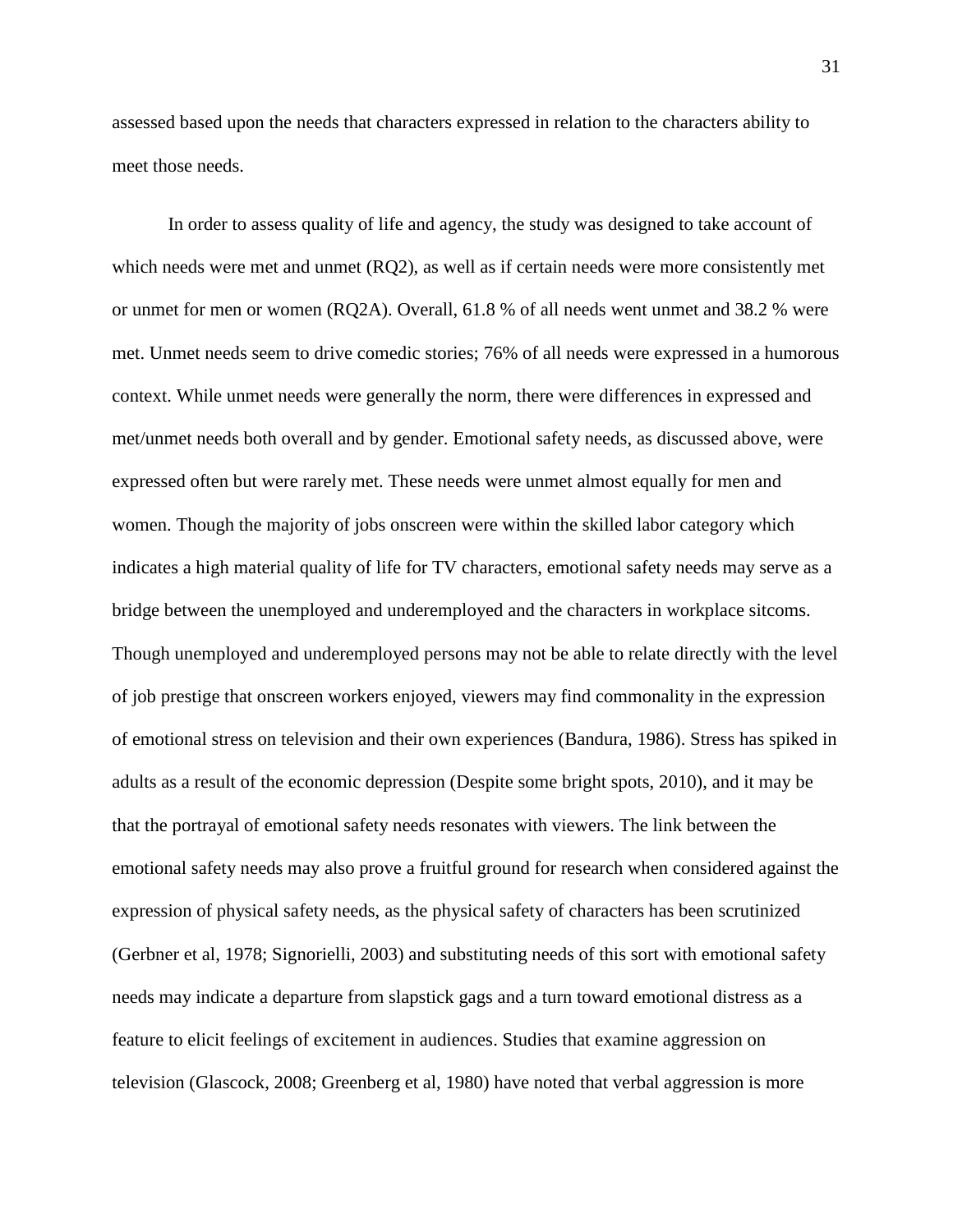assessed based upon the needs that characters expressed in relation to the characters ability to meet those needs.

In order to assess quality of life and agency, the study was designed to take account of which needs were met and unmet (RQ2), as well as if certain needs were more consistently met or unmet for men or women (RQ2A). Overall, 61.8 % of all needs went unmet and 38.2 % were met. Unmet needs seem to drive comedic stories; 76% of all needs were expressed in a humorous context. While unmet needs were generally the norm, there were differences in expressed and met/unmet needs both overall and by gender. Emotional safety needs, as discussed above, were expressed often but were rarely met. These needs were unmet almost equally for men and women. Though the majority of jobs onscreen were within the skilled labor category which indicates a high material quality of life for TV characters, emotional safety needs may serve as a bridge between the unemployed and underemployed and the characters in workplace sitcoms. Though unemployed and underemployed persons may not be able to relate directly with the level of job prestige that onscreen workers enjoyed, viewers may find commonality in the expression of emotional stress on television and their own experiences (Bandura, 1986). Stress has spiked in adults as a result of the economic depression (Despite some bright spots, 2010), and it may be that the portrayal of emotional safety needs resonates with viewers. The link between the emotional safety needs may also prove a fruitful ground for research when considered against the expression of physical safety needs, as the physical safety of characters has been scrutinized (Gerbner et al, 1978; Signorielli, 2003) and substituting needs of this sort with emotional safety needs may indicate a departure from slapstick gags and a turn toward emotional distress as a feature to elicit feelings of excitement in audiences. Studies that examine aggression on television (Glascock, 2008; Greenberg et al, 1980) have noted that verbal aggression is more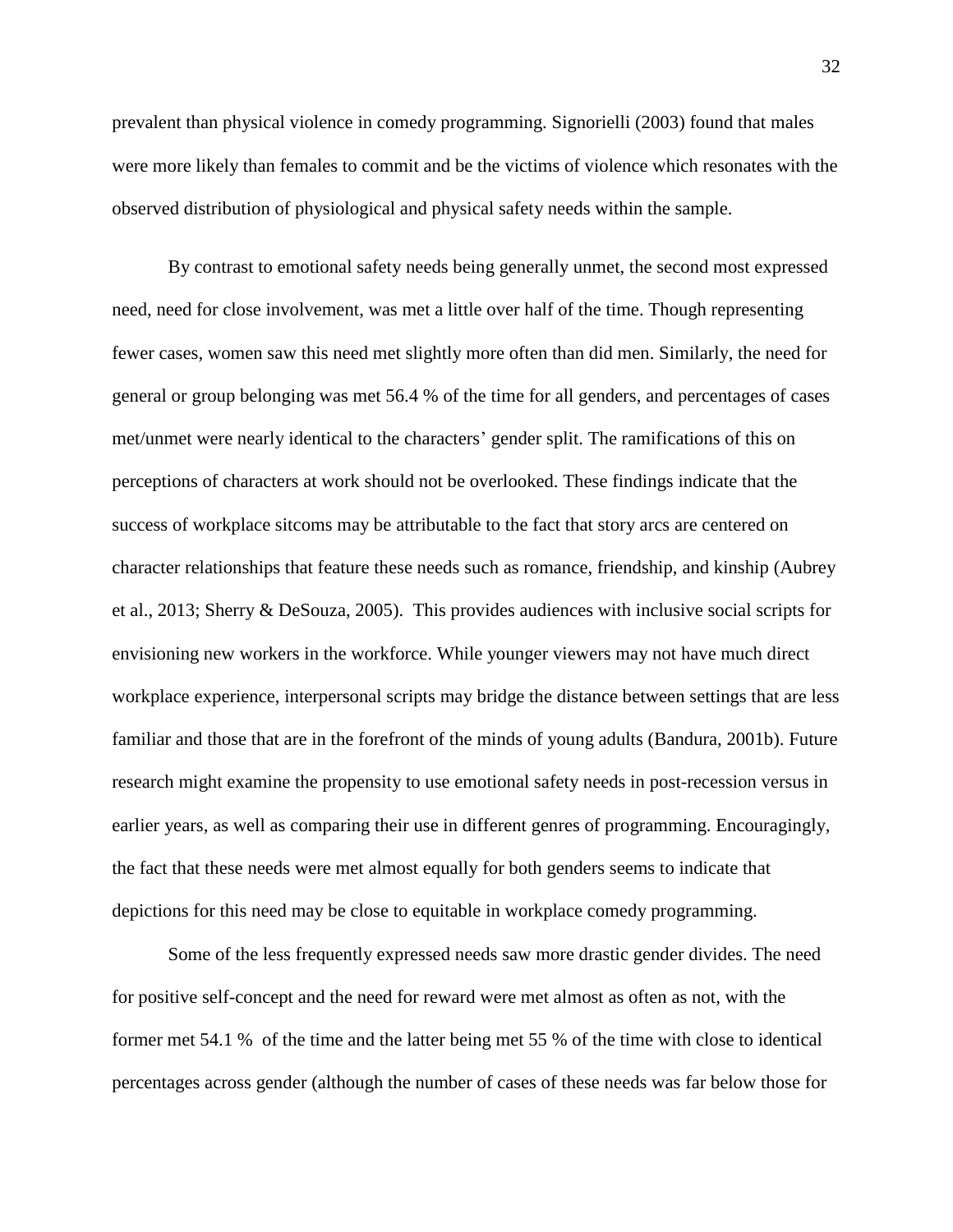prevalent than physical violence in comedy programming. Signorielli (2003) found that males were more likely than females to commit and be the victims of violence which resonates with the observed distribution of physiological and physical safety needs within the sample.

By contrast to emotional safety needs being generally unmet, the second most expressed need, need for close involvement, was met a little over half of the time. Though representing fewer cases, women saw this need met slightly more often than did men. Similarly, the need for general or group belonging was met 56.4 % of the time for all genders, and percentages of cases met/unmet were nearly identical to the characters' gender split. The ramifications of this on perceptions of characters at work should not be overlooked. These findings indicate that the success of workplace sitcoms may be attributable to the fact that story arcs are centered on character relationships that feature these needs such as romance, friendship, and kinship (Aubrey et al., 2013; Sherry & DeSouza, 2005). This provides audiences with inclusive social scripts for envisioning new workers in the workforce. While younger viewers may not have much direct workplace experience, interpersonal scripts may bridge the distance between settings that are less familiar and those that are in the forefront of the minds of young adults (Bandura, 2001b). Future research might examine the propensity to use emotional safety needs in post-recession versus in earlier years, as well as comparing their use in different genres of programming. Encouragingly, the fact that these needs were met almost equally for both genders seems to indicate that depictions for this need may be close to equitable in workplace comedy programming.

Some of the less frequently expressed needs saw more drastic gender divides. The need for positive self-concept and the need for reward were met almost as often as not, with the former met 54.1 % of the time and the latter being met 55 % of the time with close to identical percentages across gender (although the number of cases of these needs was far below those for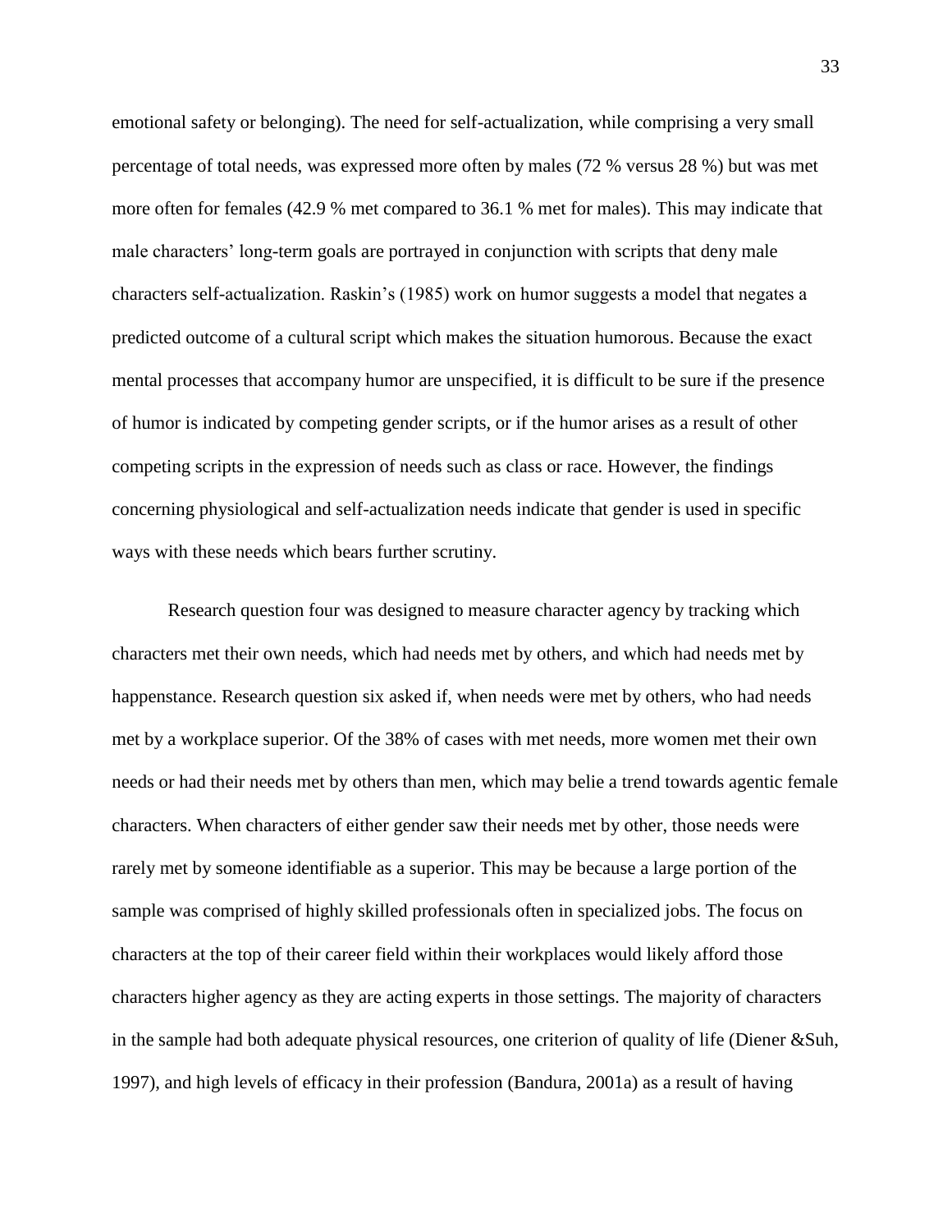emotional safety or belonging). The need for self-actualization, while comprising a very small percentage of total needs, was expressed more often by males (72 % versus 28 %) but was met more often for females (42.9 % met compared to 36.1 % met for males). This may indicate that male characters' long-term goals are portrayed in conjunction with scripts that deny male characters self-actualization. Raskin's (1985) work on humor suggests a model that negates a predicted outcome of a cultural script which makes the situation humorous. Because the exact mental processes that accompany humor are unspecified, it is difficult to be sure if the presence of humor is indicated by competing gender scripts, or if the humor arises as a result of other competing scripts in the expression of needs such as class or race. However, the findings concerning physiological and self-actualization needs indicate that gender is used in specific ways with these needs which bears further scrutiny.

Research question four was designed to measure character agency by tracking which characters met their own needs, which had needs met by others, and which had needs met by happenstance. Research question six asked if, when needs were met by others, who had needs met by a workplace superior. Of the 38% of cases with met needs, more women met their own needs or had their needs met by others than men, which may belie a trend towards agentic female characters. When characters of either gender saw their needs met by other, those needs were rarely met by someone identifiable as a superior. This may be because a large portion of the sample was comprised of highly skilled professionals often in specialized jobs. The focus on characters at the top of their career field within their workplaces would likely afford those characters higher agency as they are acting experts in those settings. The majority of characters in the sample had both adequate physical resources, one criterion of quality of life (Diener &Suh, 1997), and high levels of efficacy in their profession (Bandura, 2001a) as a result of having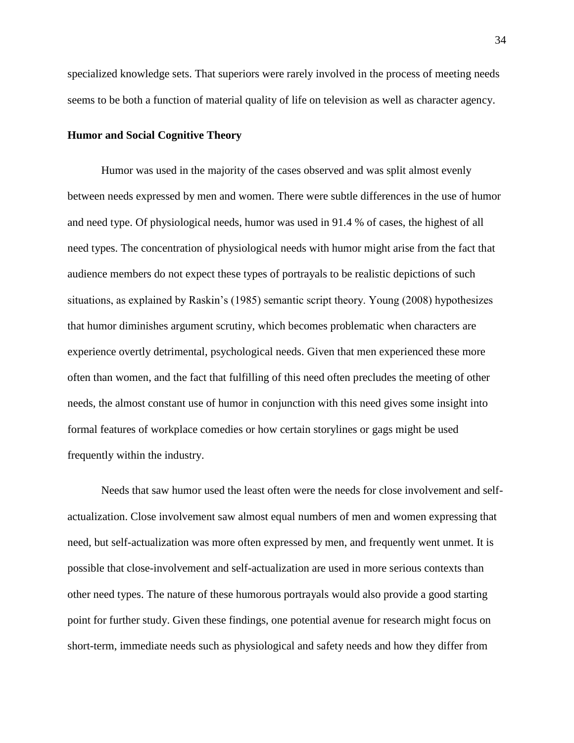specialized knowledge sets. That superiors were rarely involved in the process of meeting needs seems to be both a function of material quality of life on television as well as character agency.

**Humor and Social Cognitive Theory**

Humor was used in the majority of the cases observed and was split almost evenly between needs expressed by men and women. There were subtle differences in the use of humor and need type. Of physiological needs, humor was used in 91.4 % of cases, the highest of all need types. The concentration of physiological needs with humor might arise from the fact that audience members do not expect these types of portrayals to be realistic depictions of such situations, as explained by Raskin's (1985) semantic script theory. Young (2008) hypothesizes that humor diminishes argument scrutiny, which becomes problematic when characters are experience overtly detrimental, psychological needs. Given that men experienced these more often than women, and the fact that fulfilling of this need often precludes the meeting of other needs, the almost constant use of humor in conjunction with this need gives some insight into formal features of workplace comedies or how certain storylines or gags might be used frequently within the industry.

Needs that saw humor used the least often were the needs for close involvement and self-actualization. Close involvement saw almost equal numbers of men and women expressing that need, but self-actualization was more often expressed by men, and frequently went unmet. It is possible that close-involvement and self-actualization are used in more serious contexts than other need types. The nature of these humorous portrayals would also provide a good starting point for further study. Given these findings, one potential avenue for research might focus on short-term, immediate needs such as physiological and safety needs and how they differ from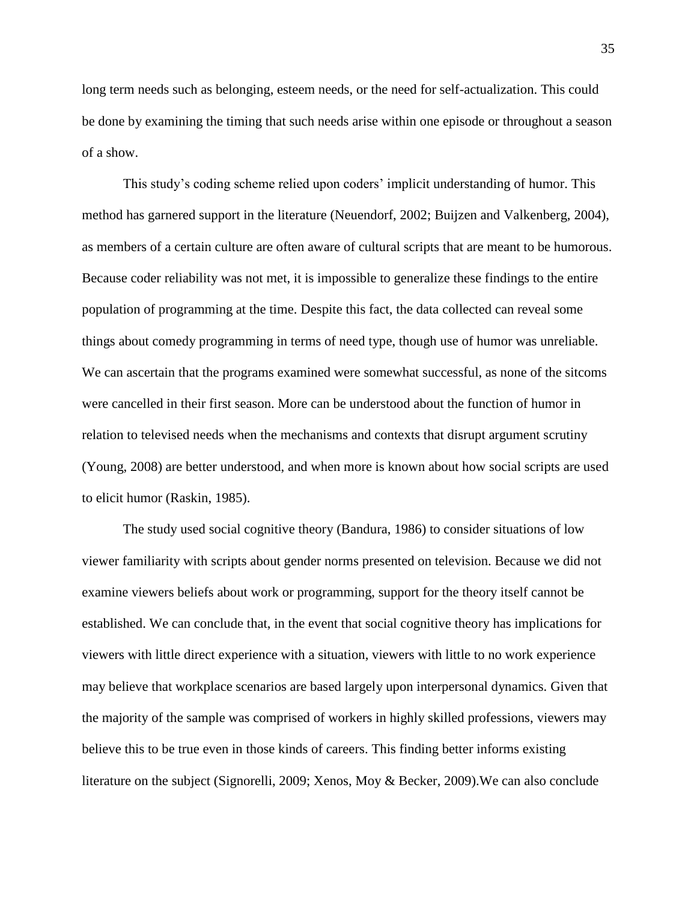long term needs such as belonging, esteem needs, or the need for self-actualization. This could be done by examining the timing that such needs arise within one episode or throughout a season of a show.

This study's coding scheme relied upon coders' implicit understanding of humor. This method has garnered support in the literature (Neuendorf, 2002; Buijzen and Valkenberg, 2004), as members of a certain culture are often aware of cultural scripts that are meant to be humorous. Because coder reliability was not met, it is impossible to generalize these findings to the entire population of programming at the time. Despite this fact, the data collected can reveal some things about comedy programming in terms of need type, though use of humor was unreliable. We can ascertain that the programs examined were somewhat successful, as none of the sitcoms were cancelled in their first season. More can be understood about the function of humor in relation to televised needs when the mechanisms and contexts that disrupt argument scrutiny (Young, 2008) are better understood, and when more is known about how social scripts are used to elicit humor (Raskin, 1985).

The study used social cognitive theory (Bandura, 1986) to consider situations of low viewer familiarity with scripts about gender norms presented on television. Because we did not examine viewers beliefs about work or programming, support for the theory itself cannot be established. We can conclude that, in the event that social cognitive theory has implications for viewers with little direct experience with a situation, viewers with little to no work experience may believe that workplace scenarios are based largely upon interpersonal dynamics. Given that the majority of the sample was comprised of workers in highly skilled professions, viewers may believe this to be true even in those kinds of careers. This finding better informs existing literature on the subject (Signorelli, 2009; Xenos, Moy & Becker, 2009).We can also conclude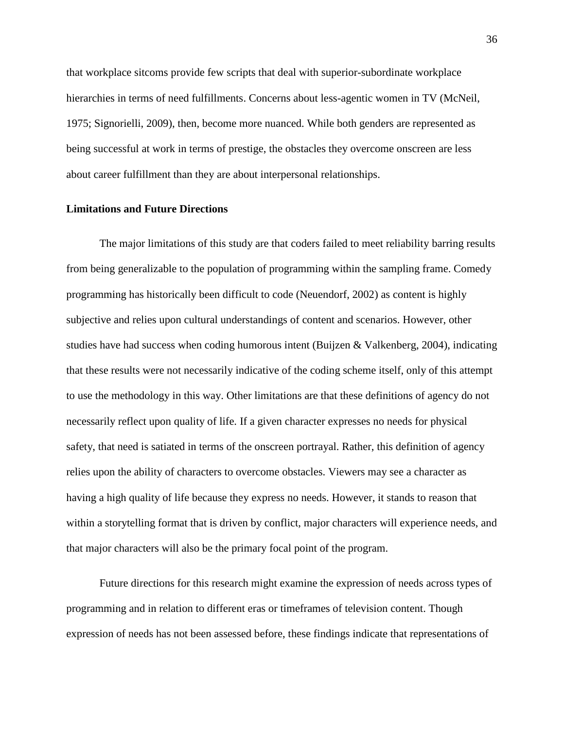that workplace sitcoms provide few scripts that deal with superior-subordinate workplace hierarchies in terms of need fulfillments. Concerns about less-agentic women in TV (McNeil, 1975; Signorielli, 2009), then, become more nuanced. While both genders are represented as being successful at work in terms of prestige, the obstacles they overcome onscreen are less about career fulfillment than they are about interpersonal relationships.

**Limitations and Future Directions**

The major limitations of this study are that coders failed to meet reliability barring results from being generalizable to the population of programming within the sampling frame. Comedy programming has historically been difficult to code (Neuendorf, 2002) as content is highly subjective and relies upon cultural understandings of content and scenarios. However, other studies have had success when coding humorous intent (Buijzen & Valkenberg, 2004), indicating that these results were not necessarily indicative of the coding scheme itself, only of this attempt to use the methodology in this way. Other limitations are that these definitions of agency do not necessarily reflect upon quality of life. If a given character expresses no needs for physical safety, that need is satiated in terms of the onscreen portrayal. Rather, this definition of agency relies upon the ability of characters to overcome obstacles. Viewers may see a character as having a high quality of life because they express no needs. However, it stands to reason that within a storytelling format that is driven by conflict, major characters will experience needs, and that major characters will also be the primary focal point of the program.

Future directions for this research might examine the expression of needs across types of programming and in relation to different eras or timeframes of television content. Though expression of needs has not been assessed before, these findings indicate that representations of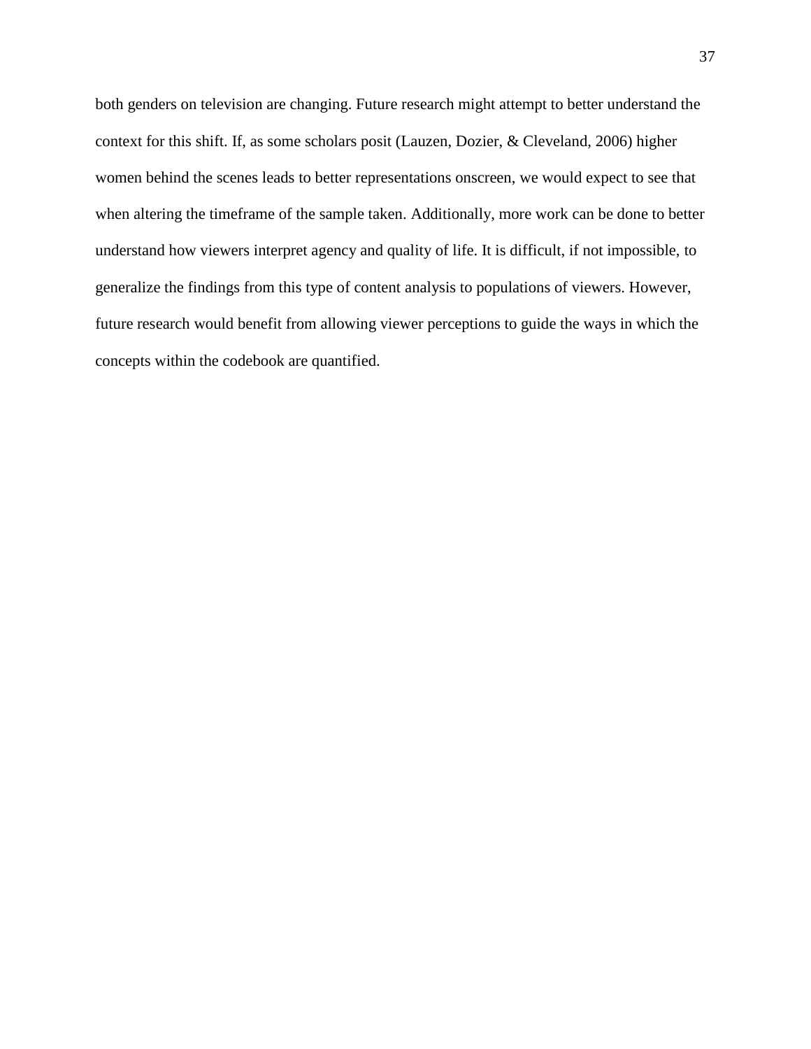both genders on television are changing. Future research might attempt to better understand the context for this shift. If, as some scholars posit (Lauzen, Dozier, & Cleveland, 2006) higher women behind the scenes leads to better representations onscreen, we would expect to see that when altering the timeframe of the sample taken. Additionally, more work can be done to better understand how viewers interpret agency and quality of life. It is difficult, if not impossible, to generalize the findings from this type of content analysis to populations of viewers. However, future research would benefit from allowing viewer perceptions to guide the ways in which the concepts within the codebook are quantified.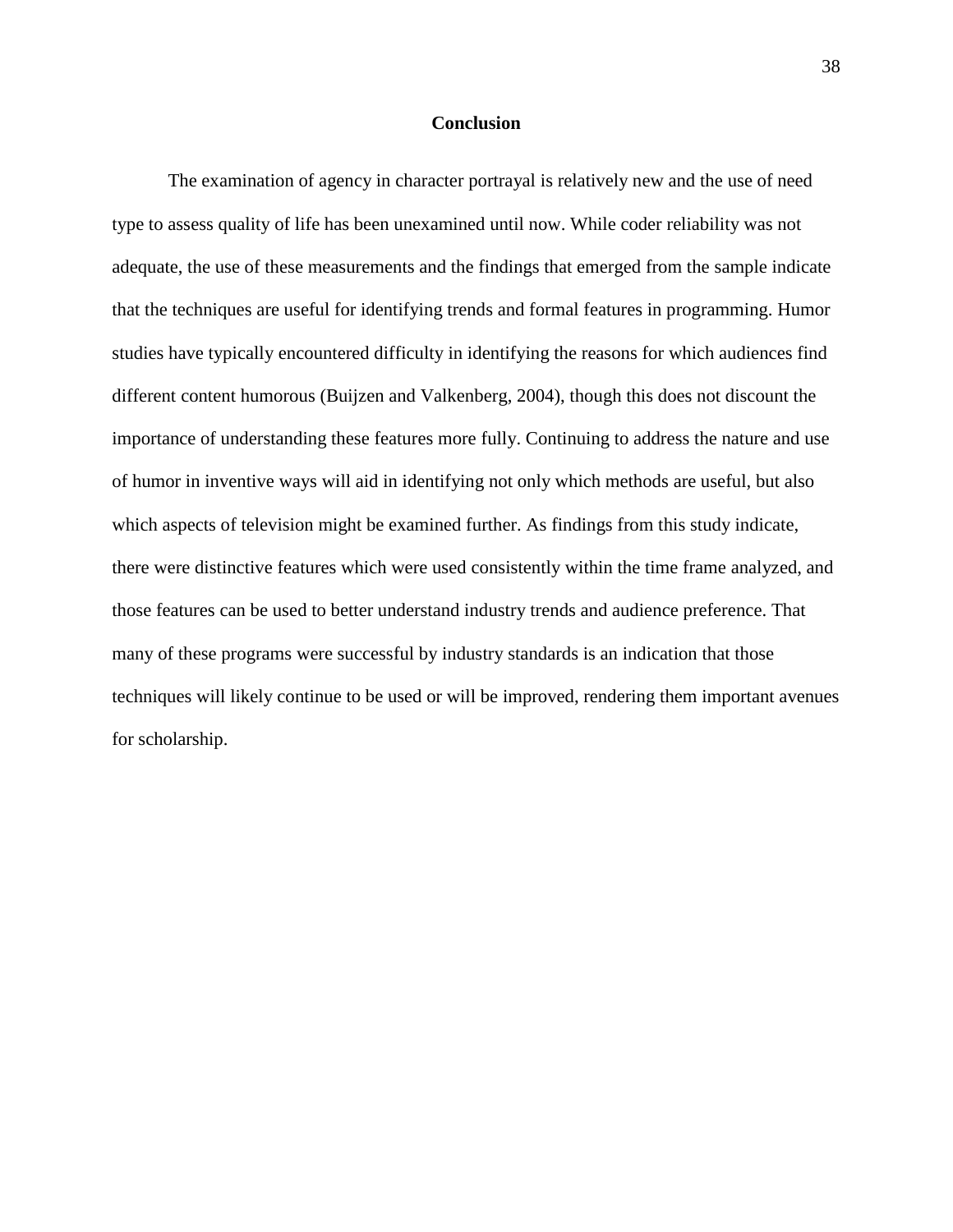## Conclusion

The examination of agency in character portrayal is relatively new and the use of need type to assess quality of life has been unexamined until now. While coder reliability was not adequate, the use of these measurements and the findings that emerged from the sample indicate that the techniques are useful for identifying trends and formal features in programming. Humor studies have typically encountered difficulty in identifying the reasons for which audiences find different content humorous (Buijzen and Valkenberg, 2004), though this does not discount the importance of understanding these features more fully. Continuing to address the nature and use of humor in inventive ways will aid in identifying not only which methods are useful, but also which aspects of television might be examined further. As findings from this study indicate, there were distinctive features which were used consistently within the time frame analyzed, and those features can be used to better understand industry trends and audience preference. That many of these programs were successful by industry standards is an indication that those techniques will likely continue to be used or will be improved, rendering them important avenues for scholarship.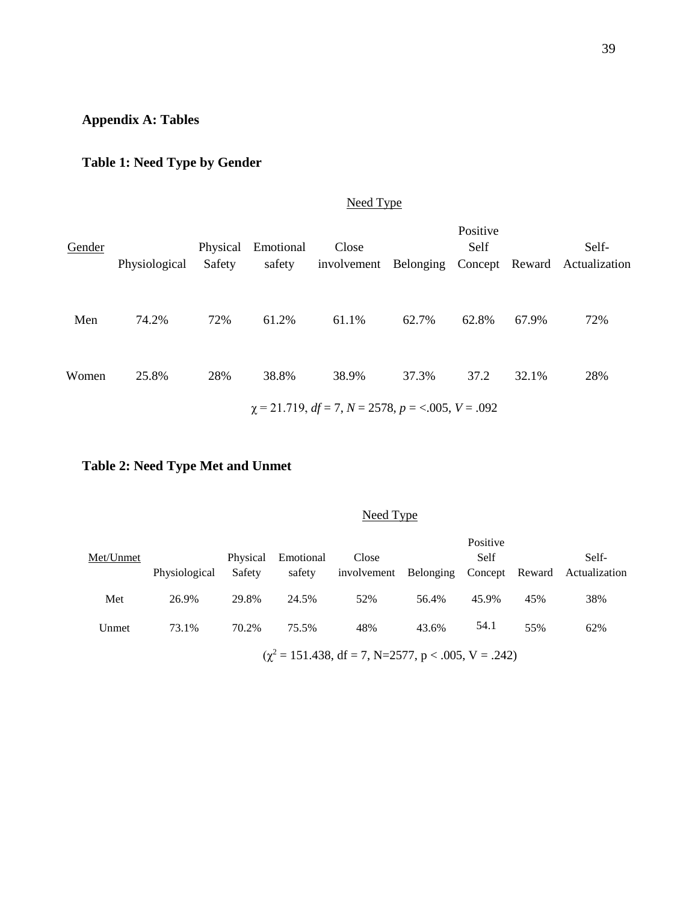## Appendix A: Tables

### Table 1: Need Type by Gender

| Gender | Need Type | | | | | | | |
|---|---|---|---|---|---|---|---|---|
| | Physiological | Physical Safety | Emotional safety | Close involvement | Belonging | Positive Self Concept | Reward | Self-Actualization |
| Men | 74.2% | 72% | 61.2% | 61.1% | 62.7% | 62.8% | 67.9% | 72% |
| Women | 25.8% | 28% | 38.8% | 38.9% | 37.3% | 37.2 | 32.1% | 28% |

$\chi$ = 21.719, *df* = 7, *N* = 2578, *p* = <.005, *V* = .092

### Table 2: Need Type Met and Unmet

| Met/Unmet | Need Type | | | | | | | |
|---|---|---|---|---|---|---|---|---|
| | Physiological | Physical Safety | Emotional safety | Close involvement | Belonging | Positive Self Concept | Reward | Self-Actualization |
| Met | 26.9% | 29.8% | 24.5% | 52% | 56.4% | 45.9% | 45% | 38% |
| Unmet | 73.1% | 70.2% | 75.5% | 48% | 43.6% | 54.1 | 55% | 62% |

($\chi^2$ = 151.438, df = 7, N=2577, p < .005, V = .242)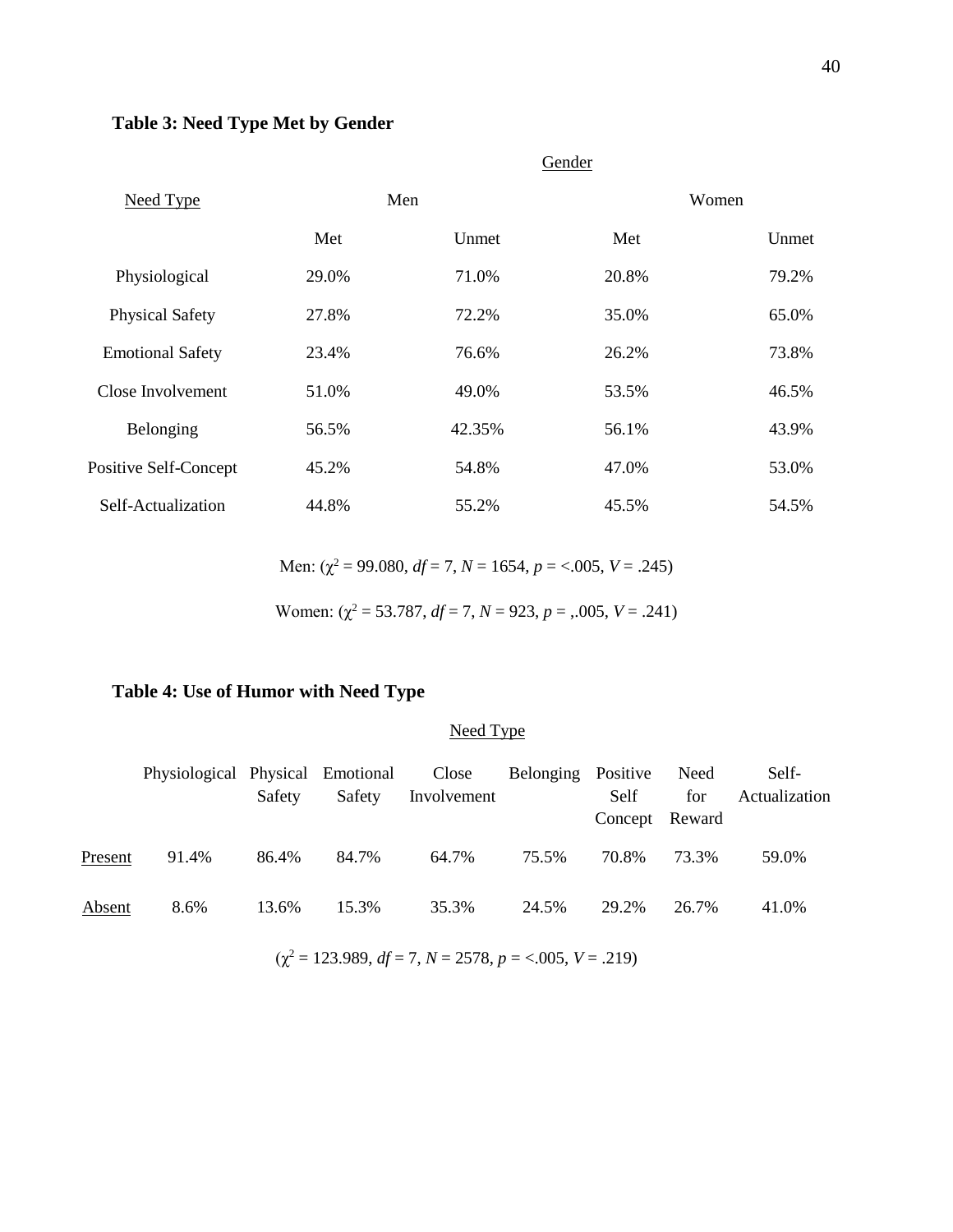**Table 3: Need Type Met by Gender**

| | Gender | | | |
|---|---|---|---|---|
| Need Type | Men | | Women | |
| | Met | Unmet | Met | Unmet |
| Physiological | 29.0% | 71.0% | 20.8% | 79.2% |
| Physical Safety | 27.8% | 72.2% | 35.0% | 65.0% |
| Emotional Safety | 23.4% | 76.6% | 26.2% | 73.8% |
| Close Involvement | 51.0% | 49.0% | 53.5% | 46.5% |
| Belonging | 56.5% | 42.35% | 56.1% | 43.9% |
| Positive Self-Concept | 45.2% | 54.8% | 47.0% | 53.0% |
| Self-Actualization | 44.8% | 55.2% | 45.5% | 54.5% |

Men: ($\chi^2$ = 99.080, $df$ = 7, $N$ = 1654, $p$ = <.005, $V$ = .245)

Women: ($\chi^2$ = 53.787, $df$ = 7, $N$ = 923, $p$ = ,.005, $V$ = .241)

**Table 4: Use of Humor with Need Type**

| | Need Type | | | | | | | |
|---|---|---|---|---|---|---|---|---|
| | Physiological | Physical Safety | Emotional Safety | Close Involvement | Belonging | Positive Self Concept | Need for Reward | Self-Actualization |
| Present | 91.4% | 86.4% | 84.7% | 64.7% | 75.5% | 70.8% | 73.3% | 59.0% |
| Absent | 8.6% | 13.6% | 15.3% | 35.3% | 24.5% | 29.2% | 26.7% | 41.0% |

($\chi^2$ = 123.989, $df$ = 7, $N$ = 2578, $p$ = <.005, $V$ = .219)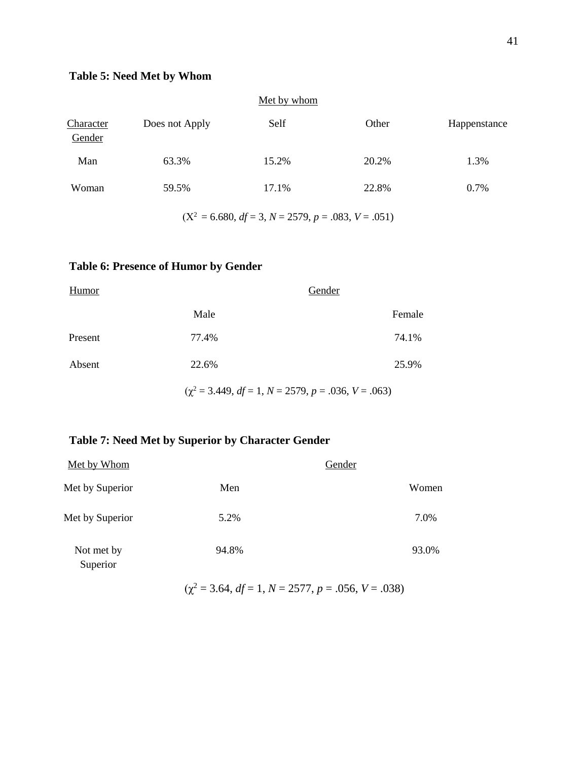**Table 5: Need Met by Whom**

| Character Gender | Met by whom | | | |
|---|---|---|---|---|
| | Does not Apply | Self | Other | Happenstance |
| Man | 63.3% | 15.2% | 20.2% | 1.3% |
| Woman | 59.5% | 17.1% | 22.8% | 0.7% |

($X^2$ = 6.680, $df$ = 3, $N$ = 2579, $p$ = .083, $V$ = .051)

**Table 6: Presence of Humor by Gender**

| Humor | Gender | |
|---|---|---|
| | Male | Female |
| Present | 77.4% | 74.1% |
| Absent | 22.6% | 25.9% |

($\chi^2$ = 3.449, $df$ = 1, $N$ = 2579, $p$ = .036, $V$ = .063)

**Table 7: Need Met by Superior by Character Gender**

| Met by Whom | Gender | |
|---|---|---|
| Met by Superior | Men | Women |
| Met by Superior | 5.2% | 7.0% |
| Not met by Superior | 94.8% | 93.0% |

($\chi^2$ = 3.64, $df$ = 1, $N$ = 2577, $p$ = .056, $V$ = .038)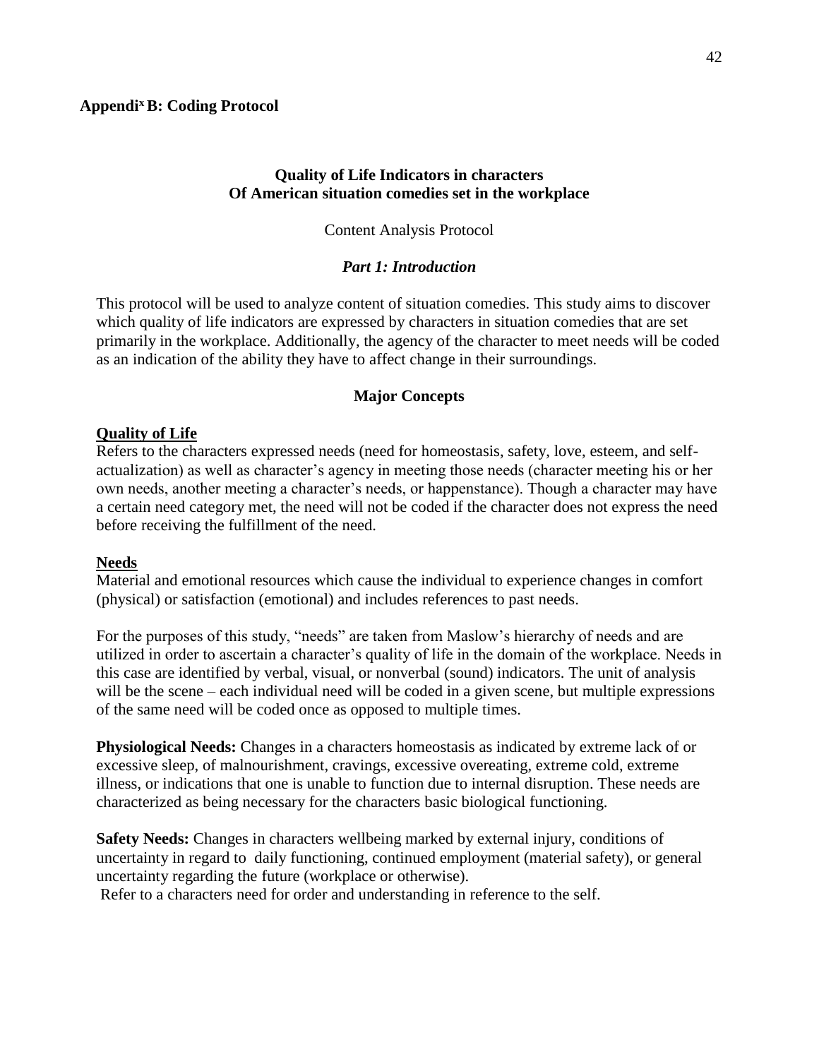**Appendix B: Coding Protocol**

## Quality of Life Indicators in characters Of American situation comedies set in the workplace

Content Analysis Protocol

### *Part 1: Introduction*

This protocol will be used to analyze content of situation comedies. This study aims to discover which quality of life indicators are expressed by characters in situation comedies that are set primarily in the workplace. Additionally, the agency of the character to meet needs will be coded as an indication of the ability they have to affect change in their surroundings.

### Major Concepts

**Quality of Life**

Refers to the characters expressed needs (need for homeostasis, safety, love, esteem, and self-actualization) as well as character's agency in meeting those needs (character meeting his or her own needs, another meeting a character's needs, or happenstance). Though a character may have a certain need category met, the need will not be coded if the character does not express the need before receiving the fulfillment of the need.

**Needs**

Material and emotional resources which cause the individual to experience changes in comfort (physical) or satisfaction (emotional) and includes references to past needs.

For the purposes of this study, "needs" are taken from Maslow's hierarchy of needs and are utilized in order to ascertain a character's quality of life in the domain of the workplace. Needs in this case are identified by verbal, visual, or nonverbal (sound) indicators. The unit of analysis will be the scene – each individual need will be coded in a given scene, but multiple expressions of the same need will be coded once as opposed to multiple times.

**Physiological Needs:** Changes in a characters homeostasis as indicated by extreme lack of or excessive sleep, of malnourishment, cravings, excessive overeating, extreme cold, extreme illness, or indications that one is unable to function due to internal disruption. These needs are characterized as being necessary for the characters basic biological functioning.

**Safety Needs:** Changes in characters wellbeing marked by external injury, conditions of uncertainty in regard to daily functioning, continued employment (material safety), or general uncertainty regarding the future (workplace or otherwise).

Refer to a characters need for order and understanding in reference to the self.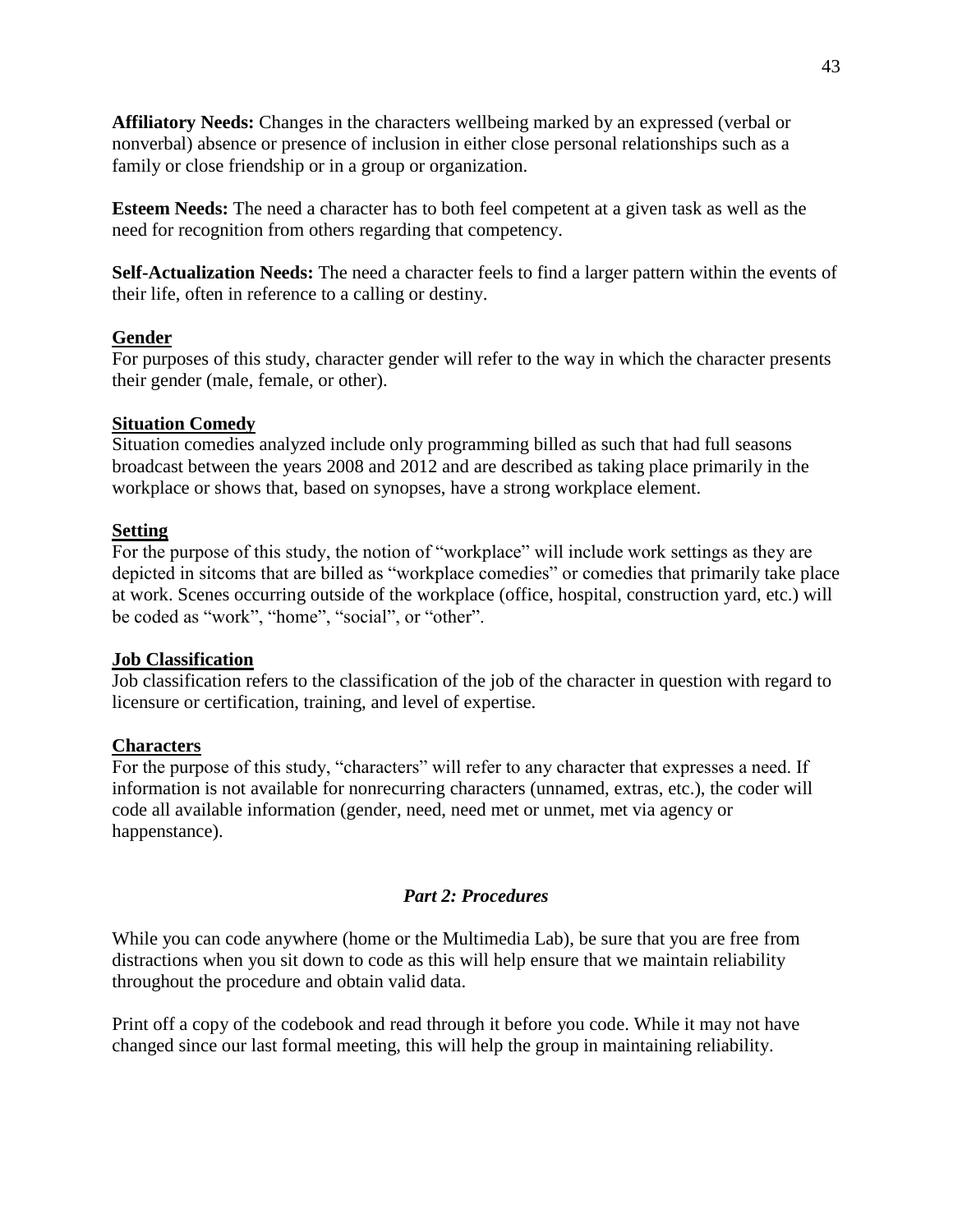**Affiliatory Needs:** Changes in the characters wellbeing marked by an expressed (verbal or nonverbal) absence or presence of inclusion in either close personal relationships such as a family or close friendship or in a group or organization.

**Esteem Needs:** The need a character has to both feel competent at a given task as well as the need for recognition from others regarding that competency.

**Self-Actualization Needs:** The need a character feels to find a larger pattern within the events of their life, often in reference to a calling or destiny.

**Gender**

For purposes of this study, character gender will refer to the way in which the character presents their gender (male, female, or other).

**Situation Comedy**

Situation comedies analyzed include only programming billed as such that had full seasons broadcast between the years 2008 and 2012 and are described as taking place primarily in the workplace or shows that, based on synopses, have a strong workplace element.

**Setting**

For the purpose of this study, the notion of "workplace" will include work settings as they are depicted in sitcoms that are billed as "workplace comedies" or comedies that primarily take place at work. Scenes occurring outside of the workplace (office, hospital, construction yard, etc.) will be coded as "work", "home", "social", or "other".

**Job Classification**

Job classification refers to the classification of the job of the character in question with regard to licensure or certification, training, and level of expertise.

**Characters**

For the purpose of this study, "characters" will refer to any character that expresses a need. If information is not available for nonrecurring characters (unnamed, extras, etc.), the coder will code all available information (gender, need, need met or unmet, met via agency or happenstance).

### *Part 2: Procedures*

While you can code anywhere (home or the Multimedia Lab), be sure that you are free from distractions when you sit down to code as this will help ensure that we maintain reliability throughout the procedure and obtain valid data.

Print off a copy of the codebook and read through it before you code. While it may not have changed since our last formal meeting, this will help the group in maintaining reliability.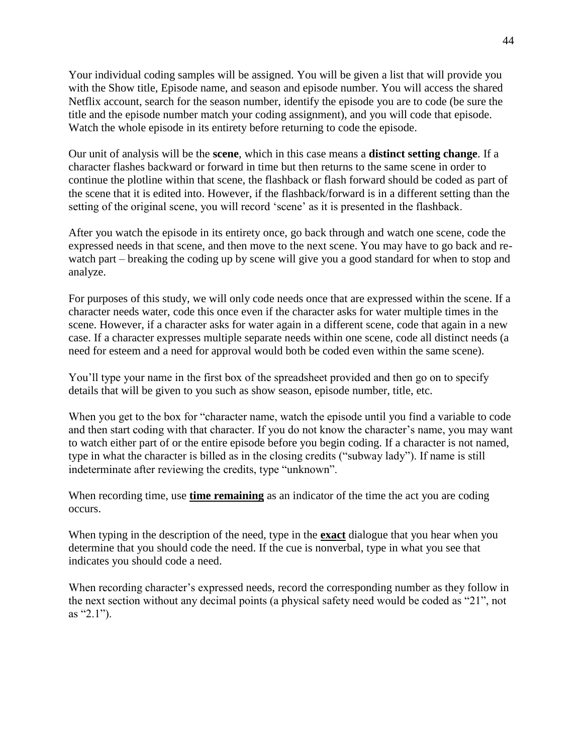Your individual coding samples will be assigned. You will be given a list that will provide you with the Show title, Episode name, and season and episode number. You will access the shared Netflix account, search for the season number, identify the episode you are to code (be sure the title and the episode number match your coding assignment), and you will code that episode. Watch the whole episode in its entirety before returning to code the episode.

Our unit of analysis will be the **scene**, which in this case means a **distinct setting change**. If a character flashes backward or forward in time but then returns to the same scene in order to continue the plotline within that scene, the flashback or flash forward should be coded as part of the scene that it is edited into. However, if the flashback/forward is in a different setting than the setting of the original scene, you will record 'scene' as it is presented in the flashback.

After you watch the episode in its entirety once, go back through and watch one scene, code the expressed needs in that scene, and then move to the next scene. You may have to go back and re-watch part – breaking the coding up by scene will give you a good standard for when to stop and analyze.

For purposes of this study, we will only code needs once that are expressed within the scene. If a character needs water, code this once even if the character asks for water multiple times in the scene. However, if a character asks for water again in a different scene, code that again in a new case. If a character expresses multiple separate needs within one scene, code all distinct needs (a need for esteem and a need for approval would both be coded even within the same scene).

You'll type your name in the first box of the spreadsheet provided and then go on to specify details that will be given to you such as show season, episode number, title, etc.

When you get to the box for "character name, watch the episode until you find a variable to code and then start coding with that character. If you do not know the character's name, you may want to watch either part of or the entire episode before you begin coding. If a character is not named, type in what the character is billed as in the closing credits ("subway lady"). If name is still indeterminate after reviewing the credits, type "unknown".

When recording time, use <u>**time remaining**</u> as an indicator of the time the act you are coding occurs.

When typing in the description of the need, type in the <u>**exact**</u> dialogue that you hear when you determine that you should code the need. If the cue is nonverbal, type in what you see that indicates you should code a need.

When recording character's expressed needs, record the corresponding number as they follow in the next section without any decimal points (a physical safety need would be coded as "21", not as "2.1").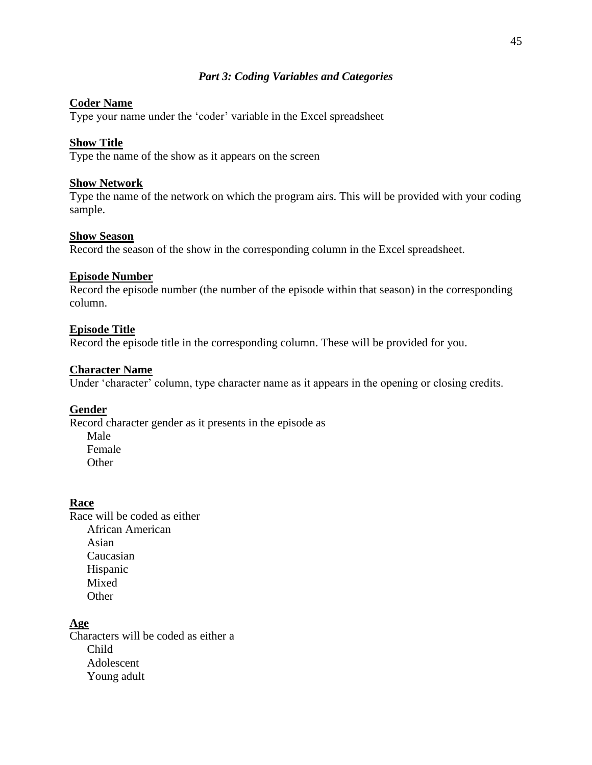### *Part 3: Coding Variables and Categories*

**Coder Name**

Type your name under the 'coder' variable in the Excel spreadsheet

**Show Title**

Type the name of the show as it appears on the screen

**Show Network**

Type the name of the network on which the program airs. This will be provided with your coding sample.

**Show Season**

Record the season of the show in the corresponding column in the Excel spreadsheet.

**Episode Number**

Record the episode number (the number of the episode within that season) in the corresponding column.

**Episode Title**

Record the episode title in the corresponding column. These will be provided for you.

**Character Name**

Under 'character' column, type character name as it appears in the opening or closing credits.

**Gender**

Record character gender as it presents in the episode as

- Male
- Female
- Other

**Race**

Race will be coded as either

- African American
- Asian
- Caucasian
- Hispanic
- Mixed
- Other

**Age**

Characters will be coded as either a

- Child
- Adolescent
- Young adult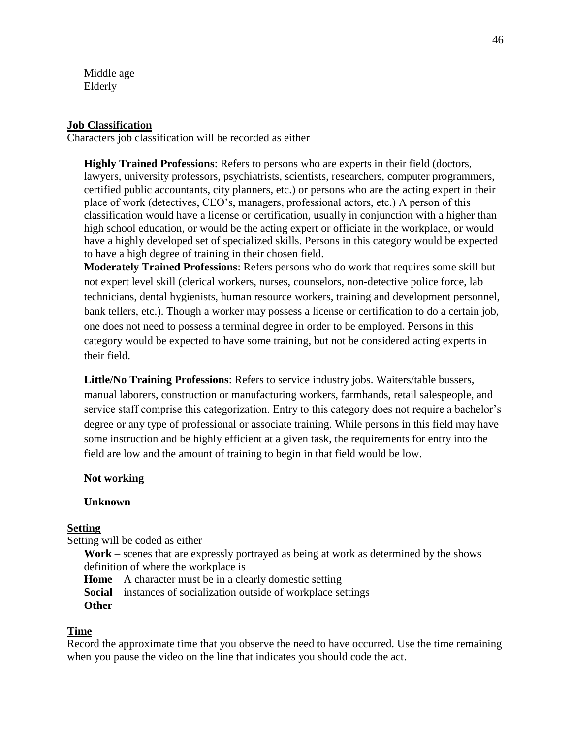Middle age
Elderly

**Job Classification**

Characters job classification will be recorded as either

**Highly Trained Professions**: Refers to persons who are experts in their field (doctors, lawyers, university professors, psychiatrists, scientists, researchers, computer programmers, certified public accountants, city planners, etc.) or persons who are the acting expert in their place of work (detectives, CEO's, managers, professional actors, etc.) A person of this classification would have a license or certification, usually in conjunction with a higher than high school education, or would be the acting expert or officiate in the workplace, or would have a highly developed set of specialized skills. Persons in this category would be expected to have a high degree of training in their chosen field.

**Moderately Trained Professions**: Refers persons who do work that requires some skill but not expert level skill (clerical workers, nurses, counselors, non-detective police force, lab technicians, dental hygienists, human resource workers, training and development personnel, bank tellers, etc.). Though a worker may possess a license or certification to do a certain job, one does not need to possess a terminal degree in order to be employed. Persons in this category would be expected to have some training, but not be considered acting experts in their field.

**Little/No Training Professions**: Refers to service industry jobs. Waiters/table bussers, manual laborers, construction or manufacturing workers, farmhands, retail salespeople, and service staff comprise this categorization. Entry to this category does not require a bachelor's degree or any type of professional or associate training. While persons in this field may have some instruction and be highly efficient at a given task, the requirements for entry into the field are low and the amount of training to begin in that field would be low.

**Not working**

**Unknown**

**Setting**

Setting will be coded as either

**Work** – scenes that are expressly portrayed as being at work as determined by the shows definition of where the workplace is
**Home** – A character must be in a clearly domestic setting
**Social** – instances of socialization outside of workplace settings
**Other**

**Time**

Record the approximate time that you observe the need to have occurred. Use the time remaining when you pause the video on the line that indicates you should code the act.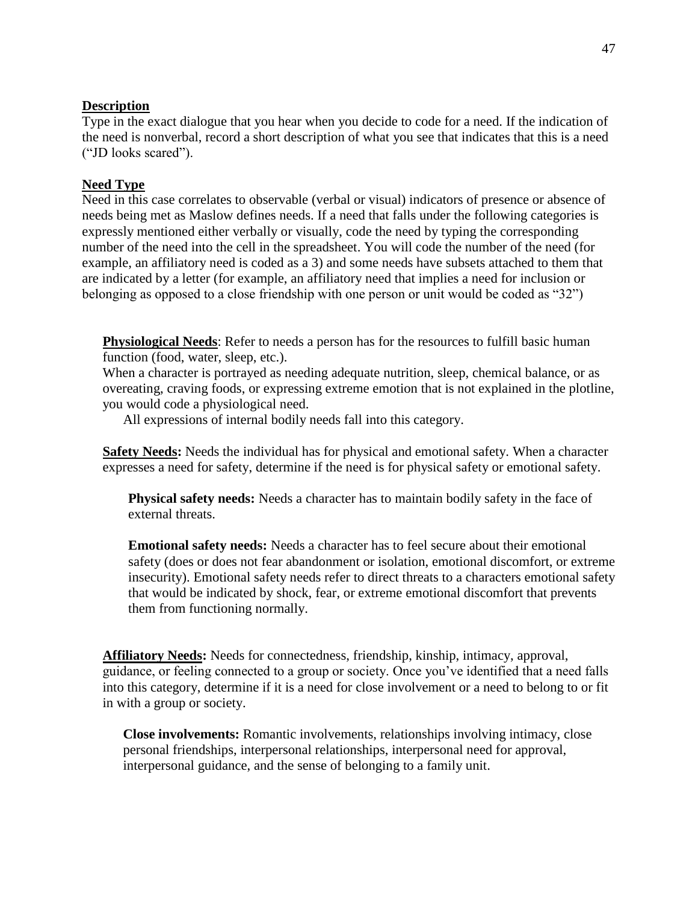**<u>Description</u>**

Type in the exact dialogue that you hear when you decide to code for a need. If the indication of the need is nonverbal, record a short description of what you see that indicates that this is a need ("JD looks scared").

**<u>Need Type</u>**

Need in this case correlates to observable (verbal or visual) indicators of presence or absence of needs being met as Maslow defines needs. If a need that falls under the following categories is expressly mentioned either verbally or visually, code the need by typing the corresponding number of the need into the cell in the spreadsheet. You will code the number of the need (for example, an affiliatory need is coded as a 3) and some needs have subsets attached to them that are indicated by a letter (for example, an affiliatory need that implies a need for inclusion or belonging as opposed to a close friendship with one person or unit would be coded as "32")

**<u>Physiological Needs</u>**: Refer to needs a person has for the resources to fulfill basic human function (food, water, sleep, etc.).
When a character is portrayed as needing adequate nutrition, sleep, chemical balance, or as overeating, craving foods, or expressing extreme emotion that is not explained in the plotline, you would code a physiological need.
All expressions of internal bodily needs fall into this category.

**<u>Safety Needs</u>:** Needs the individual has for physical and emotional safety. When a character expresses a need for safety, determine if the need is for physical safety or emotional safety.

**Physical safety needs:** Needs a character has to maintain bodily safety in the face of external threats.

**Emotional safety needs:** Needs a character has to feel secure about their emotional safety (does or does not fear abandonment or isolation, emotional discomfort, or extreme insecurity). Emotional safety needs refer to direct threats to a characters emotional safety that would be indicated by shock, fear, or extreme emotional discomfort that prevents them from functioning normally.

**<u>Affiliatory Needs</u>:** Needs for connectedness, friendship, kinship, intimacy, approval, guidance, or feeling connected to a group or society. Once you've identified that a need falls into this category, determine if it is a need for close involvement or a need to belong to or fit in with a group or society.

**Close involvements:** Romantic involvements, relationships involving intimacy, close personal friendships, interpersonal relationships, interpersonal need for approval, interpersonal guidance, and the sense of belonging to a family unit.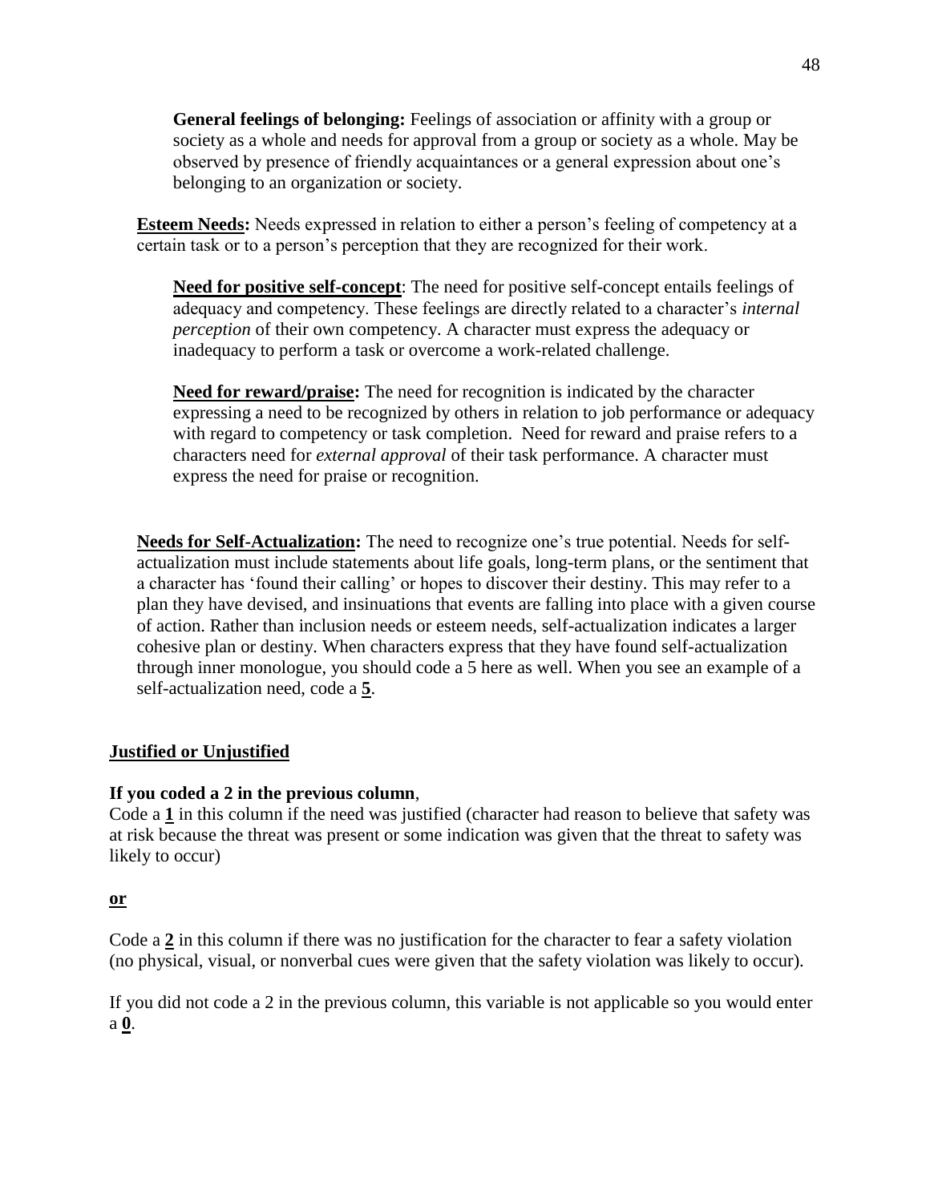**General feelings of belonging:** Feelings of association or affinity with a group or society as a whole and needs for approval from a group or society as a whole. May be observed by presence of friendly acquaintances or a general expression about one's belonging to an organization or society.

**Esteem Needs:** Needs expressed in relation to either a person's feeling of competency at a certain task or to a person's perception that they are recognized for their work.

**Need for positive self-concept**: The need for positive self-concept entails feelings of adequacy and competency. These feelings are directly related to a character's *internal perception* of their own competency. A character must express the adequacy or inadequacy to perform a task or overcome a work-related challenge.

**Need for reward/praise:** The need for recognition is indicated by the character expressing a need to be recognized by others in relation to job performance or adequacy with regard to competency or task completion. Need for reward and praise refers to a characters need for *external approval* of their task performance. A character must express the need for praise or recognition.

**Needs for Self-Actualization:** The need to recognize one's true potential. Needs for self-actualization must include statements about life goals, long-term plans, or the sentiment that a character has 'found their calling' or hopes to discover their destiny. This may refer to a plan they have devised, and insinuations that events are falling into place with a given course of action. Rather than inclusion needs or esteem needs, self-actualization indicates a larger cohesive plan or destiny. When characters express that they have found self-actualization through inner monologue, you should code a 5 here as well. When you see an example of a self-actualization need, code a **5**.

**Justified or Unjustified**

**If you coded a 2 in the previous column**,
Code a **1** in this column if the need was justified (character had reason to believe that safety was at risk because the threat was present or some indication was given that the threat to safety was likely to occur)

**or**

Code a **2** in this column if there was no justification for the character to fear a safety violation (no physical, visual, or nonverbal cues were given that the safety violation was likely to occur).

If you did not code a 2 in the previous column, this variable is not applicable so you would enter a **0**.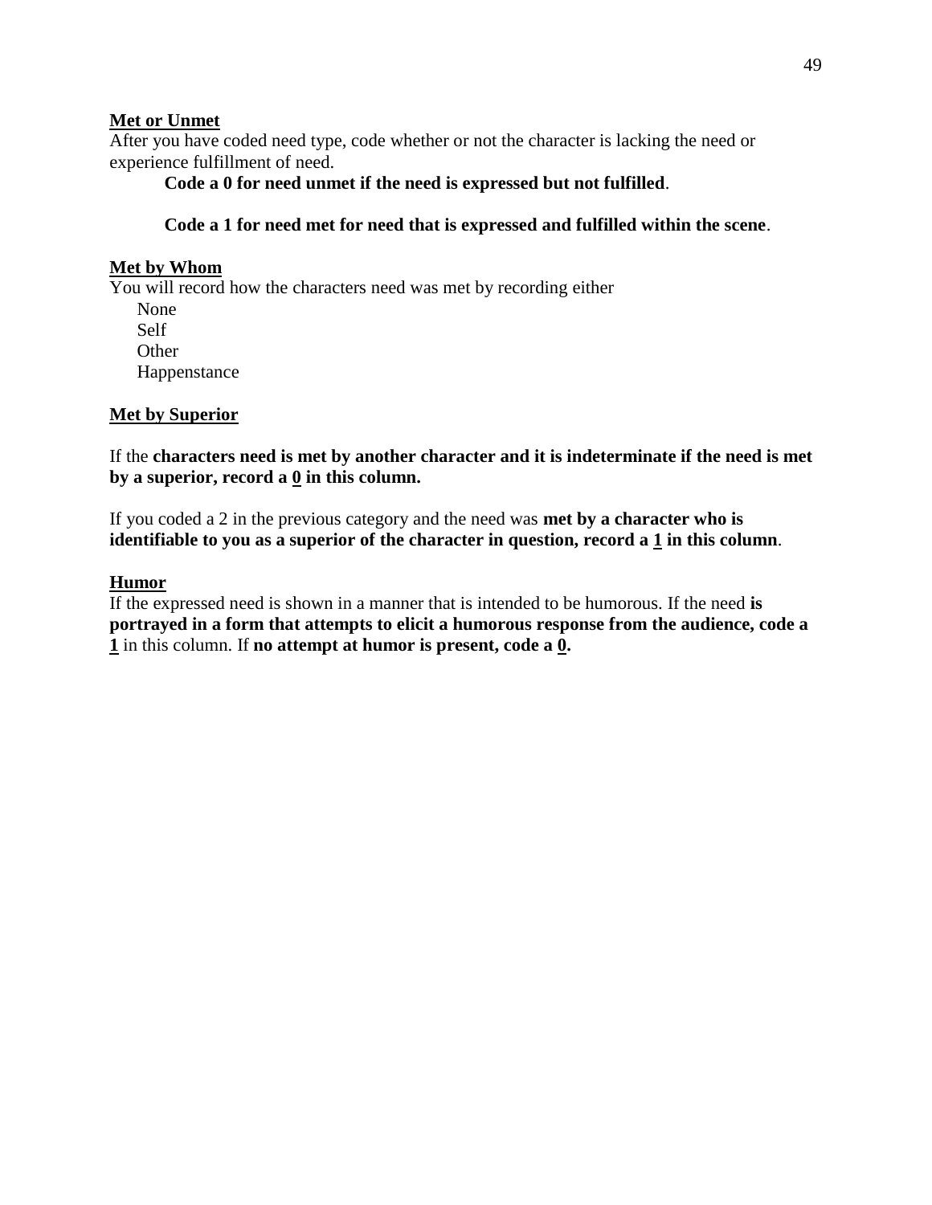**<u>Met or Unmet</u>**
After you have coded need type, code whether or not the character is lacking the need or experience fulfillment of need.

> **Code a 0 for need unmet if the need is expressed but not fulfilled**.
>
> **Code a 1 for need met for need that is expressed and fulfilled within the scene**.

**<u>Met by Whom</u>**
You will record how the characters need was met by recording either

- None
- Self
- Other
- Happenstance

**<u>Met by Superior</u>**

If the **characters need is met by another character and it is indeterminate if the need is met by a superior, record a <u>0</u> in this column.**

If you coded a 2 in the previous category and the need was **met by a character who is identifiable to you as a superior of the character in question, record a <u>1</u> in this column**.

**<u>Humor</u>**
If the expressed need is shown in a manner that is intended to be humorous. If the need **is portrayed in a form that attempts to elicit a humorous response from the audience, code a <u>1</u>** in this column. If **no attempt at humor is present, code a <u>0</u>.**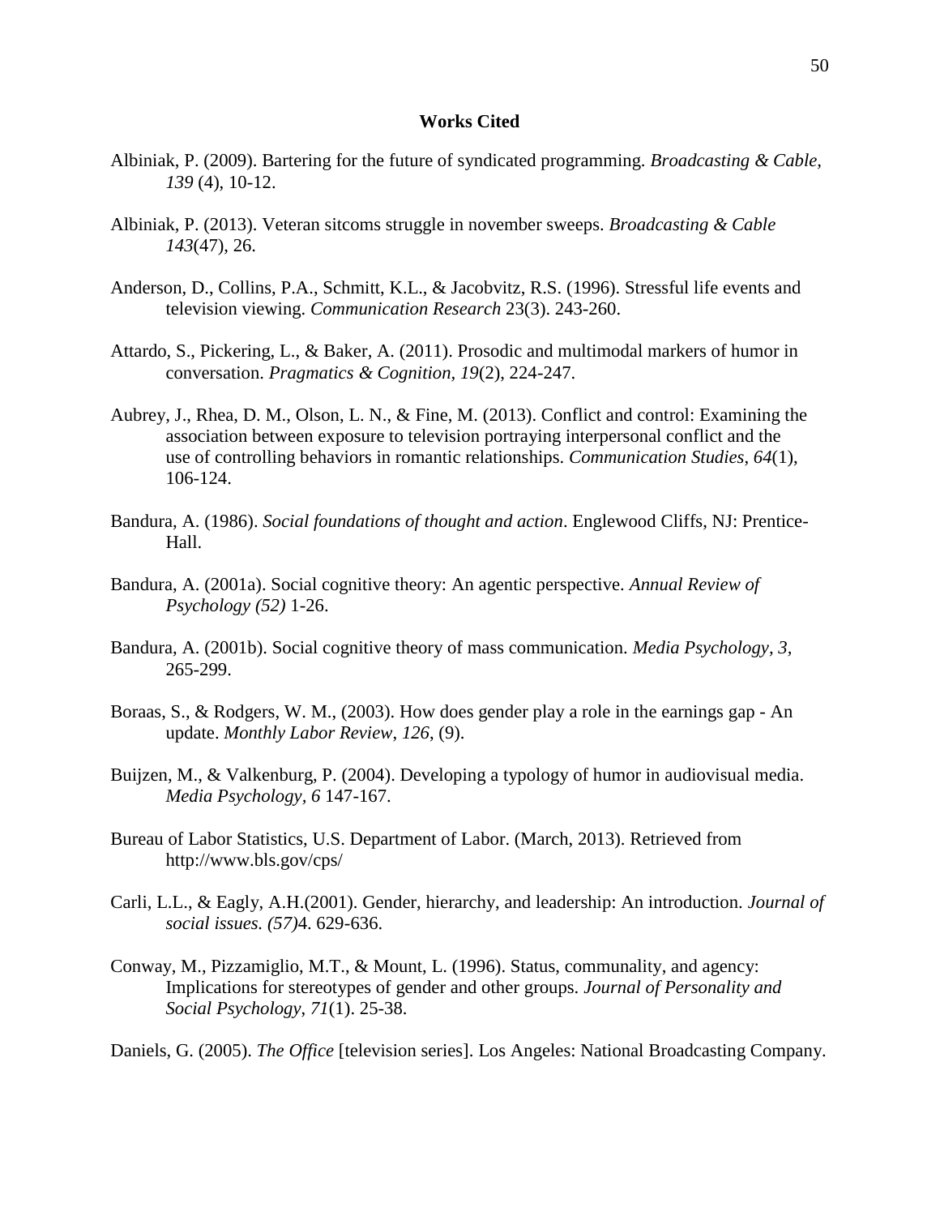# Works Cited

Albiniak, P. (2009). Bartering for the future of syndicated programming. *Broadcasting & Cable, 139* (4), 10-12.

Albiniak, P. (2013). Veteran sitcoms struggle in november sweeps. *Broadcasting & Cable 143*(47), 26.

Anderson, D., Collins, P.A., Schmitt, K.L., & Jacobvitz, R.S. (1996). Stressful life events and television viewing. *Communication Research* 23(3). 243-260.

Attardo, S., Pickering, L., & Baker, A. (2011). Prosodic and multimodal markers of humor in conversation. *Pragmatics & Cognition, 19*(2), 224-247.

Aubrey, J., Rhea, D. M., Olson, L. N., & Fine, M. (2013). Conflict and control: Examining the association between exposure to television portraying interpersonal conflict and the use of controlling behaviors in romantic relationships. *Communication Studies, 64*(1), 106-124.

Bandura, A. (1986). *Social foundations of thought and action*. Englewood Cliffs, NJ: Prentice-Hall.

Bandura, A. (2001a). Social cognitive theory: An agentic perspective. *Annual Review of Psychology (52)* 1-26.

Bandura, A. (2001b). Social cognitive theory of mass communication. *Media Psychology, 3*, 265-299.

Boraas, S., & Rodgers, W. M., (2003). How does gender play a role in the earnings gap - An update. *Monthly Labor Review, 126*, (9).

Buijzen, M., & Valkenburg, P. (2004). Developing a typology of humor in audiovisual media. *Media Psychology, 6* 147-167.

Bureau of Labor Statistics, U.S. Department of Labor. (March, 2013). Retrieved from http://www.bls.gov/cps/

Carli, L.L., & Eagly, A.H.(2001). Gender, hierarchy, and leadership: An introduction. *Journal of social issues. (57)*4. 629-636.

Conway, M., Pizzamiglio, M.T., & Mount, L. (1996). Status, communality, and agency: Implications for stereotypes of gender and other groups. *Journal of Personality and Social Psychology, 71*(1). 25-38.

Daniels, G. (2005). *The Office* [television series]. Los Angeles: National Broadcasting Company.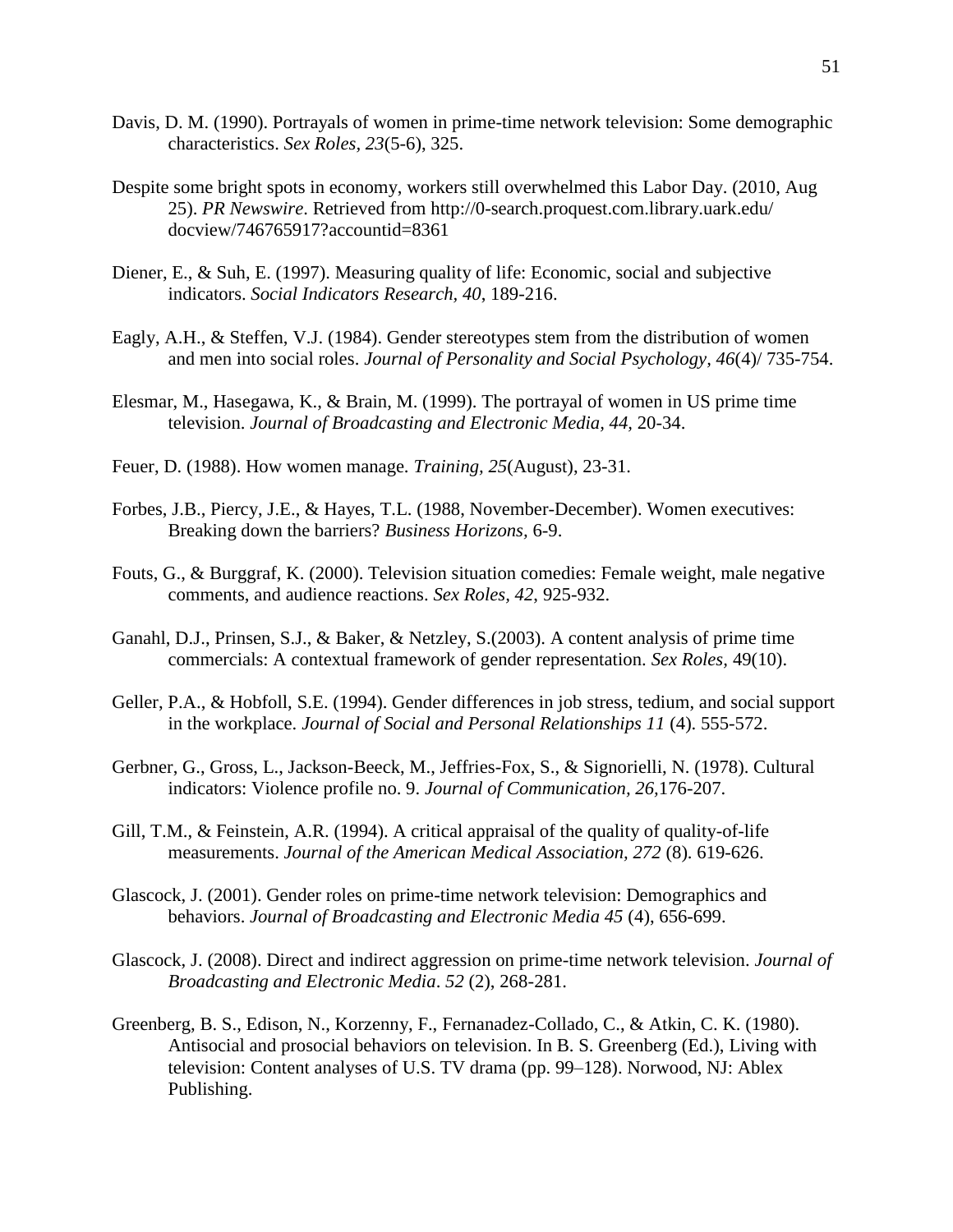Davis, D. M. (1990). Portrayals of women in prime-time network television: Some demographic characteristics. *Sex Roles, 23*(5-6), 325.

Despite some bright spots in economy, workers still overwhelmed this Labor Day. (2010, Aug 25). *PR Newswire*. Retrieved from http://0-search.proquest.com.library.uark.edu/docview/746765917?accountid=8361

Diener, E., & Suh, E. (1997). Measuring quality of life: Economic, social and subjective indicators. *Social Indicators Research, 40*, 189-216.

Eagly, A.H., & Steffen, V.J. (1984). Gender stereotypes stem from the distribution of women and men into social roles. *Journal of Personality and Social Psychology, 46*(4)/ 735-754.

Elesmar, M., Hasegawa, K., & Brain, M. (1999). The portrayal of women in US prime time television. *Journal of Broadcasting and Electronic Media, 44*, 20-34.

Feuer, D. (1988). How women manage. *Training, 25*(August), 23-31.

Forbes, J.B., Piercy, J.E., & Hayes, T.L. (1988, November-December). Women executives: Breaking down the barriers? *Business Horizons*, 6-9.

Fouts, G., & Burggraf, K. (2000). Television situation comedies: Female weight, male negative comments, and audience reactions. *Sex Roles, 42*, 925-932.

Ganahl, D.J., Prinsen, S.J., & Baker, & Netzley, S.(2003). A content analysis of prime time commercials: A contextual framework of gender representation. *Sex Roles*, 49(10).

Geller, P.A., & Hobfoll, S.E. (1994). Gender differences in job stress, tedium, and social support in the workplace. *Journal of Social and Personal Relationships 11* (4). 555-572.

Gerbner, G., Gross, L., Jackson-Beeck, M., Jeffries-Fox, S., & Signorielli, N. (1978). Cultural indicators: Violence profile no. 9. *Journal of Communication, 26*,176-207.

Gill, T.M., & Feinstein, A.R. (1994). A critical appraisal of the quality of quality-of-life measurements. *Journal of the American Medical Association, 272* (8). 619-626.

Glascock, J. (2001). Gender roles on prime-time network television: Demographics and behaviors. *Journal of Broadcasting and Electronic Media 45* (4), 656-699.

Glascock, J. (2008). Direct and indirect aggression on prime-time network television. *Journal of Broadcasting and Electronic Media*. *52* (2), 268-281.

Greenberg, B. S., Edison, N., Korzenny, F., Fernanadez-Collado, C., & Atkin, C. K. (1980). Antisocial and prosocial behaviors on television. In B. S. Greenberg (Ed.), Living with television: Content analyses of U.S. TV drama (pp. 99–128). Norwood, NJ: Ablex Publishing.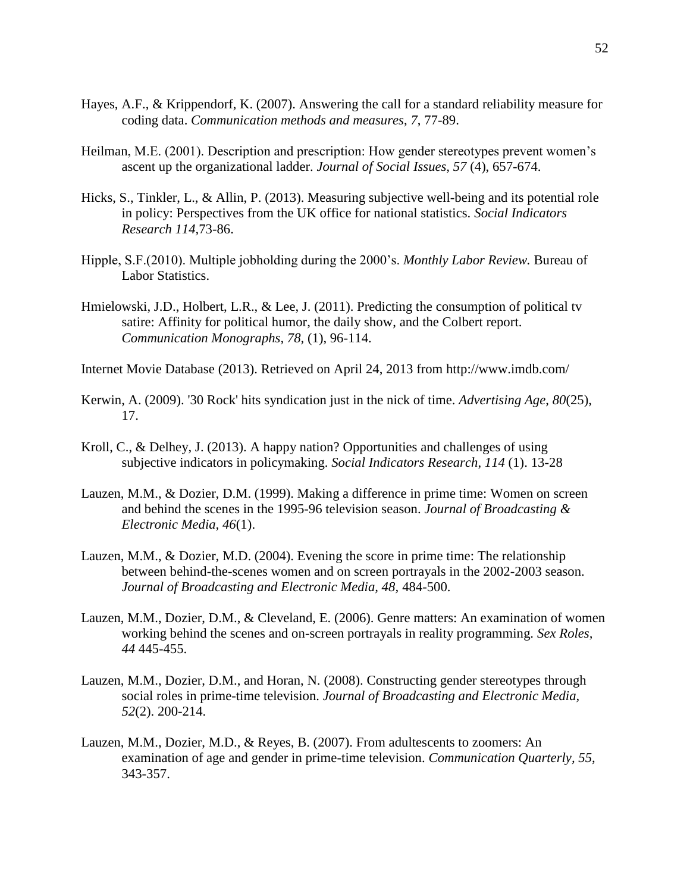Hayes, A.F., & Krippendorf, K. (2007). Answering the call for a standard reliability measure for coding data. *Communication methods and measures*, *7*, 77-89.

Heilman, M.E. (2001). Description and prescription: How gender stereotypes prevent women's ascent up the organizational ladder. *Journal of Social Issues, 57* (4), 657-674.

Hicks, S., Tinkler, L., & Allin, P. (2013). Measuring subjective well-being and its potential role in policy: Perspectives from the UK office for national statistics. *Social Indicators Research 114*,73-86.

Hipple, S.F.(2010). Multiple jobholding during the 2000's. *Monthly Labor Review.* Bureau of Labor Statistics.

Hmielowski, J.D., Holbert, L.R., & Lee, J. (2011). Predicting the consumption of political tv satire: Affinity for political humor, the daily show, and the Colbert report. *Communication Monographs, 78,* (1), 96-114.

Internet Movie Database (2013). Retrieved on April 24, 2013 from http://www.imdb.com/

Kerwin, A. (2009). '30 Rock' hits syndication just in the nick of time. *Advertising Age*, *80*(25), 17.

Kroll, C., & Delhey, J. (2013). A happy nation? Opportunities and challenges of using subjective indicators in policymaking. *Social Indicators Research, 114* (1). 13-28

Lauzen, M.M., & Dozier, D.M. (1999). Making a difference in prime time: Women on screen and behind the scenes in the 1995-96 television season. *Journal of Broadcasting & Electronic Media, 46*(1).

Lauzen, M.M., & Dozier, M.D. (2004). Evening the score in prime time: The relationship between behind-the-scenes women and on screen portrayals in the 2002-2003 season. *Journal of Broadcasting and Electronic Media, 48,* 484-500.

Lauzen, M.M., Dozier, D.M., & Cleveland, E. (2006). Genre matters: An examination of women working behind the scenes and on-screen portrayals in reality programming. *Sex Roles, 44* 445-455.

Lauzen, M.M., Dozier, D.M., and Horan, N. (2008). Constructing gender stereotypes through social roles in prime-time television. *Journal of Broadcasting and Electronic Media, 52*(2). 200-214.

Lauzen, M.M., Dozier, M.D., & Reyes, B. (2007). From adultescents to zoomers: An examination of age and gender in prime-time television. *Communication Quarterly, 55*, 343-357.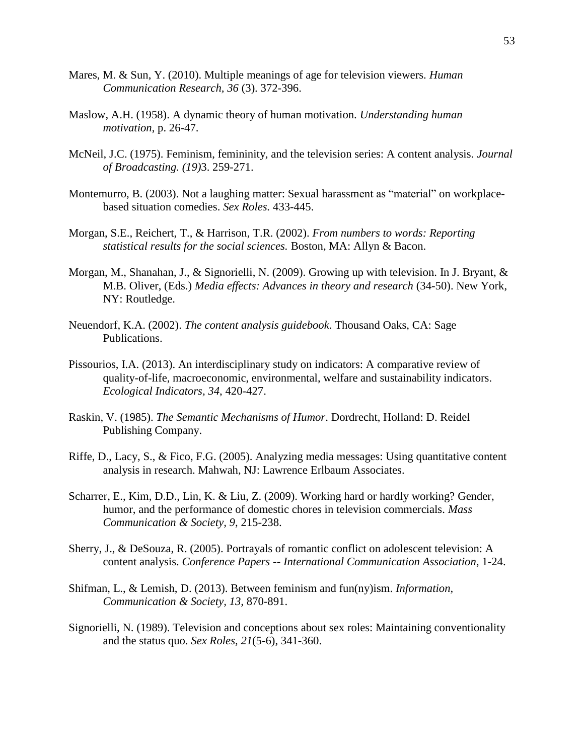Mares, M. & Sun, Y. (2010). Multiple meanings of age for television viewers. *Human Communication Research, 36* (3). 372-396.

Maslow, A.H. (1958). A dynamic theory of human motivation. *Understanding human motivation*, p. 26-47.

McNeil, J.C. (1975). Feminism, femininity, and the television series: A content analysis. *Journal of Broadcasting. (19)*3. 259-271.

Montemurro, B. (2003). Not a laughing matter: Sexual harassment as "material" on workplace-based situation comedies. *Sex Roles.* 433-445.

Morgan, S.E., Reichert, T., & Harrison, T.R. (2002). *From numbers to words: Reporting statistical results for the social sciences.* Boston, MA: Allyn & Bacon.

Morgan, M., Shanahan, J., & Signorielli, N. (2009). Growing up with television. In J. Bryant, & M.B. Oliver, (Eds.) *Media effects: Advances in theory and research* (34-50). New York, NY: Routledge.

Neuendorf, K.A. (2002). *The content analysis guidebook*. Thousand Oaks, CA: Sage Publications.

Pissourios, I.A. (2013). An interdisciplinary study on indicators: A comparative review of quality-of-life, macroeconomic, environmental, welfare and sustainability indicators. *Ecological Indicators, 34*, 420-427.

Raskin, V. (1985). *The Semantic Mechanisms of Humor*. Dordrecht, Holland: D. Reidel Publishing Company.

Riffe, D., Lacy, S., & Fico, F.G. (2005). Analyzing media messages: Using quantitative content analysis in research. Mahwah, NJ: Lawrence Erlbaum Associates.

Scharrer, E., Kim, D.D., Lin, K. & Liu, Z. (2009). Working hard or hardly working? Gender, humor, and the performance of domestic chores in television commercials. *Mass Communication & Society, 9*, 215-238.

Sherry, J., & DeSouza, R. (2005). Portrayals of romantic conflict on adolescent television: A content analysis. *Conference Papers -- International Communication Association*, 1-24.

Shifman, L., & Lemish, D. (2013). Between feminism and fun(ny)ism. *Information, Communication & Society, 13*, 870-891.

Signorielli, N. (1989). Television and conceptions about sex roles: Maintaining conventionality and the status quo. *Sex Roles, 21*(5-6), 341-360.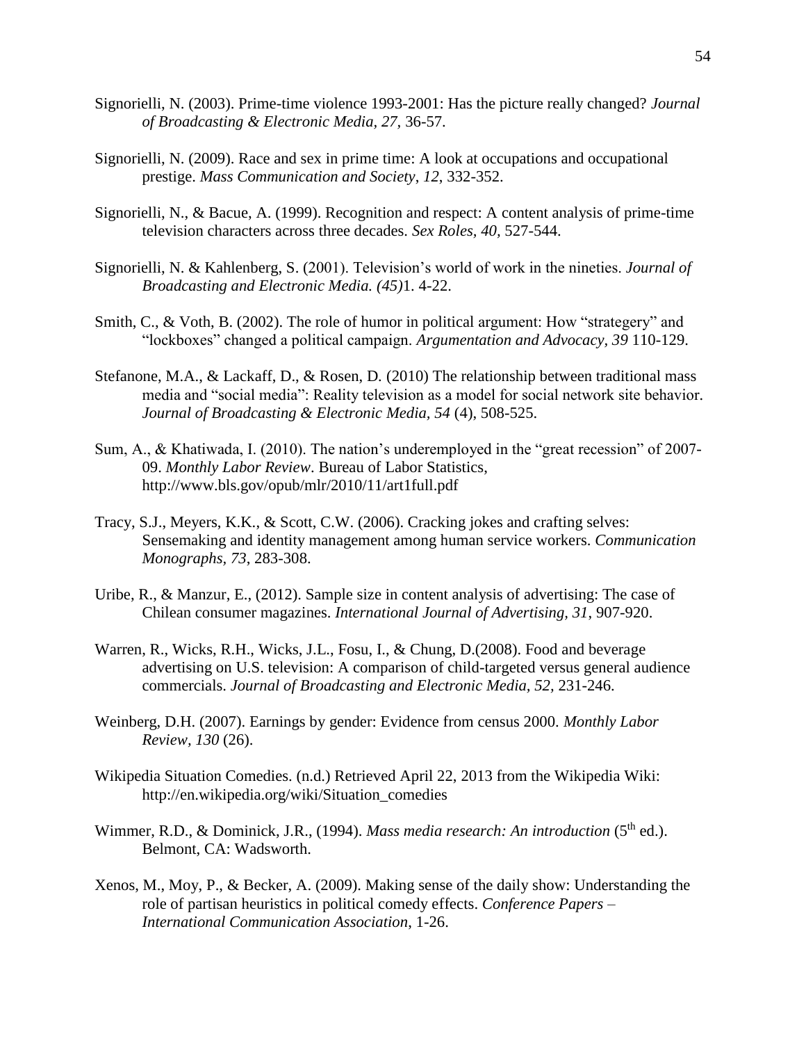Signorielli, N. (2003). Prime-time violence 1993-2001: Has the picture really changed? *Journal of Broadcasting & Electronic Media, 27,* 36-57.

Signorielli, N. (2009). Race and sex in prime time: A look at occupations and occupational prestige. *Mass Communication and Society, 12*, 332-352.

Signorielli, N., & Bacue, A. (1999). Recognition and respect: A content analysis of prime-time television characters across three decades. *Sex Roles, 40,* 527-544.

Signorielli, N. & Kahlenberg, S. (2001). Television's world of work in the nineties. *Journal of Broadcasting and Electronic Media. (45)*1. 4-22.

Smith, C., & Voth, B. (2002). The role of humor in political argument: How "strategery" and "lockboxes" changed a political campaign. *Argumentation and Advocacy, 39* 110-129.

Stefanone, M.A., & Lackaff, D., & Rosen, D. (2010) The relationship between traditional mass media and "social media": Reality television as a model for social network site behavior. *Journal of Broadcasting & Electronic Media, 54* (4), 508-525.

Sum, A., & Khatiwada, I. (2010). The nation's underemployed in the "great recession" of 2007-09. *Monthly Labor Review*. Bureau of Labor Statistics, http://www.bls.gov/opub/mlr/2010/11/art1full.pdf

Tracy, S.J., Meyers, K.K., & Scott, C.W. (2006). Cracking jokes and crafting selves: Sensemaking and identity management among human service workers. *Communication Monographs, 73*, 283-308.

Uribe, R., & Manzur, E., (2012). Sample size in content analysis of advertising: The case of Chilean consumer magazines. *International Journal of Advertising, 31*, 907-920.

Warren, R., Wicks, R.H., Wicks, J.L., Fosu, I., & Chung, D.(2008). Food and beverage advertising on U.S. television: A comparison of child-targeted versus general audience commercials. *Journal of Broadcasting and Electronic Media, 52,* 231-246.

Weinberg, D.H. (2007). Earnings by gender: Evidence from census 2000. *Monthly Labor Review, 130* (26).

Wikipedia Situation Comedies. (n.d.) Retrieved April 22, 2013 from the Wikipedia Wiki: http://en.wikipedia.org/wiki/Situation_comedies

Wimmer, R.D., & Dominick, J.R., (1994). *Mass media research: An introduction* (5th ed.). Belmont, CA: Wadsworth.

Xenos, M., Moy, P., & Becker, A. (2009). Making sense of the daily show: Understanding the role of partisan heuristics in political comedy effects. *Conference Papers – International Communication Association*, 1-26.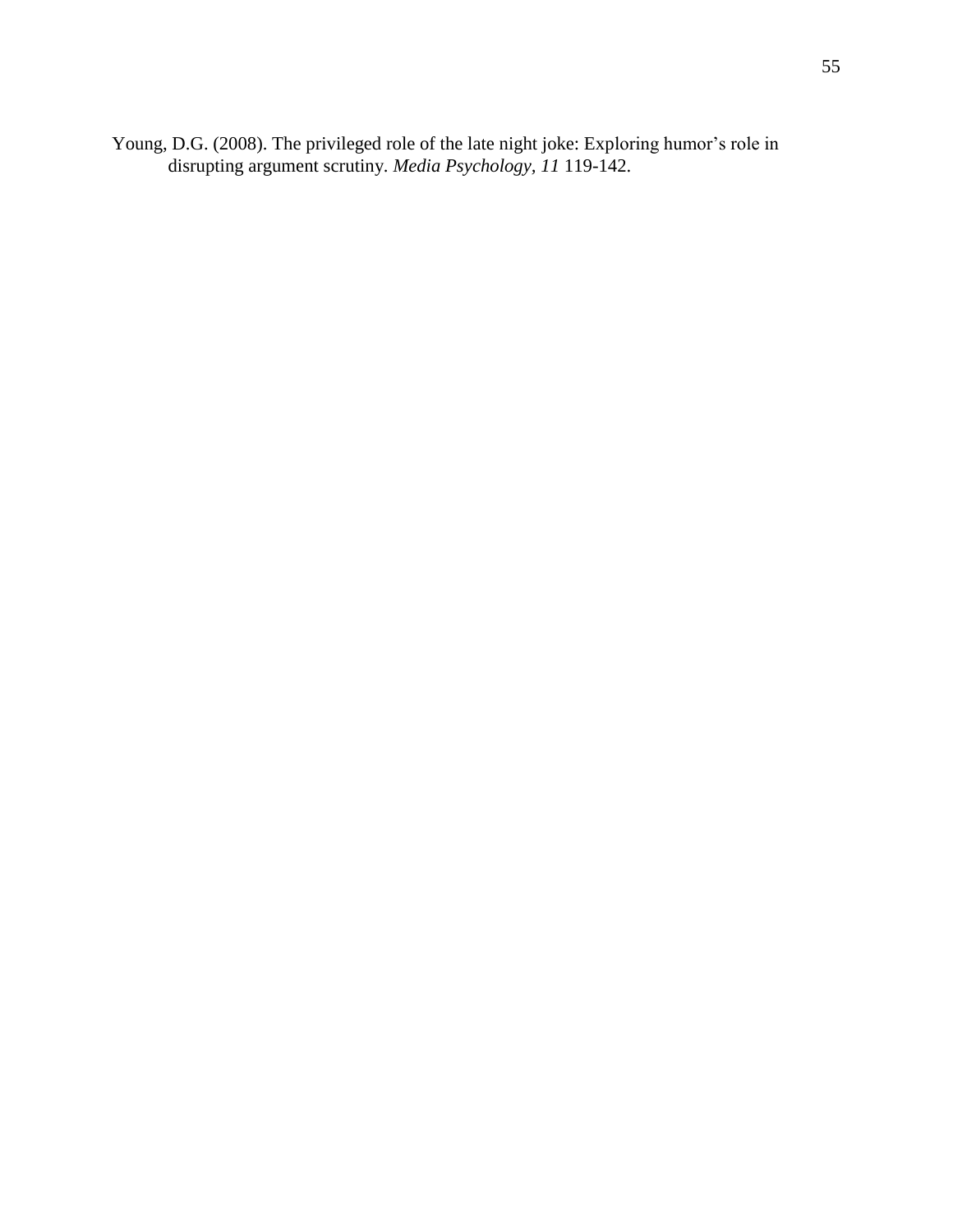Young, D.G. (2008). The privileged role of the late night joke: Exploring humor's role in disrupting argument scrutiny. *Media Psychology, 11* 119-142.